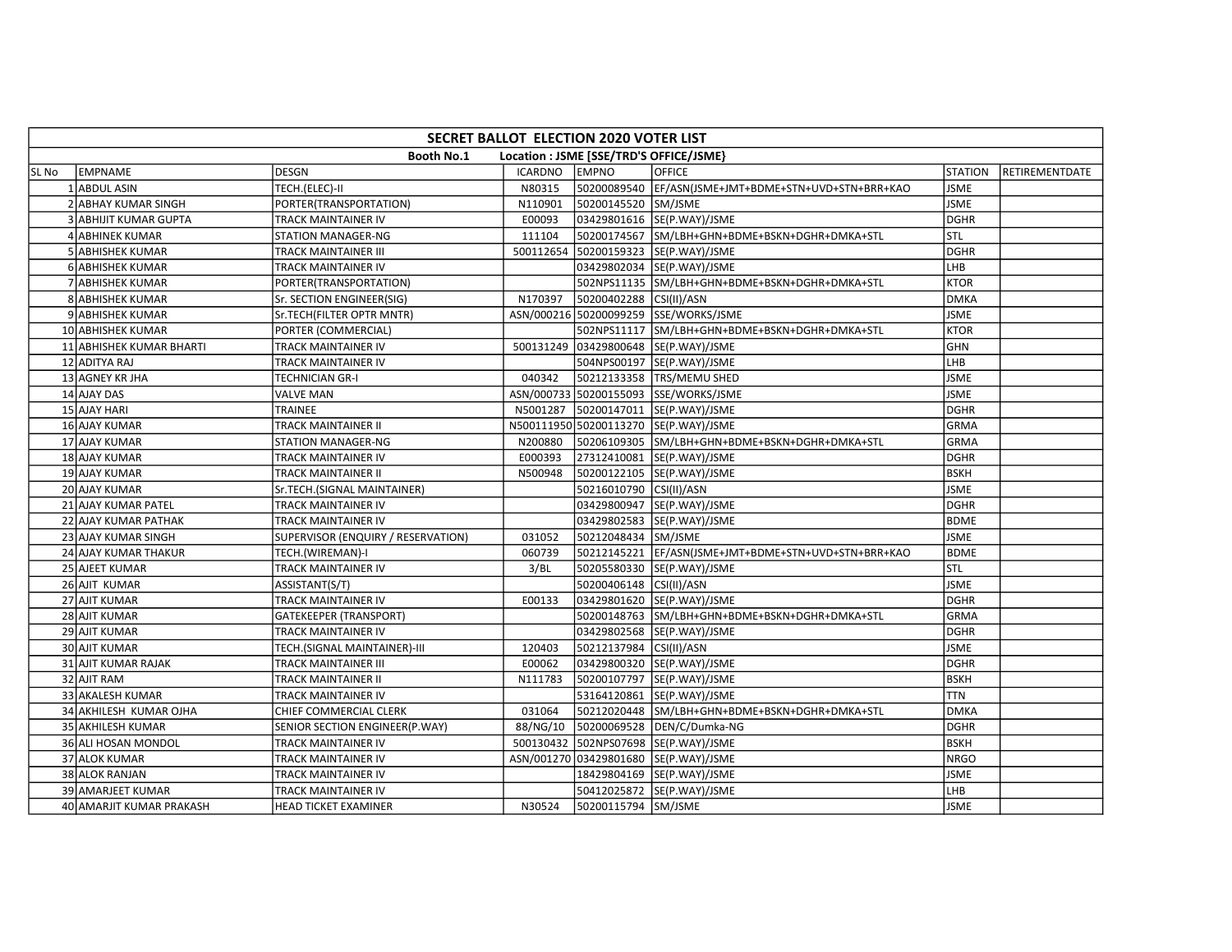| SECRET BALLOT ELECTION 2020 VOTER LIST | | | | | | | |
|---|---|---|---|---|---|---|---|
| Booth No.1 Location : JSME [SSE/TRD'S OFFICE/JSME} | | | | | | | |
| SL No | EMPNAME | DESGN | ICARDNO | EMPNO | OFFICE | STATION | RETIREMENTDATE |
| 1 | ABDUL ASIN | TECH.(ELEC)-II | N80315 | 50200089540 | EF/ASN(JSME+JMT+BDME+STN+UVD+STN+BRR+KAO | JSME | |
| 2 | ABHAY KUMAR SINGH | PORTER(TRANSPORTATION) | N110901 | 50200145520 | SM/JSME | JSME | |
| 3 | ABHIJIT KUMAR GUPTA | TRACK MAINTAINER IV | E00093 | 03429801616 | SE(P.WAY)/JSME | DGHR | |
| 4 | ABHINEK KUMAR | STATION MANAGER-NG | 111104 | 50200174567 | SM/LBH+GHN+BDME+BSKN+DGHR+DMKA+STL | STL | |
| 5 | ABHISHEK KUMAR | TRACK MAINTAINER III | 500112654 | 50200159323 | SE(P.WAY)/JSME | DGHR | |
| 6 | ABHISHEK KUMAR | TRACK MAINTAINER IV | | 03429802034 | SE(P.WAY)/JSME | LHB | |
| 7 | ABHISHEK KUMAR | PORTER(TRANSPORTATION) | | 502NPS11135 | SM/LBH+GHN+BDME+BSKN+DGHR+DMKA+STL | KTOR | |
| 8 | ABHISHEK KUMAR | Sr. SECTION ENGINEER(SIG) | N170397 | 50200402288 | CSI(II)/ASN | DMKA | |
| 9 | ABHISHEK KUMAR | Sr.TECH(FILTER OPTR MNTR) | ASN/000216 | 50200099259 | SSE/WORKS/JSME | JSME | |
| 10 | ABHISHEK KUMAR | PORTER (COMMERCIAL) | | 502NPS11117 | SM/LBH+GHN+BDME+BSKN+DGHR+DMKA+STL | KTOR | |
| 11 | ABHISHEK KUMAR BHARTI | TRACK MAINTAINER IV | 500131249 | 03429800648 | SE(P.WAY)/JSME | GHN | |
| 12 | ADITYA RAJ | TRACK MAINTAINER IV | | 504NPS00197 | SE(P.WAY)/JSME | LHB | |
| 13 | AGNEY KR JHA | TECHNICIAN GR-I | 040342 | 50212133358 | TRS/MEMU SHED | JSME | |
| 14 | AJAY DAS | VALVE MAN | ASN/000733 | 50200155093 | SSE/WORKS/JSME | JSME | |
| 15 | AJAY HARI | TRAINEE | N5001287 | 50200147011 | SE(P.WAY)/JSME | DGHR | |
| 16 | AJAY KUMAR | TRACK MAINTAINER II | N500111950 | 50200113270 | SE(P.WAY)/JSME | GRMA | |
| 17 | AJAY KUMAR | STATION MANAGER-NG | N200880 | 50206109305 | SM/LBH+GHN+BDME+BSKN+DGHR+DMKA+STL | GRMA | |
| 18 | AJAY KUMAR | TRACK MAINTAINER IV | E000393 | 27312410081 | SE(P.WAY)/JSME | DGHR | |
| 19 | AJAY KUMAR | TRACK MAINTAINER II | N500948 | 50200122105 | SE(P.WAY)/JSME | BSKH | |
| 20 | AJAY KUMAR | Sr.TECH.(SIGNAL MAINTAINER) | | 50216010790 | CSI(II)/ASN | JSME | |
| 21 | AJAY KUMAR PATEL | TRACK MAINTAINER IV | | 03429800947 | SE(P.WAY)/JSME | DGHR | |
| 22 | AJAY KUMAR PATHAK | TRACK MAINTAINER IV | | 03429802583 | SE(P.WAY)/JSME | BDME | |
| 23 | AJAY KUMAR SINGH | SUPERVISOR (ENQUIRY / RESERVATION) | 031052 | 50212048434 | SM/JSME | JSME | |
| 24 | AJAY KUMAR THAKUR | TECH.(WIREMAN)-I | 060739 | 50212145221 | EF/ASN(JSME+JMT+BDME+STN+UVD+STN+BRR+KAO | BDME | |
| 25 | AJEET KUMAR | TRACK MAINTAINER IV | 3/BL | 50205580330 | SE(P.WAY)/JSME | STL | |
| 26 | AJIT KUMAR | ASSISTANT(S/T) | | 50200406148 | CSI(II)/ASN | JSME | |
| 27 | AJIT KUMAR | TRACK MAINTAINER IV | E00133 | 03429801620 | SE(P.WAY)/JSME | DGHR | |
| 28 | AJIT KUMAR | GATEKEEPER (TRANSPORT) | | 50200148763 | SM/LBH+GHN+BDME+BSKN+DGHR+DMKA+STL | GRMA | |
| 29 | AJIT KUMAR | TRACK MAINTAINER IV | | 03429802568 | SE(P.WAY)/JSME | DGHR | |
| 30 | AJIT KUMAR | TECH.(SIGNAL MAINTAINER)-III | 120403 | 50212137984 | CSI(II)/ASN | JSME | |
| 31 | AJIT KUMAR RAJAK | TRACK MAINTAINER III | E00062 | 03429800320 | SE(P.WAY)/JSME | DGHR | |
| 32 | AJIT RAM | TRACK MAINTAINER II | N111783 | 50200107797 | SE(P.WAY)/JSME | BSKH | |
| 33 | AKALESH KUMAR | TRACK MAINTAINER IV | | 53164120861 | SE(P.WAY)/JSME | TTN | |
| 34 | AKHILESH KUMAR OJHA | CHIEF COMMERCIAL CLERK | 031064 | 50212020448 | SM/LBH+GHN+BDME+BSKN+DGHR+DMKA+STL | DMKA | |
| 35 | AKHILESH KUMAR | SENIOR SECTION ENGINEER(P.WAY) | 88/NG/10 | 50200069528 | DEN/C/Dumka-NG | DGHR | |
| 36 | ALI HOSAN MONDOL | TRACK MAINTAINER IV | 500130432 | 502NPS07698 | SE(P.WAY)/JSME | BSKH | |
| 37 | ALOK KUMAR | TRACK MAINTAINER IV | ASN/001270 | 03429801680 | SE(P.WAY)/JSME | NRGO | |
| 38 | ALOK RANJAN | TRACK MAINTAINER IV | | 18429804169 | SE(P.WAY)/JSME | JSME | |
| 39 | AMARJEET KUMAR | TRACK MAINTAINER IV | | 50412025872 | SE(P.WAY)/JSME | LHB | |
| 40 | AMARJIT KUMAR PRAKASH | HEAD TICKET EXAMINER | N30524 | 50200115794 | SM/JSME | JSME | |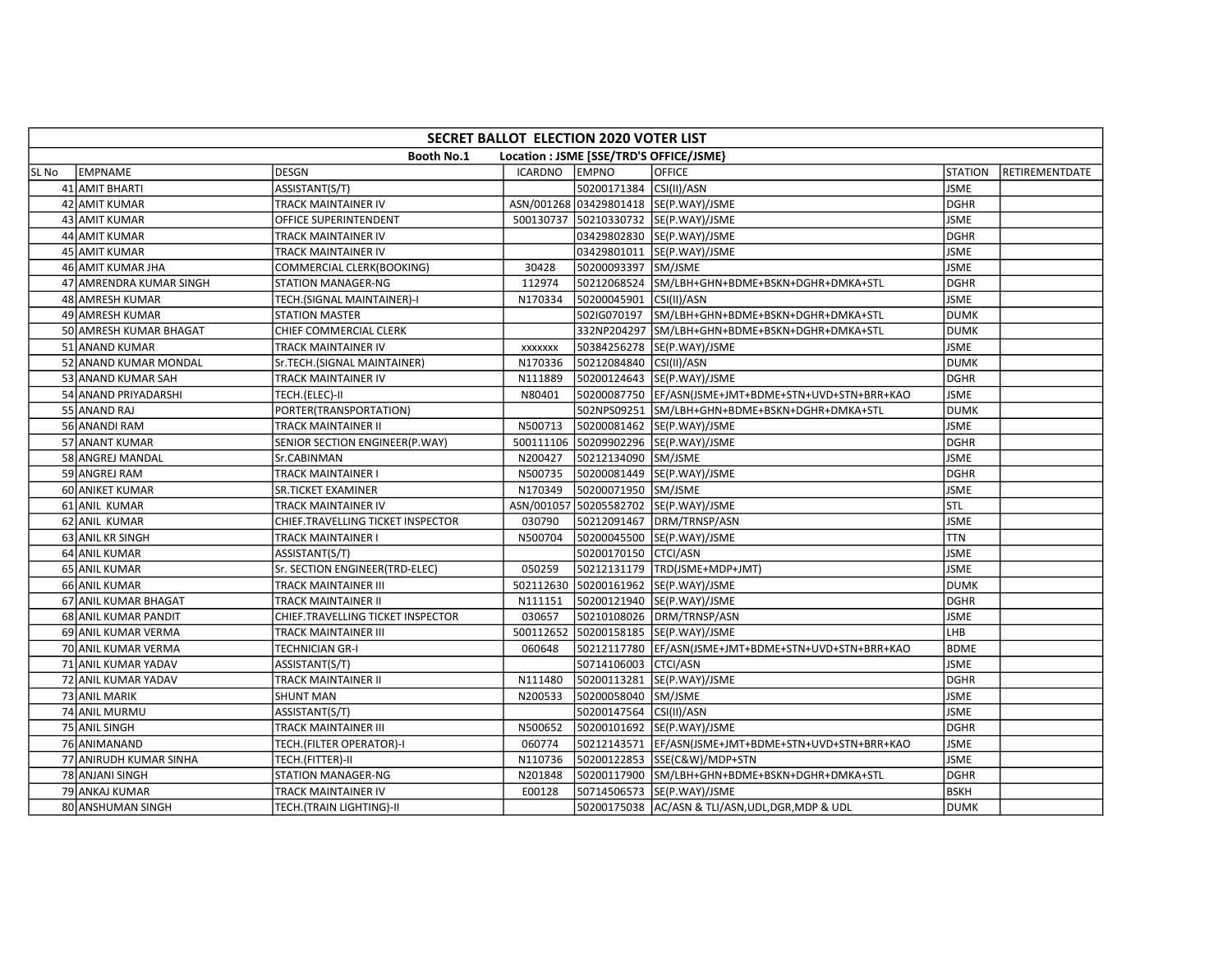| SECRET BALLOT ELECTION 2020 VOTER LIST | | | | | | | |
|---|---|---|---|---|---|---|---|
| Booth No.1 Location : JSME [SSE/TRD'S OFFICE/JSME} | | | | | | | |
| SL No | EMPNAME | DESGN | ICARDNO | EMPNO | OFFICE | STATION | RETIREMENTDATE |
| 41 | AMIT BHARTI | ASSISTANT(S/T) | | 50200171384 | CSI(II)/ASN | JSME | |
| 42 | AMIT KUMAR | TRACK MAINTAINER IV | ASN/001268 | 03429801418 | SE(P.WAY)/JSME | DGHR | |
| 43 | AMIT KUMAR | OFFICE SUPERINTENDENT | 500130737 | 50210330732 | SE(P.WAY)/JSME | JSME | |
| 44 | AMIT KUMAR | TRACK MAINTAINER IV | | 03429802830 | SE(P.WAY)/JSME | DGHR | |
| 45 | AMIT KUMAR | TRACK MAINTAINER IV | | 03429801011 | SE(P.WAY)/JSME | JSME | |
| 46 | AMIT KUMAR JHA | COMMERCIAL CLERK(BOOKING) | 30428 | 50200093397 | SM/JSME | JSME | |
| 47 | AMRENDRA KUMAR SINGH | STATION MANAGER-NG | 112974 | 50212068524 | SM/LBH+GHN+BDME+BSKN+DGHR+DMKA+STL | DGHR | |
| 48 | AMRESH KUMAR | TECH.(SIGNAL MAINTAINER)-I | N170334 | 50200045901 | CSI(II)/ASN | JSME | |
| 49 | AMRESH KUMAR | STATION MASTER | | 502IG070197 | SM/LBH+GHN+BDME+BSKN+DGHR+DMKA+STL | DUMK | |
| 50 | AMRESH KUMAR BHAGAT | CHIEF COMMERCIAL CLERK | | 332NP204297 | SM/LBH+GHN+BDME+BSKN+DGHR+DMKA+STL | DUMK | |
| 51 | ANAND KUMAR | TRACK MAINTAINER IV | xxxxxxx | 50384256278 | SE(P.WAY)/JSME | JSME | |
| 52 | ANAND KUMAR MONDAL | Sr.TECH.(SIGNAL MAINTAINER) | N170336 | 50212084840 | CSI(II)/ASN | DUMK | |
| 53 | ANAND KUMAR SAH | TRACK MAINTAINER IV | N111889 | 50200124643 | SE(P.WAY)/JSME | DGHR | |
| 54 | ANAND PRIYADARSHI | TECH.(ELEC)-II | N80401 | 50200087750 | EF/ASN(JSME+JMT+BDME+STN+UVD+STN+BRR+KAO | JSME | |
| 55 | ANAND RAJ | PORTER(TRANSPORTATION) | | 502NPS09251 | SM/LBH+GHN+BDME+BSKN+DGHR+DMKA+STL | DUMK | |
| 56 | ANANDI RAM | TRACK MAINTAINER II | N500713 | 50200081462 | SE(P.WAY)/JSME | JSME | |
| 57 | ANANT KUMAR | SENIOR SECTION ENGINEER(P.WAY) | 500111106 | 50209902296 | SE(P.WAY)/JSME | DGHR | |
| 58 | ANGREJ MANDAL | Sr.CABINMAN | N200427 | 50212134090 | SM/JSME | JSME | |
| 59 | ANGREJ RAM | TRACK MAINTAINER I | N500735 | 50200081449 | SE(P.WAY)/JSME | DGHR | |
| 60 | ANIKET KUMAR | SR.TICKET EXAMINER | N170349 | 50200071950 | SM/JSME | JSME | |
| 61 | ANIL KUMAR | TRACK MAINTAINER IV | ASN/001057 | 50205582702 | SE(P.WAY)/JSME | STL | |
| 62 | ANIL KUMAR | CHIEF.TRAVELLING TICKET INSPECTOR | 030790 | 50212091467 | DRM/TRNSP/ASN | JSME | |
| 63 | ANIL KR SINGH | TRACK MAINTAINER I | N500704 | 50200045500 | SE(P.WAY)/JSME | TTN | |
| 64 | ANIL KUMAR | ASSISTANT(S/T) | | 50200170150 | CTCI/ASN | JSME | |
| 65 | ANIL KUMAR | Sr. SECTION ENGINEER(TRD-ELEC) | 050259 | 50212131179 | TRD(JSME+MDP+JMT) | JSME | |
| 66 | ANIL KUMAR | TRACK MAINTAINER III | 502112630 | 50200161962 | SE(P.WAY)/JSME | DUMK | |
| 67 | ANIL KUMAR BHAGAT | TRACK MAINTAINER II | N111151 | 50200121940 | SE(P.WAY)/JSME | DGHR | |
| 68 | ANIL KUMAR PANDIT | CHIEF.TRAVELLING TICKET INSPECTOR | 030657 | 50210108026 | DRM/TRNSP/ASN | JSME | |
| 69 | ANIL KUMAR VERMA | TRACK MAINTAINER III | 500112652 | 50200158185 | SE(P.WAY)/JSME | LHB | |
| 70 | ANIL KUMAR VERMA | TECHNICIAN GR-I | 060648 | 50212117780 | EF/ASN(JSME+JMT+BDME+STN+UVD+STN+BRR+KAO | BDME | |
| 71 | ANIL KUMAR YADAV | ASSISTANT(S/T) | | 50714106003 | CTCI/ASN | JSME | |
| 72 | ANIL KUMAR YADAV | TRACK MAINTAINER II | N111480 | 50200113281 | SE(P.WAY)/JSME | DGHR | |
| 73 | ANIL MARIK | SHUNT MAN | N200533 | 50200058040 | SM/JSME | JSME | |
| 74 | ANIL MURMU | ASSISTANT(S/T) | | 50200147564 | CSI(II)/ASN | JSME | |
| 75 | ANIL SINGH | TRACK MAINTAINER III | N500652 | 50200101692 | SE(P.WAY)/JSME | DGHR | |
| 76 | ANIMANAND | TECH.(FILTER OPERATOR)-I | 060774 | 50212143571 | EF/ASN(JSME+JMT+BDME+STN+UVD+STN+BRR+KAO | JSME | |
| 77 | ANIRUDH KUMAR SINHA | TECH.(FITTER)-II | N110736 | 50200122853 | SSE(C&W)/MDP+STN | JSME | |
| 78 | ANJANI SINGH | STATION MANAGER-NG | N201848 | 50200117900 | SM/LBH+GHN+BDME+BSKN+DGHR+DMKA+STL | DGHR | |
| 79 | ANKAJ KUMAR | TRACK MAINTAINER IV | E00128 | 50714506573 | SE(P.WAY)/JSME | BSKH | |
| 80 | ANSHUMAN SINGH | TECH.(TRAIN LIGHTING)-II | | 50200175038 | AC/ASN & TLI/ASN,UDL,DGR,MDP & UDL | DUMK | |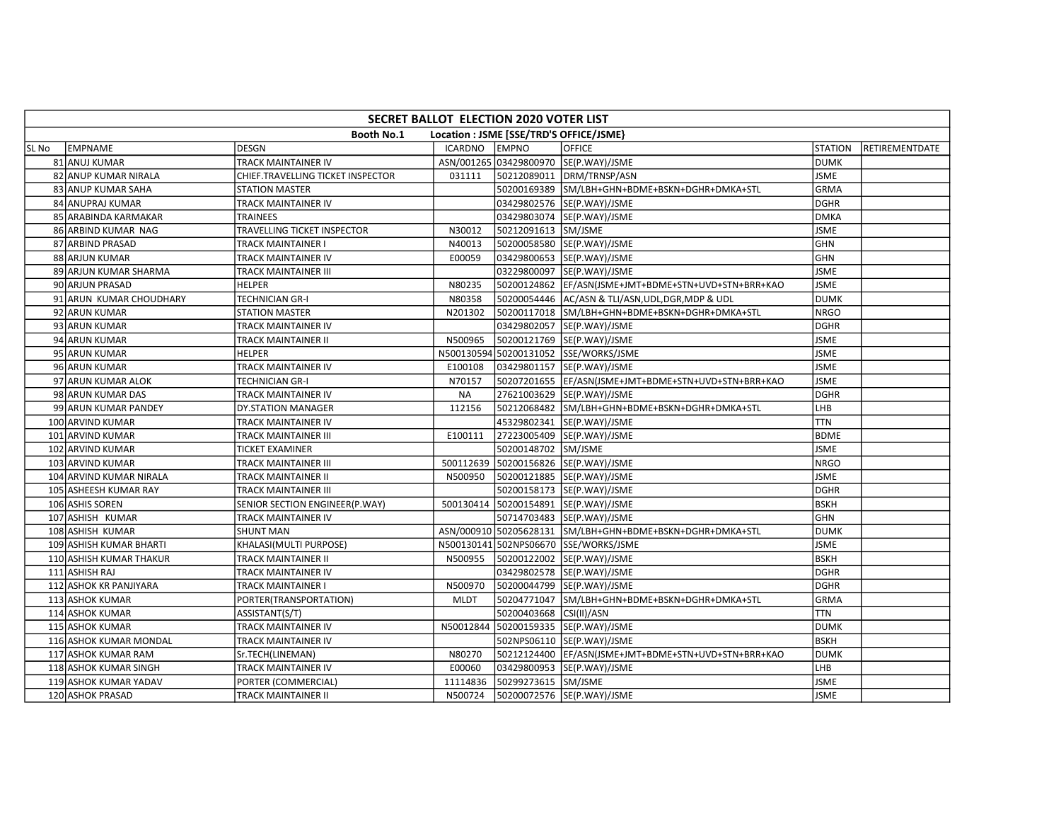| SECRET BALLOT ELECTION 2020 VOTER LIST | | | | | | | |
|---|---|---|---|---|---|---|---|
| Booth No.1 Location : JSME [SSE/TRD'S OFFICE/JSME} | | | | | | | |
| SL No | EMPNAME | DESGN | ICARDNO | EMPNO | OFFICE | STATION | RETIREMENTDATE |
| 81 | ANUJ KUMAR | TRACK MAINTAINER IV | ASN/001265 | 03429800970 | SE(P.WAY)/JSME | DUMK | |
| 82 | ANUP KUMAR NIRALA | CHIEF.TRAVELLING TICKET INSPECTOR | 031111 | 50212089011 | DRM/TRNSP/ASN | JSME | |
| 83 | ANUP KUMAR SAHA | STATION MASTER | | 50200169389 | SM/LBH+GHN+BDME+BSKN+DGHR+DMKA+STL | GRMA | |
| 84 | ANUPRAJ KUMAR | TRACK MAINTAINER IV | | 03429802576 | SE(P.WAY)/JSME | DGHR | |
| 85 | ARABINDA KARMAKAR | TRAINEES | | 03429803074 | SE(P.WAY)/JSME | DMKA | |
| 86 | ARBIND KUMAR NAG | TRAVELLING TICKET INSPECTOR | N30012 | 50212091613 | SM/JSME | JSME | |
| 87 | ARBIND PRASAD | TRACK MAINTAINER I | N40013 | 50200058580 | SE(P.WAY)/JSME | GHN | |
| 88 | ARJUN KUMAR | TRACK MAINTAINER IV | E00059 | 03429800653 | SE(P.WAY)/JSME | GHN | |
| 89 | ARJUN KUMAR SHARMA | TRACK MAINTAINER III | | 03229800097 | SE(P.WAY)/JSME | JSME | |
| 90 | ARJUN PRASAD | HELPER | N80235 | 50200124862 | EF/ASN(JSME+JMT+BDME+STN+UVD+STN+BRR+KAO | JSME | |
| 91 | ARUN KUMAR CHOUDHARY | TECHNICIAN GR-I | N80358 | 50200054446 | AC/ASN & TLI/ASN,UDL,DGR,MDP & UDL | DUMK | |
| 92 | ARUN KUMAR | STATION MASTER | N201302 | 50200117018 | SM/LBH+GHN+BDME+BSKN+DGHR+DMKA+STL | NRGO | |
| 93 | ARUN KUMAR | TRACK MAINTAINER IV | | 03429802057 | SE(P.WAY)/JSME | DGHR | |
| 94 | ARUN KUMAR | TRACK MAINTAINER II | N500965 | 50200121769 | SE(P.WAY)/JSME | JSME | |
| 95 | ARUN KUMAR | HELPER | N500130594 | 50200131052 | SSE/WORKS/JSME | JSME | |
| 96 | ARUN KUMAR | TRACK MAINTAINER IV | E100108 | 03429801157 | SE(P.WAY)/JSME | JSME | |
| 97 | ARUN KUMAR ALOK | TECHNICIAN GR-I | N70157 | 50207201655 | EF/ASN(JSME+JMT+BDME+STN+UVD+STN+BRR+KAO | JSME | |
| 98 | ARUN KUMAR DAS | TRACK MAINTAINER IV | NA | 27621003629 | SE(P.WAY)/JSME | DGHR | |
| 99 | ARUN KUMAR PANDEY | DY.STATION MANAGER | 112156 | 50212068482 | SM/LBH+GHN+BDME+BSKN+DGHR+DMKA+STL | LHB | |
| 100 | ARVIND KUMAR | TRACK MAINTAINER IV | | 45329802341 | SE(P.WAY)/JSME | TTN | |
| 101 | ARVIND KUMAR | TRACK MAINTAINER III | E100111 | 27223005409 | SE(P.WAY)/JSME | BDME | |
| 102 | ARVIND KUMAR | TICKET EXAMINER | | 50200148702 | SM/JSME | JSME | |
| 103 | ARVIND KUMAR | TRACK MAINTAINER III | 500112639 | 50200156826 | SE(P.WAY)/JSME | NRGO | |
| 104 | ARVIND KUMAR NIRALA | TRACK MAINTAINER II | N500950 | 50200121885 | SE(P.WAY)/JSME | JSME | |
| 105 | ASHEESH KUMAR RAY | TRACK MAINTAINER III | | 50200158173 | SE(P.WAY)/JSME | DGHR | |
| 106 | ASHIS SOREN | SENIOR SECTION ENGINEER(P.WAY) | 500130414 | 50200154891 | SE(P.WAY)/JSME | BSKH | |
| 107 | ASHISH KUMAR | TRACK MAINTAINER IV | | 50714703483 | SE(P.WAY)/JSME | GHN | |
| 108 | ASHISH KUMAR | SHUNT MAN | ASN/000910 | 50205628131 | SM/LBH+GHN+BDME+BSKN+DGHR+DMKA+STL | DUMK | |
| 109 | ASHISH KUMAR BHARTI | KHALASI(MULTI PURPOSE) | N500130141 | 502NPS06670 | SSE/WORKS/JSME | JSME | |
| 110 | ASHISH KUMAR THAKUR | TRACK MAINTAINER II | N500955 | 50200122002 | SE(P.WAY)/JSME | BSKH | |
| 111 | ASHISH RAJ | TRACK MAINTAINER IV | | 03429802578 | SE(P.WAY)/JSME | DGHR | |
| 112 | ASHOK KR PANJIYARA | TRACK MAINTAINER I | N500970 | 50200044799 | SE(P.WAY)/JSME | DGHR | |
| 113 | ASHOK KUMAR | PORTER(TRANSPORTATION) | MLDT | 50204771047 | SM/LBH+GHN+BDME+BSKN+DGHR+DMKA+STL | GRMA | |
| 114 | ASHOK KUMAR | ASSISTANT(S/T) | | 50200403668 | CSI(II)/ASN | TTN | |
| 115 | ASHOK KUMAR | TRACK MAINTAINER IV | N50012844 | 50200159335 | SE(P.WAY)/JSME | DUMK | |
| 116 | ASHOK KUMAR MONDAL | TRACK MAINTAINER IV | | 502NPS06110 | SE(P.WAY)/JSME | BSKH | |
| 117 | ASHOK KUMAR RAM | Sr.TECH(LINEMAN) | N80270 | 50212124400 | EF/ASN(JSME+JMT+BDME+STN+UVD+STN+BRR+KAO | DUMK | |
| 118 | ASHOK KUMAR SINGH | TRACK MAINTAINER IV | E00060 | 03429800953 | SE(P.WAY)/JSME | LHB | |
| 119 | ASHOK KUMAR YADAV | PORTER (COMMERCIAL) | 11114836 | 50299273615 | SM/JSME | JSME | |
| 120 | ASHOK PRASAD | TRACK MAINTAINER II | N500724 | 50200072576 | SE(P.WAY)/JSME | JSME | |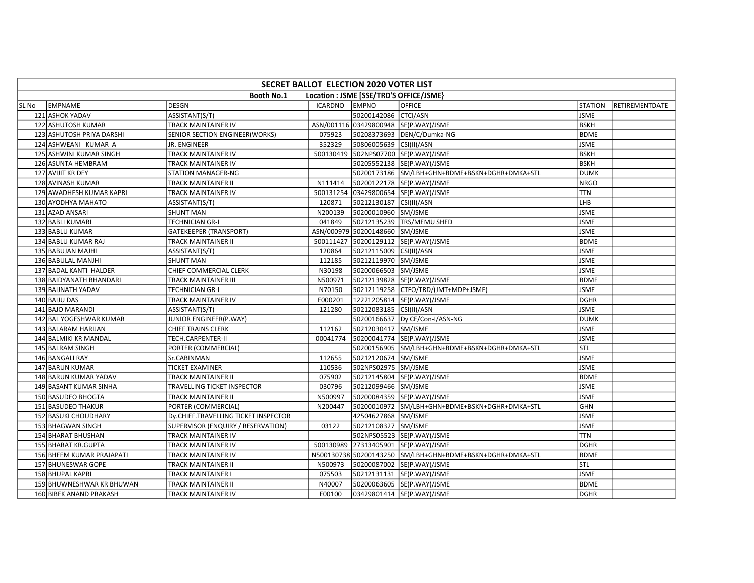| SECRET BALLOT ELECTION 2020 VOTER LIST | | | | | | | |
|---|---|---|---|---|---|---|---|
| Booth No.1 Location : JSME [SSE/TRD'S OFFICE/JSME} | | | | | | | |
| SL No | EMPNAME | DESGN | ICARDNO | EMPNO | OFFICE | STATION | RETIREMENTDATE |
| 121 | ASHOK YADAV | ASSISTANT(S/T) | | 50200142086 | CTCI/ASN | JSME | |
| 122 | ASHUTOSH KUMAR | TRACK MAINTAINER IV | ASN/001116 | 03429800948 | SE(P.WAY)/JSME | BSKH | |
| 123 | ASHUTOSH PRIYA DARSHI | SENIOR SECTION ENGINEER(WORKS) | 075923 | 50208373693 | DEN/C/Dumka-NG | BDME | |
| 124 | ASHWEANI KUMAR A | JR. ENGINEER | 352329 | 50806005639 | CSI(II)/ASN | JSME | |
| 125 | ASHWINI KUMAR SINGH | TRACK MAINTAINER IV | 500130419 | 502NPS07700 | SE(P.WAY)/JSME | BSKH | |
| 126 | ASUNTA HEMBRAM | TRACK MAINTAINER IV | | 50205552138 | SE(P.WAY)/JSME | BSKH | |
| 127 | AVIJIT KR DEY | STATION MANAGER-NG | | 50200173186 | SM/LBH+GHN+BDME+BSKN+DGHR+DMKA+STL | DUMK | |
| 128 | AVINASH KUMAR | TRACK MAINTAINER II | N111414 | 50200122178 | SE(P.WAY)/JSME | NRGO | |
| 129 | AWADHESH KUMAR KAPRI | TRACK MAINTAINER IV | 500131254 | 03429800654 | SE(P.WAY)/JSME | TTN | |
| 130 | AYODHYA MAHATO | ASSISTANT(S/T) | 120871 | 50212130187 | CSI(II)/ASN | LHB | |
| 131 | AZAD ANSARI | SHUNT MAN | N200139 | 50200010960 | SM/JSME | JSME | |
| 132 | BABLI KUMARI | TECHNICIAN GR-I | 041849 | 50212135239 | TRS/MEMU SHED | JSME | |
| 133 | BABLU KUMAR | GATEKEEPER (TRANSPORT) | ASN/000979 | 50200148660 | SM/JSME | JSME | |
| 134 | BABLU KUMAR RAJ | TRACK MAINTAINER II | 500111427 | 50200129112 | SE(P.WAY)/JSME | BDME | |
| 135 | BABUJAN MAJHI | ASSISTANT(S/T) | 120864 | 50212115009 | CSI(II)/ASN | JSME | |
| 136 | BABULAL MANJHI | SHUNT MAN | 112185 | 50212119970 | SM/JSME | JSME | |
| 137 | BADAL KANTI HALDER | CHIEF COMMERCIAL CLERK | N30198 | 50200066503 | SM/JSME | JSME | |
| 138 | BAIDYANATH BHANDARI | TRACK MAINTAINER III | N500971 | 50212139828 | SE(P.WAY)/JSME | BDME | |
| 139 | BAIJNATH YADAV | TECHNICIAN GR-I | N70150 | 50212119258 | CTFO/TRD/(JMT+MDP+JSME) | JSME | |
| 140 | BAIJU DAS | TRACK MAINTAINER IV | E000201 | 12221205814 | SE(P.WAY)/JSME | DGHR | |
| 141 | BAJO MARANDI | ASSISTANT(S/T) | 121280 | 50212083185 | CSI(II)/ASN | JSME | |
| 142 | BAL YOGESHWAR KUMAR | JUNIOR ENGINEER(P.WAY) | | 50200166637 | Dy CE/Con-I/ASN-NG | DUMK | |
| 143 | BALARAM HARIJAN | CHIEF TRAINS CLERK | 112162 | 50212030417 | SM/JSME | JSME | |
| 144 | BALMIKI KR MANDAL | TECH.CARPENTER-II | 00041774 | 50200041774 | SE(P.WAY)/JSME | JSME | |
| 145 | BALRAM SINGH | PORTER (COMMERCIAL) | | 50200156905 | SM/LBH+GHN+BDME+BSKN+DGHR+DMKA+STL | STL | |
| 146 | BANGALI RAY | Sr.CABINMAN | 112655 | 50212120674 | SM/JSME | JSME | |
| 147 | BARUN KUMAR | TICKET EXAMINER | 110536 | 502NPS02975 | SM/JSME | JSME | |
| 148 | BARUN KUMAR YADAV | TRACK MAINTAINER II | 075902 | 50212145804 | SE(P.WAY)/JSME | BDME | |
| 149 | BASANT KUMAR SINHA | TRAVELLING TICKET INSPECTOR | 030796 | 50212099466 | SM/JSME | JSME | |
| 150 | BASUDEO BHOGTA | TRACK MAINTAINER II | N500997 | 50200084359 | SE(P.WAY)/JSME | JSME | |
| 151 | BASUDEO THAKUR | PORTER (COMMERCIAL) | N200447 | 50200010972 | SM/LBH+GHN+BDME+BSKN+DGHR+DMKA+STL | GHN | |
| 152 | BASUKI CHOUDHARY | Dy.CHIEF.TRAVELLING TICKET INSPECTOR | | 42504627868 | SM/JSME | JSME | |
| 153 | BHAGWAN SINGH | SUPERVISOR (ENQUIRY / RESERVATION) | 03122 | 50212108327 | SM/JSME | JSME | |
| 154 | BHARAT BHUSHAN | TRACK MAINTAINER IV | | 502NPS05523 | SE(P.WAY)/JSME | TTN | |
| 155 | BHARAT KR.GUPTA | TRACK MAINTAINER IV | 500130989 | 27313405901 | SE(P.WAY)/JSME | DGHR | |
| 156 | BHEEM KUMAR PRAJAPATI | TRACK MAINTAINER IV | N500130738 | 50200143250 | SM/LBH+GHN+BDME+BSKN+DGHR+DMKA+STL | BDME | |
| 157 | BHUNESWAR GOPE | TRACK MAINTAINER II | N500973 | 50200087002 | SE(P.WAY)/JSME | STL | |
| 158 | BHUPAL KAPRI | TRACK MAINTAINER I | 075503 | 50212131131 | SE(P.WAY)/JSME | JSME | |
| 159 | BHUWNESHWAR KR BHUWAN | TRACK MAINTAINER II | N40007 | 50200063605 | SE(P.WAY)/JSME | BDME | |
| 160 | BIBEK ANAND PRAKASH | TRACK MAINTAINER IV | E00100 | 03429801414 | SE(P.WAY)/JSME | DGHR | |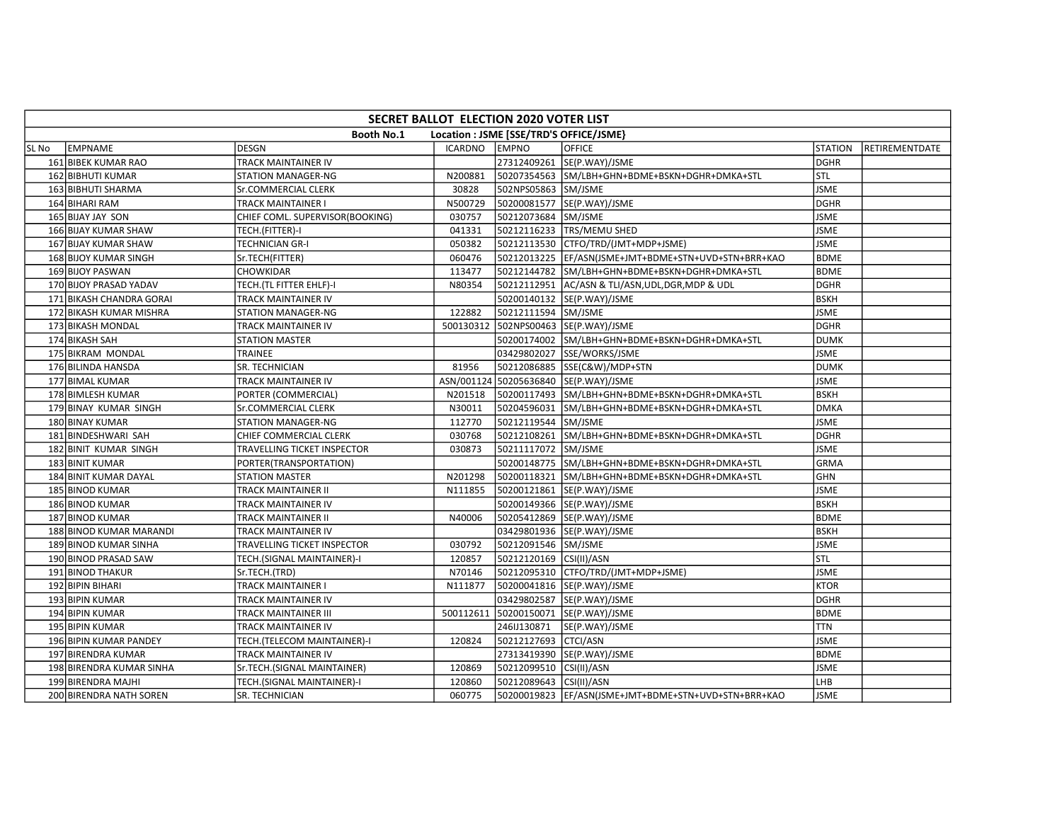| SECRET BALLOT ELECTION 2020 VOTER LIST | | | | | | | |
|---|---|---|---|---|---|---|---|
| Booth No.1 Location : JSME [SSE/TRD'S OFFICE/JSME] | | | | | | | |
| SL No | EMPNAME | DESGN | ICARDNO | EMPNO | OFFICE | STATION | RETIREMENTDATE |
| 161 | BIBEK KUMAR RAO | TRACK MAINTAINER IV | | 27312409261 | SE(P.WAY)/JSME | DGHR | |
| 162 | BIBHUTI KUMAR | STATION MANAGER-NG | N200881 | 50207354563 | SM/LBH+GHN+BDME+BSKN+DGHR+DMKA+STL | STL | |
| 163 | BIBHUTI SHARMA | Sr.COMMERCIAL CLERK | 30828 | 502NPS05863 | SM/JSME | JSME | |
| 164 | BIHARI RAM | TRACK MAINTAINER I | N500729 | 50200081577 | SE(P.WAY)/JSME | DGHR | |
| 165 | BIJAY JAY SON | CHIEF COML. SUPERVISOR(BOOKING) | 030757 | 50212073684 | SM/JSME | JSME | |
| 166 | BIJAY KUMAR SHAW | TECH.(FITTER)-I | 041331 | 50212116233 | TRS/MEMU SHED | JSME | |
| 167 | BIJAY KUMAR SHAW | TECHNICIAN GR-I | 050382 | 50212113530 | CTFO/TRD/(JMT+MDP+JSME) | JSME | |
| 168 | BIJOY KUMAR SINGH | Sr.TECH(FITTER) | 060476 | 50212013225 | EF/ASN(JSME+JMT+BDME+STN+UVD+STN+BRR+KAO | BDME | |
| 169 | BIJOY PASWAN | CHOWKIDAR | 113477 | 50212144782 | SM/LBH+GHN+BDME+BSKN+DGHR+DMKA+STL | BDME | |
| 170 | BIJOY PRASAD YADAV | TECH.(TL FITTER EHLF)-I | N80354 | 50212112951 | AC/ASN & TLI/ASN,UDL,DGR,MDP & UDL | DGHR | |
| 171 | BIKASH CHANDRA GORAI | TRACK MAINTAINER IV | | 50200140132 | SE(P.WAY)/JSME | BSKH | |
| 172 | BIKASH KUMAR MISHRA | STATION MANAGER-NG | 122882 | 50212111594 | SM/JSME | JSME | |
| 173 | BIKASH MONDAL | TRACK MAINTAINER IV | 500130312 | 502NPS00463 | SE(P.WAY)/JSME | DGHR | |
| 174 | BIKASH SAH | STATION MASTER | | 50200174002 | SM/LBH+GHN+BDME+BSKN+DGHR+DMKA+STL | DUMK | |
| 175 | BIKRAM MONDAL | TRAINEE | | 03429802027 | SSE/WORKS/JSME | JSME | |
| 176 | BILINDA HANSDA | SR. TECHNICIAN | 81956 | 50212086885 | SSE(C&W)/MDP+STN | DUMK | |
| 177 | BIMAL KUMAR | TRACK MAINTAINER IV | ASN/001124 | 50205636840 | SE(P.WAY)/JSME | JSME | |
| 178 | BIMLESH KUMAR | PORTER (COMMERCIAL) | N201518 | 50200117493 | SM/LBH+GHN+BDME+BSKN+DGHR+DMKA+STL | BSKH | |
| 179 | BINAY KUMAR SINGH | Sr.COMMERCIAL CLERK | N30011 | 50204596031 | SM/LBH+GHN+BDME+BSKN+DGHR+DMKA+STL | DMKA | |
| 180 | BINAY KUMAR | STATION MANAGER-NG | 112770 | 50212119544 | SM/JSME | JSME | |
| 181 | BINDESHWARI SAH | CHIEF COMMERCIAL CLERK | 030768 | 50212108261 | SM/LBH+GHN+BDME+BSKN+DGHR+DMKA+STL | DGHR | |
| 182 | BINIT KUMAR SINGH | TRAVELLING TICKET INSPECTOR | 030873 | 50211117072 | SM/JSME | JSME | |
| 183 | BINIT KUMAR | PORTER(TRANSPORTATION) | | 50200148775 | SM/LBH+GHN+BDME+BSKN+DGHR+DMKA+STL | GRMA | |
| 184 | BINIT KUMAR DAYAL | STATION MASTER | N201298 | 50200118321 | SM/LBH+GHN+BDME+BSKN+DGHR+DMKA+STL | GHN | |
| 185 | BINOD KUMAR | TRACK MAINTAINER II | N111855 | 50200121861 | SE(P.WAY)/JSME | JSME | |
| 186 | BINOD KUMAR | TRACK MAINTAINER IV | | 50200149366 | SE(P.WAY)/JSME | BSKH | |
| 187 | BINOD KUMAR | TRACK MAINTAINER II | N40006 | 50205412869 | SE(P.WAY)/JSME | BDME | |
| 188 | BINOD KUMAR MARANDI | TRACK MAINTAINER IV | | 03429801936 | SE(P.WAY)/JSME | BSKH | |
| 189 | BINOD KUMAR SINHA | TRAVELLING TICKET INSPECTOR | 030792 | 50212091546 | SM/JSME | JSME | |
| 190 | BINOD PRASAD SAW | TECH.(SIGNAL MAINTAINER)-I | 120857 | 50212120169 | CSI(II)/ASN | STL | |
| 191 | BINOD THAKUR | Sr.TECH.(TRD) | N70146 | 50212095310 | CTFO/TRD/(JMT+MDP+JSME) | JSME | |
| 192 | BIPIN BIHARI | TRACK MAINTAINER I | N111877 | 50200041816 | SE(P.WAY)/JSME | KTOR | |
| 193 | BIPIN KUMAR | TRACK MAINTAINER IV | | 03429802587 | SE(P.WAY)/JSME | DGHR | |
| 194 | BIPIN KUMAR | TRACK MAINTAINER III | 500112611 | 50200150071 | SE(P.WAY)/JSME | BDME | |
| 195 | BIPIN KUMAR | TRACK MAINTAINER IV | | 246IJ130871 | SE(P.WAY)/JSME | TTN | |
| 196 | BIPIN KUMAR PANDEY | TECH.(TELECOM MAINTAINER)-I | 120824 | 50212127693 | CTCI/ASN | JSME | |
| 197 | BIRENDRA KUMAR | TRACK MAINTAINER IV | | 27313419390 | SE(P.WAY)/JSME | BDME | |
| 198 | BIRENDRA KUMAR SINHA | Sr.TECH.(SIGNAL MAINTAINER) | 120869 | 50212099510 | CSI(II)/ASN | JSME | |
| 199 | BIRENDRA MAJHI | TECH.(SIGNAL MAINTAINER)-I | 120860 | 50212089643 | CSI(II)/ASN | LHB | |
| 200 | BIRENDRA NATH SOREN | SR. TECHNICIAN | 060775 | 50200019823 | EF/ASN(JSME+JMT+BDME+STN+UVD+STN+BRR+KAO | JSME | |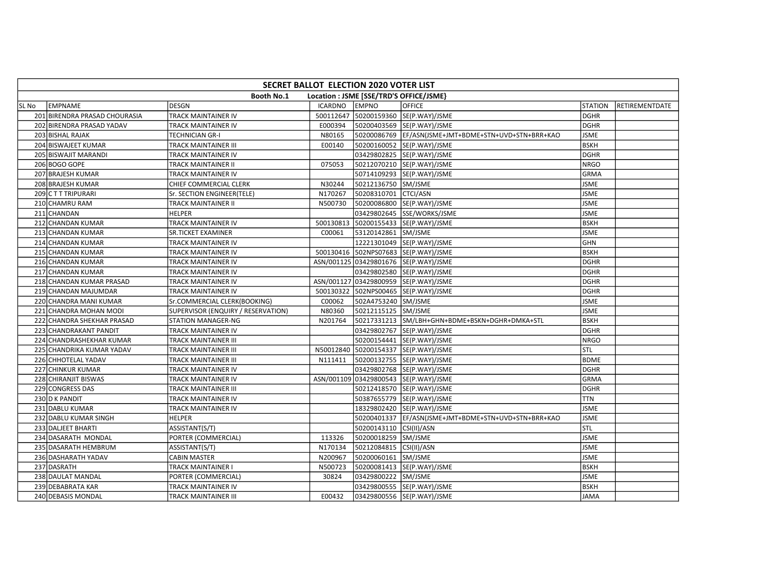# SECRET BALLOT ELECTION 2020 VOTER LIST

**Booth No.1 Location : JSME [SSE/TRD'S OFFICE/JSME}**

| SL No | EMPNAME | DESGN | ICARDNO | EMPNO | OFFICE | STATION | RETIREMENTDATE |
|---|---|---|---|---|---|---|---|
| 201 | BIRENDRA PRASAD CHOURASIA | TRACK MAINTAINER IV | 500112647 | 50200159360 | SE(P.WAY)/JSME | DGHR | |
| 202 | BIRENDRA PRASAD YADAV | TRACK MAINTAINER IV | E000394 | 50200403569 | SE(P.WAY)/JSME | DGHR | |
| 203 | BISHAL RAJAK | TECHNICIAN GR-I | N80165 | 50200086769 | EF/ASN(JSME+JMT+BDME+STN+UVD+STN+BRR+KAO | JSME | |
| 204 | BISWAJEET KUMAR | TRACK MAINTAINER III | E00140 | 50200160052 | SE(P.WAY)/JSME | BSKH | |
| 205 | BISWAJIT MARANDI | TRACK MAINTAINER IV | | 03429802825 | SE(P.WAY)/JSME | DGHR | |
| 206 | BOGO GOPE | TRACK MAINTAINER II | 075053 | 50212070210 | SE(P.WAY)/JSME | NRGO | |
| 207 | BRAJESH KUMAR | TRACK MAINTAINER IV | | 50714109293 | SE(P.WAY)/JSME | GRMA | |
| 208 | BRAJESH KUMAR | CHIEF COMMERCIAL CLERK | N30244 | 50212136750 | SM/JSME | JSME | |
| 209 | C T T TRIPURARI | Sr. SECTION ENGINEER(TELE) | N170267 | 50208310701 | CTCI/ASN | JSME | |
| 210 | CHAMRU RAM | TRACK MAINTAINER II | N500730 | 50200086800 | SE(P.WAY)/JSME | JSME | |
| 211 | CHANDAN | HELPER | | 03429802645 | SSE/WORKS/JSME | JSME | |
| 212 | CHANDAN KUMAR | TRACK MAINTAINER IV | 500130813 | 50200155433 | SE(P.WAY)/JSME | BSKH | |
| 213 | CHANDAN KUMAR | SR.TICKET EXAMINER | C00061 | 53120142861 | SM/JSME | JSME | |
| 214 | CHANDAN KUMAR | TRACK MAINTAINER IV | | 12221301049 | SE(P.WAY)/JSME | GHN | |
| 215 | CHANDAN KUMAR | TRACK MAINTAINER IV | 500130416 | 502NPS07683 | SE(P.WAY)/JSME | BSKH | |
| 216 | CHANDAN KUMAR | TRACK MAINTAINER IV | ASN/001125 | 03429801676 | SE(P.WAY)/JSME | DGHR | |
| 217 | CHANDAN KUMAR | TRACK MAINTAINER IV | | 03429802580 | SE(P.WAY)/JSME | DGHR | |
| 218 | CHANDAN KUMAR PRASAD | TRACK MAINTAINER IV | ASN/001127 | 03429800959 | SE(P.WAY)/JSME | DGHR | |
| 219 | CHANDAN MAJUMDAR | TRACK MAINTAINER IV | 500130322 | 502NPS00465 | SE(P.WAY)/JSME | DGHR | |
| 220 | CHANDRA MANI KUMAR | Sr.COMMERCIAL CLERK(BOOKING) | C00062 | 502A4753240 | SM/JSME | JSME | |
| 221 | CHANDRA MOHAN MODI | SUPERVISOR (ENQUIRY / RESERVATION) | N80360 | 50212115125 | SM/JSME | JSME | |
| 222 | CHANDRA SHEKHAR PRASAD | STATION MANAGER-NG | N201764 | 50217331213 | SM/LBH+GHN+BDME+BSKN+DGHR+DMKA+STL | BSKH | |
| 223 | CHANDRAKANT PANDIT | TRACK MAINTAINER IV | | 03429802767 | SE(P.WAY)/JSME | DGHR | |
| 224 | CHANDRASHEKHAR KUMAR | TRACK MAINTAINER III | | 50200154441 | SE(P.WAY)/JSME | NRGO | |
| 225 | CHANDRIKA KUMAR YADAV | TRACK MAINTAINER III | N50012840 | 50200154337 | SE(P.WAY)/JSME | STL | |
| 226 | CHHOTELAL YADAV | TRACK MAINTAINER III | N111411 | 50200132755 | SE(P.WAY)/JSME | BDME | |
| 227 | CHINKUR KUMAR | TRACK MAINTAINER IV | | 03429802768 | SE(P.WAY)/JSME | DGHR | |
| 228 | CHIRANJIT BISWAS | TRACK MAINTAINER IV | ASN/001109 | 03429800543 | SE(P.WAY)/JSME | GRMA | |
| 229 | CONGRESS DAS | TRACK MAINTAINER III | | 50212418570 | SE(P.WAY)/JSME | DGHR | |
| 230 | D K PANDIT | TRACK MAINTAINER IV | | 50387655779 | SE(P.WAY)/JSME | TTN | |
| 231 | DABLU KUMAR | TRACK MAINTAINER IV | | 18329802420 | SE(P.WAY)/JSME | JSME | |
| 232 | DABLU KUMAR SINGH | HELPER | | 50200401337 | EF/ASN(JSME+JMT+BDME+STN+UVD+STN+BRR+KAO | JSME | |
| 233 | DALJEET BHARTI | ASSISTANT(S/T) | | 50200143110 | CSI(II)/ASN | STL | |
| 234 | DASARATH MONDAL | PORTER (COMMERCIAL) | 113326 | 50200018259 | SM/JSME | JSME | |
| 235 | DASARATH HEMBRUM | ASSISTANT(S/T) | N170134 | 50212084815 | CSI(II)/ASN | JSME | |
| 236 | DASHARATH YADAV | CABIN MASTER | N200967 | 50200060161 | SM/JSME | JSME | |
| 237 | DASRATH | TRACK MAINTAINER I | N500723 | 50200081413 | SE(P.WAY)/JSME | BSKH | |
| 238 | DAULAT MANDAL | PORTER (COMMERCIAL) | 30824 | 03429800222 | SM/JSME | JSME | |
| 239 | DEBABRATA KAR | TRACK MAINTAINER IV | | 03429800555 | SE(P.WAY)/JSME | BSKH | |
| 240 | DEBASIS MONDAL | TRACK MAINTAINER III | E00432 | 03429800556 | SE(P.WAY)/JSME | JAMA | |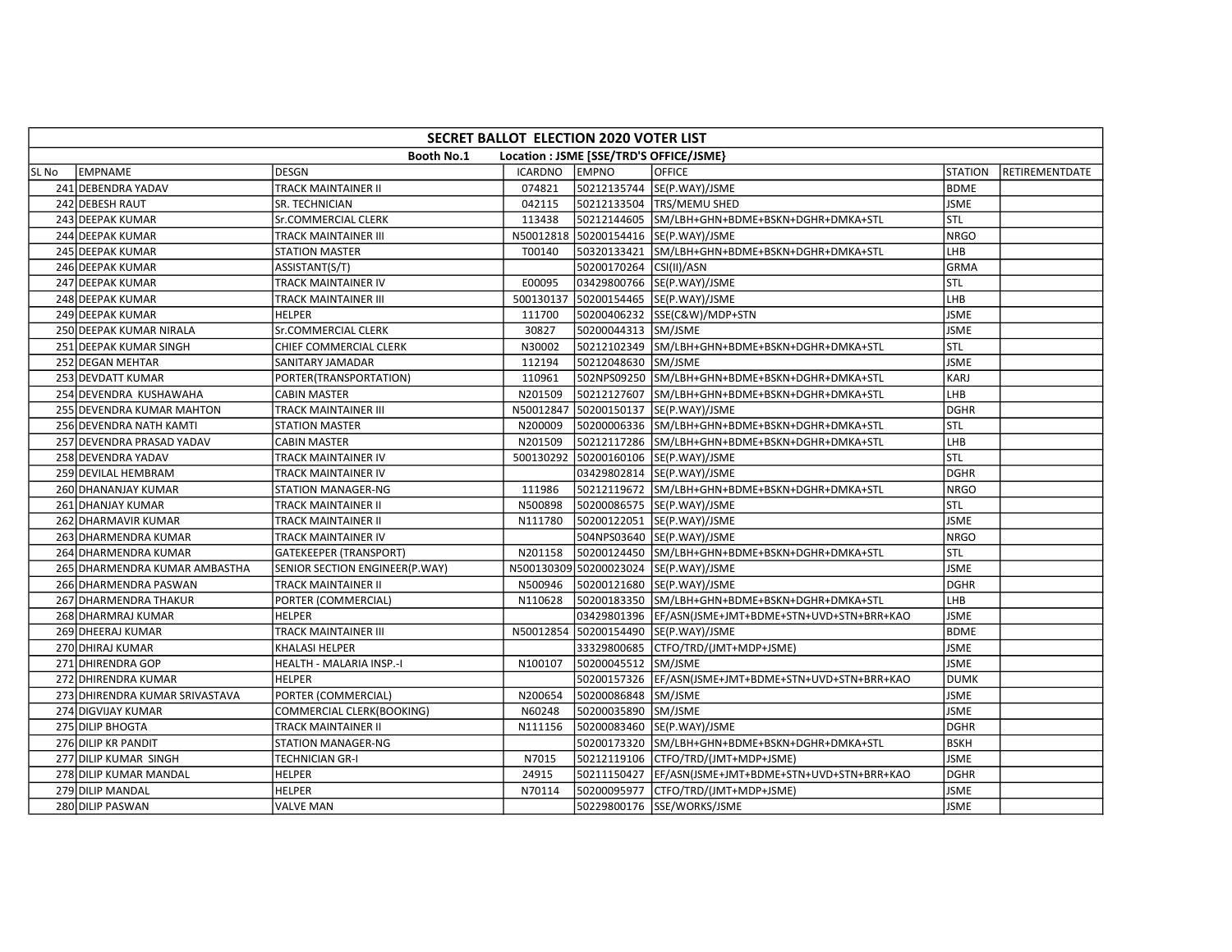| SECRET BALLOT ELECTION 2020 VOTER LIST | | | | | | | |
|---|---|---|---|---|---|---|---|
| Booth No.1 Location : JSME [SSE/TRD'S OFFICE/JSME} | | | | | | | |
| SL No | EMPNAME | DESGN | ICARDNO | EMPNO | OFFICE | STATION | RETIREMENTDATE |
| 241 | DEBENDRA YADAV | TRACK MAINTAINER II | 074821 | 50212135744 | SE(P.WAY)/JSME | BDME | |
| 242 | DEBESH RAUT | SR. TECHNICIAN | 042115 | 50212133504 | TRS/MEMU SHED | JSME | |
| 243 | DEEPAK KUMAR | Sr.COMMERCIAL CLERK | 113438 | 50212144605 | SM/LBH+GHN+BDME+BSKN+DGHR+DMKA+STL | STL | |
| 244 | DEEPAK KUMAR | TRACK MAINTAINER III | N50012818 | 50200154416 | SE(P.WAY)/JSME | NRGO | |
| 245 | DEEPAK KUMAR | STATION MASTER | T00140 | 50320133421 | SM/LBH+GHN+BDME+BSKN+DGHR+DMKA+STL | LHB | |
| 246 | DEEPAK KUMAR | ASSISTANT(S/T) | | 50200170264 | CSI(II)/ASN | GRMA | |
| 247 | DEEPAK KUMAR | TRACK MAINTAINER IV | E00095 | 03429800766 | SE(P.WAY)/JSME | STL | |
| 248 | DEEPAK KUMAR | TRACK MAINTAINER III | 500130137 | 50200154465 | SE(P.WAY)/JSME | LHB | |
| 249 | DEEPAK KUMAR | HELPER | 111700 | 50200406232 | SSE(C&W)/MDP+STN | JSME | |
| 250 | DEEPAK KUMAR NIRALA | Sr.COMMERCIAL CLERK | 30827 | 50200044313 | SM/JSME | JSME | |
| 251 | DEEPAK KUMAR SINGH | CHIEF COMMERCIAL CLERK | N30002 | 50212102349 | SM/LBH+GHN+BDME+BSKN+DGHR+DMKA+STL | STL | |
| 252 | DEGAN MEHTAR | SANITARY JAMADAR | 112194 | 50212048630 | SM/JSME | JSME | |
| 253 | DEVDATT KUMAR | PORTER(TRANSPORTATION) | 110961 | 502NPS09250 | SM/LBH+GHN+BDME+BSKN+DGHR+DMKA+STL | KARJ | |
| 254 | DEVENDRA KUSHAWAHA | CABIN MASTER | N201509 | 50212127607 | SM/LBH+GHN+BDME+BSKN+DGHR+DMKA+STL | LHB | |
| 255 | DEVENDRA KUMAR MAHTON | TRACK MAINTAINER III | N50012847 | 50200150137 | SE(P.WAY)/JSME | DGHR | |
| 256 | DEVENDRA NATH KAMTI | STATION MASTER | N200009 | 50200006336 | SM/LBH+GHN+BDME+BSKN+DGHR+DMKA+STL | STL | |
| 257 | DEVENDRA PRASAD YADAV | CABIN MASTER | N201509 | 50212117286 | SM/LBH+GHN+BDME+BSKN+DGHR+DMKA+STL | LHB | |
| 258 | DEVENDRA YADAV | TRACK MAINTAINER IV | 500130292 | 50200160106 | SE(P.WAY)/JSME | STL | |
| 259 | DEVILAL HEMBRAM | TRACK MAINTAINER IV | | 03429802814 | SE(P.WAY)/JSME | DGHR | |
| 260 | DHANANJAY KUMAR | STATION MANAGER-NG | 111986 | 50212119672 | SM/LBH+GHN+BDME+BSKN+DGHR+DMKA+STL | NRGO | |
| 261 | DHANJAY KUMAR | TRACK MAINTAINER II | N500898 | 50200086575 | SE(P.WAY)/JSME | STL | |
| 262 | DHARMAVIR KUMAR | TRACK MAINTAINER II | N111780 | 50200122051 | SE(P.WAY)/JSME | JSME | |
| 263 | DHARMENDRA KUMAR | TRACK MAINTAINER IV | | 504NPS03640 | SE(P.WAY)/JSME | NRGO | |
| 264 | DHARMENDRA KUMAR | GATEKEEPER (TRANSPORT) | N201158 | 50200124450 | SM/LBH+GHN+BDME+BSKN+DGHR+DMKA+STL | STL | |
| 265 | DHARMENDRA KUMAR AMBASTHA | SENIOR SECTION ENGINEER(P.WAY) | N500130309 | 50200023024 | SE(P.WAY)/JSME | JSME | |
| 266 | DHARMENDRA PASWAN | TRACK MAINTAINER II | N500946 | 50200121680 | SE(P.WAY)/JSME | DGHR | |
| 267 | DHARMENDRA THAKUR | PORTER (COMMERCIAL) | N110628 | 50200183350 | SM/LBH+GHN+BDME+BSKN+DGHR+DMKA+STL | LHB | |
| 268 | DHARMRAJ KUMAR | HELPER | | 03429801396 | EF/ASN(JSME+JMT+BDME+STN+UVD+STN+BRR+KAO | JSME | |
| 269 | DHEERAJ KUMAR | TRACK MAINTAINER III | N50012854 | 50200154490 | SE(P.WAY)/JSME | BDME | |
| 270 | DHIRAJ KUMAR | KHALASI HELPER | | 33329800685 | CTFO/TRD/(JMT+MDP+JSME) | JSME | |
| 271 | DHIRENDRA GOP | HEALTH - MALARIA INSP.-I | N100107 | 50200045512 | SM/JSME | JSME | |
| 272 | DHIRENDRA KUMAR | HELPER | | 50200157326 | EF/ASN(JSME+JMT+BDME+STN+UVD+STN+BRR+KAO | DUMK | |
| 273 | DHIRENDRA KUMAR SRIVASTAVA | PORTER (COMMERCIAL) | N200654 | 50200086848 | SM/JSME | JSME | |
| 274 | DIGVIJAY KUMAR | COMMERCIAL CLERK(BOOKING) | N60248 | 50200035890 | SM/JSME | JSME | |
| 275 | DILIP BHOGTA | TRACK MAINTAINER II | N111156 | 50200083460 | SE(P.WAY)/JSME | DGHR | |
| 276 | DILIP KR PANDIT | STATION MANAGER-NG | | 50200173320 | SM/LBH+GHN+BDME+BSKN+DGHR+DMKA+STL | BSKH | |
| 277 | DILIP KUMAR SINGH | TECHNICIAN GR-I | N7015 | 50212119106 | CTFO/TRD/(JMT+MDP+JSME) | JSME | |
| 278 | DILIP KUMAR MANDAL | HELPER | 24915 | 50211150427 | EF/ASN(JSME+JMT+BDME+STN+UVD+STN+BRR+KAO | DGHR | |
| 279 | DILIP MANDAL | HELPER | N70114 | 50200095977 | CTFO/TRD/(JMT+MDP+JSME) | JSME | |
| 280 | DILIP PASWAN | VALVE MAN | | 50229800176 | SSE/WORKS/JSME | JSME | |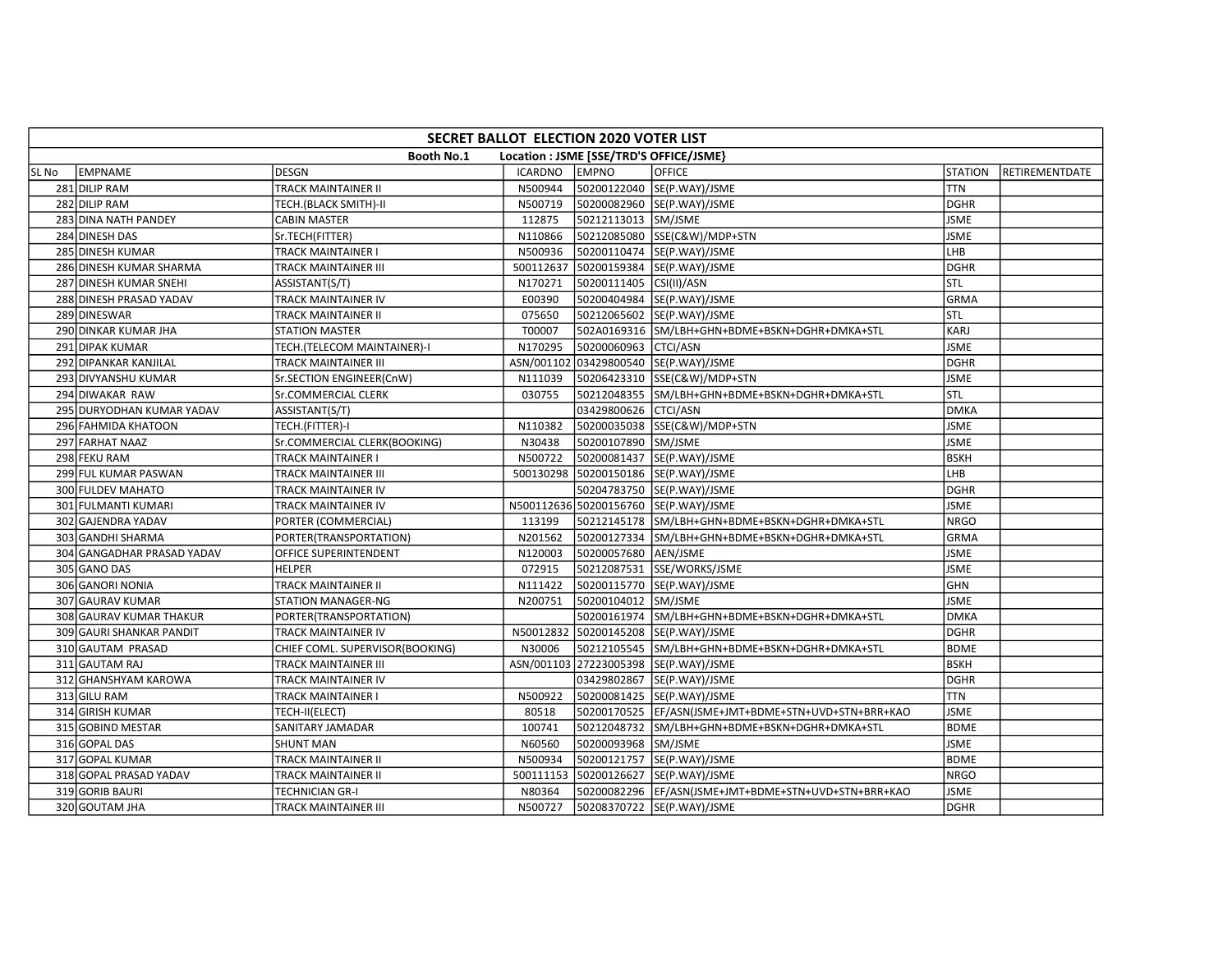| SECRET BALLOT ELECTION 2020 VOTER LIST | | | | | | | |
|---|---|---|---|---|---|---|---|
| Booth No.1 Location : JSME [SSE/TRD'S OFFICE/JSME} | | | | | | | |
| SL No | EMPNAME | DESGN | ICARDNO | EMPNO | OFFICE | STATION | RETIREMENTDATE |
| 281 | DILIP RAM | TRACK MAINTAINER II | N500944 | 50200122040 | SE(P.WAY)/JSME | TTN | |
| 282 | DILIP RAM | TECH.(BLACK SMITH)-II | N500719 | 50200082960 | SE(P.WAY)/JSME | DGHR | |
| 283 | DINA NATH PANDEY | CABIN MASTER | 112875 | 50212113013 | SM/JSME | JSME | |
| 284 | DINESH DAS | Sr.TECH(FITTER) | N110866 | 50212085080 | SSE(C&W)/MDP+STN | JSME | |
| 285 | DINESH KUMAR | TRACK MAINTAINER I | N500936 | 50200110474 | SE(P.WAY)/JSME | LHB | |
| 286 | DINESH KUMAR SHARMA | TRACK MAINTAINER III | 500112637 | 50200159384 | SE(P.WAY)/JSME | DGHR | |
| 287 | DINESH KUMAR SNEHI | ASSISTANT(S/T) | N170271 | 50200111405 | CSI(II)/ASN | STL | |
| 288 | DINESH PRASAD YADAV | TRACK MAINTAINER IV | E00390 | 50200404984 | SE(P.WAY)/JSME | GRMA | |
| 289 | DINESWAR | TRACK MAINTAINER II | 075650 | 50212065602 | SE(P.WAY)/JSME | STL | |
| 290 | DINKAR KUMAR JHA | STATION MASTER | T00007 | 502A0169316 | SM/LBH+GHN+BDME+BSKN+DGHR+DMKA+STL | KARJ | |
| 291 | DIPAK KUMAR | TECH.(TELECOM MAINTAINER)-I | N170295 | 50200060963 | CTCI/ASN | JSME | |
| 292 | DIPANKAR KANJILAL | TRACK MAINTAINER III | ASN/001102 | 03429800540 | SE(P.WAY)/JSME | DGHR | |
| 293 | DIVYANSHU KUMAR | Sr.SECTION ENGINEER(CnW) | N111039 | 50206423310 | SSE(C&W)/MDP+STN | JSME | |
| 294 | DIWAKAR RAW | Sr.COMMERCIAL CLERK | 030755 | 50212048355 | SM/LBH+GHN+BDME+BSKN+DGHR+DMKA+STL | STL | |
| 295 | DURYODHAN KUMAR YADAV | ASSISTANT(S/T) | | 03429800626 | CTCI/ASN | DMKA | |
| 296 | FAHMIDA KHATOON | TECH.(FITTER)-I | N110382 | 50200035038 | SSE(C&W)/MDP+STN | JSME | |
| 297 | FARHAT NAAZ | Sr.COMMERCIAL CLERK(BOOKING) | N30438 | 50200107890 | SM/JSME | JSME | |
| 298 | FEKU RAM | TRACK MAINTAINER I | N500722 | 50200081437 | SE(P.WAY)/JSME | BSKH | |
| 299 | FUL KUMAR PASWAN | TRACK MAINTAINER III | 500130298 | 50200150186 | SE(P.WAY)/JSME | LHB | |
| 300 | FULDEV MAHATO | TRACK MAINTAINER IV | | 50204783750 | SE(P.WAY)/JSME | DGHR | |
| 301 | FULMANTI KUMARI | TRACK MAINTAINER IV | N500112636 | 50200156760 | SE(P.WAY)/JSME | JSME | |
| 302 | GAJENDRA YADAV | PORTER (COMMERCIAL) | 113199 | 50212145178 | SM/LBH+GHN+BDME+BSKN+DGHR+DMKA+STL | NRGO | |
| 303 | GANDHI SHARMA | PORTER(TRANSPORTATION) | N201562 | 50200127334 | SM/LBH+GHN+BDME+BSKN+DGHR+DMKA+STL | GRMA | |
| 304 | GANGADHAR PRASAD YADAV | OFFICE SUPERINTENDENT | N120003 | 50200057680 | AEN/JSME | JSME | |
| 305 | GANO DAS | HELPER | 072915 | 50212087531 | SSE/WORKS/JSME | JSME | |
| 306 | GANORI NONIA | TRACK MAINTAINER II | N111422 | 50200115770 | SE(P.WAY)/JSME | GHN | |
| 307 | GAURAV KUMAR | STATION MANAGER-NG | N200751 | 50200104012 | SM/JSME | JSME | |
| 308 | GAURAV KUMAR THAKUR | PORTER(TRANSPORTATION) | | 50200161974 | SM/LBH+GHN+BDME+BSKN+DGHR+DMKA+STL | DMKA | |
| 309 | GAURI SHANKAR PANDIT | TRACK MAINTAINER IV | N50012832 | 50200145208 | SE(P.WAY)/JSME | DGHR | |
| 310 | GAUTAM PRASAD | CHIEF COML. SUPERVISOR(BOOKING) | N30006 | 50212105545 | SM/LBH+GHN+BDME+BSKN+DGHR+DMKA+STL | BDME | |
| 311 | GAUTAM RAJ | TRACK MAINTAINER III | ASN/001103 | 27223005398 | SE(P.WAY)/JSME | BSKH | |
| 312 | GHANSHYAM KAROWA | TRACK MAINTAINER IV | | 03429802867 | SE(P.WAY)/JSME | DGHR | |
| 313 | GILU RAM | TRACK MAINTAINER I | N500922 | 50200081425 | SE(P.WAY)/JSME | TTN | |
| 314 | GIRISH KUMAR | TECH-II(ELECT) | 80518 | 50200170525 | EF/ASN(JSME+JMT+BDME+STN+UVD+STN+BRR+KAO | JSME | |
| 315 | GOBIND MESTAR | SANITARY JAMADAR | 100741 | 50212048732 | SM/LBH+GHN+BDME+BSKN+DGHR+DMKA+STL | BDME | |
| 316 | GOPAL DAS | SHUNT MAN | N60560 | 50200093968 | SM/JSME | JSME | |
| 317 | GOPAL KUMAR | TRACK MAINTAINER II | N500934 | 50200121757 | SE(P.WAY)/JSME | BDME | |
| 318 | GOPAL PRASAD YADAV | TRACK MAINTAINER II | 500111153 | 50200126627 | SE(P.WAY)/JSME | NRGO | |
| 319 | GORIB BAURI | TECHNICIAN GR-I | N80364 | 50200082296 | EF/ASN(JSME+JMT+BDME+STN+UVD+STN+BRR+KAO | JSME | |
| 320 | GOUTAM JHA | TRACK MAINTAINER III | N500727 | 50208370722 | SE(P.WAY)/JSME | DGHR | |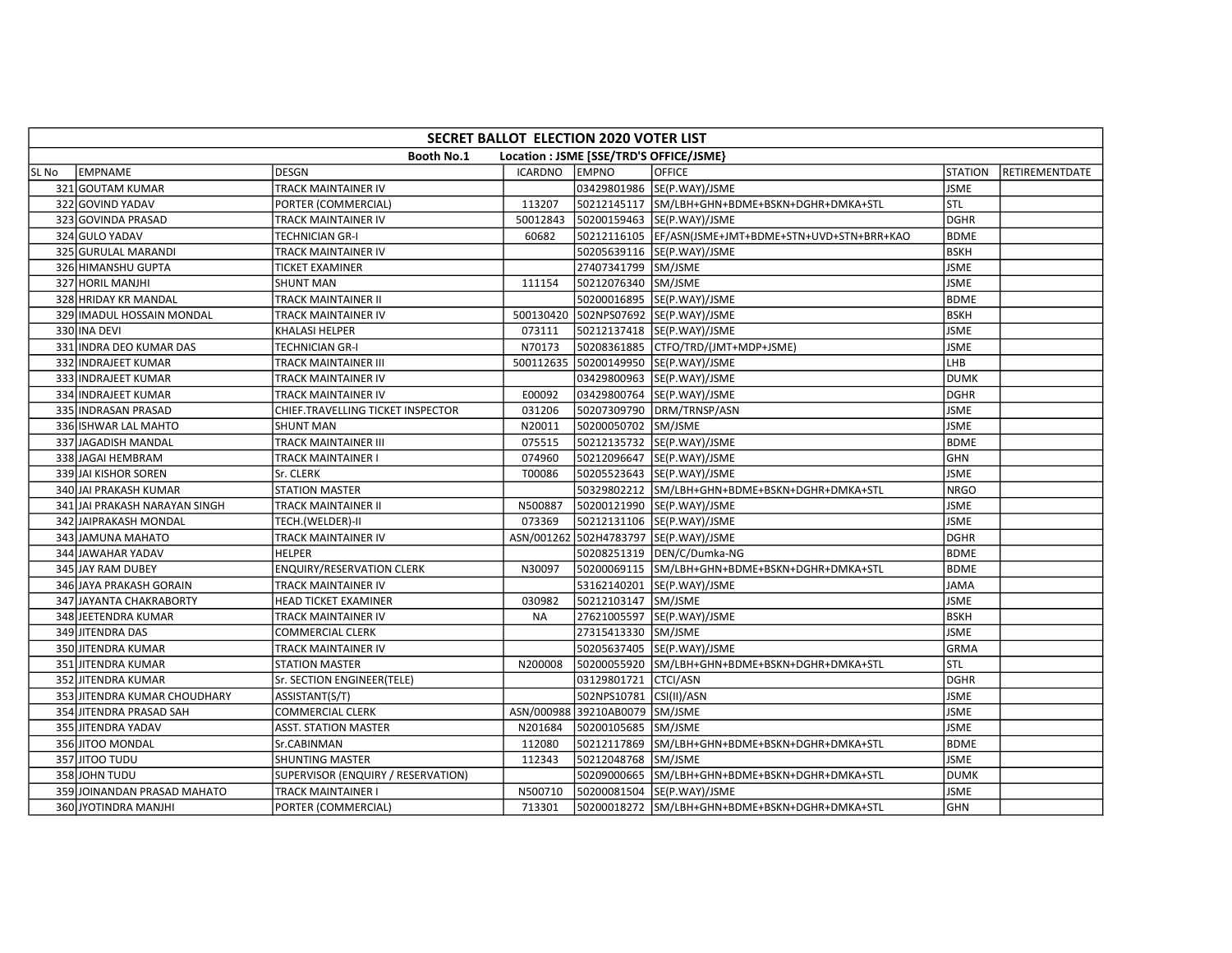| SECRET BALLOT ELECTION 2020 VOTER LIST | | | | | | | |
|---|---|---|---|---|---|---|---|
| Booth No.1 Location : JSME [SSE/TRD'S OFFICE/JSME} | | | | | | | |
| SL No | EMPNAME | DESGN | ICARDNO | EMPNO | OFFICE | STATION | RETIREMENTDATE |
| 321 | GOUTAM KUMAR | TRACK MAINTAINER IV | | 03429801986 | SE(P.WAY)/JSME | JSME | |
| 322 | GOVIND YADAV | PORTER (COMMERCIAL) | 113207 | 50212145117 | SM/LBH+GHN+BDME+BSKN+DGHR+DMKA+STL | STL | |
| 323 | GOVINDA PRASAD | TRACK MAINTAINER IV | 50012843 | 50200159463 | SE(P.WAY)/JSME | DGHR | |
| 324 | GULO YADAV | TECHNICIAN GR-I | 60682 | 50212116105 | EF/ASN(JSME+JMT+BDME+STN+UVD+STN+BRR+KAO | BDME | |
| 325 | GURULAL MARANDI | TRACK MAINTAINER IV | | 50205639116 | SE(P.WAY)/JSME | BSKH | |
| 326 | HIMANSHU GUPTA | TICKET EXAMINER | | 27407341799 | SM/JSME | JSME | |
| 327 | HORIL MANJHI | SHUNT MAN | 111154 | 50212076340 | SM/JSME | JSME | |
| 328 | HRIDAY KR MANDAL | TRACK MAINTAINER II | | 50200016895 | SE(P.WAY)/JSME | BDME | |
| 329 | IMADUL HOSSAIN MONDAL | TRACK MAINTAINER IV | 500130420 | 502NPS07692 | SE(P.WAY)/JSME | BSKH | |
| 330 | INA DEVI | KHALASI HELPER | 073111 | 50212137418 | SE(P.WAY)/JSME | JSME | |
| 331 | INDRA DEO KUMAR DAS | TECHNICIAN GR-I | N70173 | 50208361885 | CTFO/TRD/(JMT+MDP+JSME) | JSME | |
| 332 | INDRAJEET KUMAR | TRACK MAINTAINER III | 500112635 | 50200149950 | SE(P.WAY)/JSME | LHB | |
| 333 | INDRAJEET KUMAR | TRACK MAINTAINER IV | | 03429800963 | SE(P.WAY)/JSME | DUMK | |
| 334 | INDRAJEET KUMAR | TRACK MAINTAINER IV | E00092 | 03429800764 | SE(P.WAY)/JSME | DGHR | |
| 335 | INDRASAN PRASAD | CHIEF.TRAVELLING TICKET INSPECTOR | 031206 | 50207309790 | DRM/TRNSP/ASN | JSME | |
| 336 | ISHWAR LAL MAHTO | SHUNT MAN | N20011 | 50200050702 | SM/JSME | JSME | |
| 337 | JAGADISH MANDAL | TRACK MAINTAINER III | 075515 | 50212135732 | SE(P.WAY)/JSME | BDME | |
| 338 | JAGAI HEMBRAM | TRACK MAINTAINER I | 074960 | 50212096647 | SE(P.WAY)/JSME | GHN | |
| 339 | JAI KISHOR SOREN | Sr. CLERK | T00086 | 50205523643 | SE(P.WAY)/JSME | JSME | |
| 340 | JAI PRAKASH KUMAR | STATION MASTER | | 50329802212 | SM/LBH+GHN+BDME+BSKN+DGHR+DMKA+STL | NRGO | |
| 341 | JAI PRAKASH NARAYAN SINGH | TRACK MAINTAINER II | N500887 | 50200121990 | SE(P.WAY)/JSME | JSME | |
| 342 | JAIPRAKASH MONDAL | TECH.(WELDER)-II | 073369 | 50212131106 | SE(P.WAY)/JSME | JSME | |
| 343 | JAMUNA MAHATO | TRACK MAINTAINER IV | ASN/001262 | 502H4783797 | SE(P.WAY)/JSME | DGHR | |
| 344 | JAWAHAR YADAV | HELPER | | 50208251319 | DEN/C/Dumka-NG | BDME | |
| 345 | JAY RAM DUBEY | ENQUIRY/RESERVATION CLERK | N30097 | 50200069115 | SM/LBH+GHN+BDME+BSKN+DGHR+DMKA+STL | BDME | |
| 346 | JAYA PRAKASH GORAIN | TRACK MAINTAINER IV | | 53162140201 | SE(P.WAY)/JSME | JAMA | |
| 347 | JAYANTA CHAKRABORTY | HEAD TICKET EXAMINER | 030982 | 50212103147 | SM/JSME | JSME | |
| 348 | JEETENDRA KUMAR | TRACK MAINTAINER IV | NA | 27621005597 | SE(P.WAY)/JSME | BSKH | |
| 349 | JITENDRA DAS | COMMERCIAL CLERK | | 27315413330 | SM/JSME | JSME | |
| 350 | JITENDRA KUMAR | TRACK MAINTAINER IV | | 50205637405 | SE(P.WAY)/JSME | GRMA | |
| 351 | JITENDRA KUMAR | STATION MASTER | N200008 | 50200055920 | SM/LBH+GHN+BDME+BSKN+DGHR+DMKA+STL | STL | |
| 352 | JITENDRA KUMAR | Sr. SECTION ENGINEER(TELE) | | 03129801721 | CTCI/ASN | DGHR | |
| 353 | JITENDRA KUMAR CHOUDHARY | ASSISTANT(S/T) | | 502NPS10781 | CSI(II)/ASN | JSME | |
| 354 | JITENDRA PRASAD SAH | COMMERCIAL CLERK | ASN/000988 | 39210AB0079 | SM/JSME | JSME | |
| 355 | JITENDRA YADAV | ASST. STATION MASTER | N201684 | 50200105685 | SM/JSME | JSME | |
| 356 | JITOO MONDAL | Sr.CABINMAN | 112080 | 50212117869 | SM/LBH+GHN+BDME+BSKN+DGHR+DMKA+STL | BDME | |
| 357 | JITOO TUDU | SHUNTING MASTER | 112343 | 50212048768 | SM/JSME | JSME | |
| 358 | JOHN TUDU | SUPERVISOR (ENQUIRY / RESERVATION) | | 50209000665 | SM/LBH+GHN+BDME+BSKN+DGHR+DMKA+STL | DUMK | |
| 359 | JOINANDAN PRASAD MAHATO | TRACK MAINTAINER I | N500710 | 50200081504 | SE(P.WAY)/JSME | JSME | |
| 360 | JYOTINDRA MANJHI | PORTER (COMMERCIAL) | 713301 | 50200018272 | SM/LBH+GHN+BDME+BSKN+DGHR+DMKA+STL | GHN | |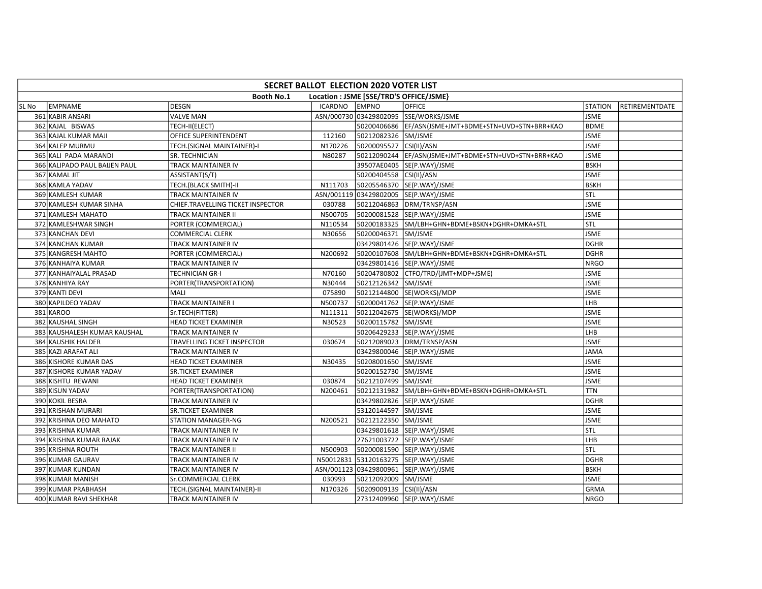# SECRET BALLOT ELECTION 2020 VOTER LIST

**Booth No.1 Location : JSME [SSE/TRD'S OFFICE/JSME}**

| SL No | EMPNAME | DESGN | ICARDNO | EMPNO | OFFICE | STATION | RETIREMENTDATE |
|---|---|---|---|---|---|---|---|
| 361 | KABIR ANSARI | VALVE MAN | ASN/000730 | 03429802095 | SSE/WORKS/JSME | JSME | |
| 362 | KAJAL BISWAS | TECH-II(ELECT) | | 50200406686 | EF/ASN(JSME+JMT+BDME+STN+UVD+STN+BRR+KAO | BDME | |
| 363 | KAJAL KUMAR MAJI | OFFICE SUPERINTENDENT | 112160 | 50212082326 | SM/JSME | JSME | |
| 364 | KALEP MURMU | TECH.(SIGNAL MAINTAINER)-I | N170226 | 50200095527 | CSI(II)/ASN | JSME | |
| 365 | KALI PADA MARANDI | SR. TECHNICIAN | N80287 | 50212090244 | EF/ASN(JSME+JMT+BDME+STN+UVD+STN+BRR+KAO | JSME | |
| 366 | KALIPADO PAUL BAIJEN PAUL | TRACK MAINTAINER IV | | 39507AE0405 | SE(P.WAY)/JSME | BSKH | |
| 367 | KAMAL JIT | ASSISTANT(S/T) | | 50200404558 | CSI(II)/ASN | JSME | |
| 368 | KAMLA YADAV | TECH.(BLACK SMITH)-II | N111703 | 50205546370 | SE(P.WAY)/JSME | BSKH | |
| 369 | KAMLESH KUMAR | TRACK MAINTAINER IV | ASN/001119 | 03429802005 | SE(P.WAY)/JSME | STL | |
| 370 | KAMLESH KUMAR SINHA | CHIEF.TRAVELLING TICKET INSPECTOR | 030788 | 50212046863 | DRM/TRNSP/ASN | JSME | |
| 371 | KAMLESH MAHATO | TRACK MAINTAINER II | N500705 | 50200081528 | SE(P.WAY)/JSME | JSME | |
| 372 | KAMLESHWAR SINGH | PORTER (COMMERCIAL) | N110534 | 50200183325 | SM/LBH+GHN+BDME+BSKN+DGHR+DMKA+STL | STL | |
| 373 | KANCHAN DEVI | COMMERCIAL CLERK | N30656 | 50200046371 | SM/JSME | JSME | |
| 374 | KANCHAN KUMAR | TRACK MAINTAINER IV | | 03429801426 | SE(P.WAY)/JSME | DGHR | |
| 375 | KANGRESH MAHTO | PORTER (COMMERCIAL) | N200692 | 50200107608 | SM/LBH+GHN+BDME+BSKN+DGHR+DMKA+STL | DGHR | |
| 376 | KANHAIYA KUMAR | TRACK MAINTAINER IV | | 03429801416 | SE(P.WAY)/JSME | NRGO | |
| 377 | KANHAIYALAL PRASAD | TECHNICIAN GR-I | N70160 | 50204780802 | CTFO/TRD/(JMT+MDP+JSME) | JSME | |
| 378 | KANHIYA RAY | PORTER(TRANSPORTATION) | N30444 | 50212126342 | SM/JSME | JSME | |
| 379 | KANTI DEVI | MALI | 075890 | 50212144800 | SE(WORKS)/MDP | JSME | |
| 380 | KAPILDEO YADAV | TRACK MAINTAINER I | N500737 | 50200041762 | SE(P.WAY)/JSME | LHB | |
| 381 | KAROO | Sr.TECH(FITTER) | N111311 | 50212042675 | SE(WORKS)/MDP | JSME | |
| 382 | KAUSHAL SINGH | HEAD TICKET EXAMINER | N30523 | 50200115782 | SM/JSME | JSME | |
| 383 | KAUSHALESH KUMAR KAUSHAL | TRACK MAINTAINER IV | | 50206429233 | SE(P.WAY)/JSME | LHB | |
| 384 | KAUSHIK HALDER | TRAVELLING TICKET INSPECTOR | 030674 | 50212089023 | DRM/TRNSP/ASN | JSME | |
| 385 | KAZI ARAFAT ALI | TRACK MAINTAINER IV | | 03429800046 | SE(P.WAY)/JSME | JAMA | |
| 386 | KISHORE KUMAR DAS | HEAD TICKET EXAMINER | N30435 | 50208001650 | SM/JSME | JSME | |
| 387 | KISHORE KUMAR YADAV | SR.TICKET EXAMINER | | 50200152730 | SM/JSME | JSME | |
| 388 | KISHTU REWANI | HEAD TICKET EXAMINER | 030874 | 50212107499 | SM/JSME | JSME | |
| 389 | KISUN YADAV | PORTER(TRANSPORTATION) | N200461 | 50212131982 | SM/LBH+GHN+BDME+BSKN+DGHR+DMKA+STL | TTN | |
| 390 | KOKIL BESRA | TRACK MAINTAINER IV | | 03429802826 | SE(P.WAY)/JSME | DGHR | |
| 391 | KRISHAN MURARI | SR.TICKET EXAMINER | | 53120144597 | SM/JSME | JSME | |
| 392 | KRISHNA DEO MAHATO | STATION MANAGER-NG | N200521 | 50212122350 | SM/JSME | JSME | |
| 393 | KRISHNA KUMAR | TRACK MAINTAINER IV | | 03429801618 | SE(P.WAY)/JSME | STL | |
| 394 | KRISHNA KUMAR RAJAK | TRACK MAINTAINER IV | | 27621003722 | SE(P.WAY)/JSME | LHB | |
| 395 | KRISHNA ROUTH | TRACK MAINTAINER II | N500903 | 50200081590 | SE(P.WAY)/JSME | STL | |
| 396 | KUMAR GAURAV | TRACK MAINTAINER IV | N50012831 | 53120163275 | SE(P.WAY)/JSME | DGHR | |
| 397 | KUMAR KUNDAN | TRACK MAINTAINER IV | ASN/001123 | 03429800961 | SE(P.WAY)/JSME | BSKH | |
| 398 | KUMAR MANISH | Sr.COMMERCIAL CLERK | 030993 | 50212092009 | SM/JSME | JSME | |
| 399 | KUMAR PRABHASH | TECH.(SIGNAL MAINTAINER)-II | N170326 | 50209009139 | CSI(II)/ASN | GRMA | |
| 400 | KUMAR RAVI SHEKHAR | TRACK MAINTAINER IV | | 27312409960 | SE(P.WAY)/JSME | NRGO | |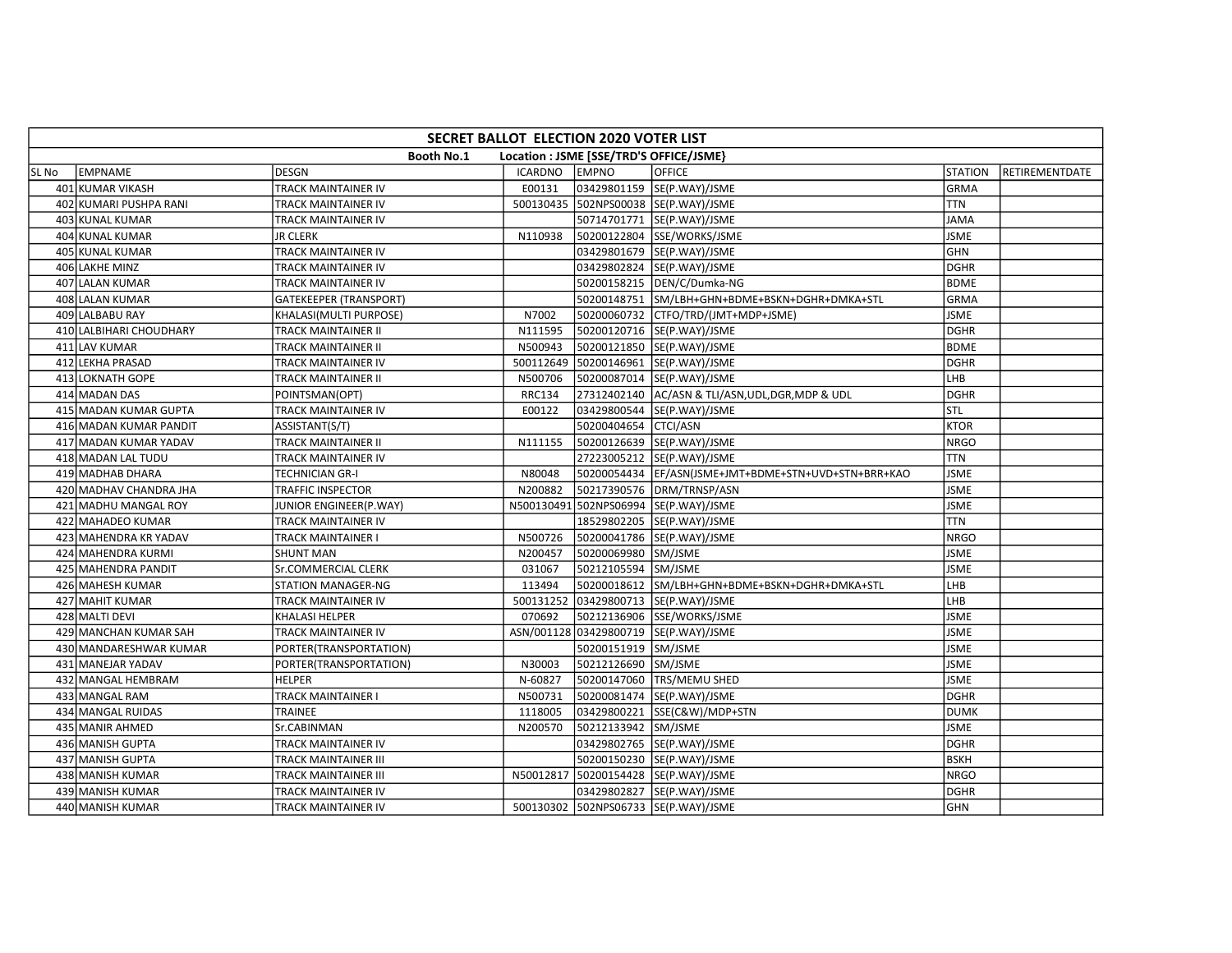| SECRET BALLOT ELECTION 2020 VOTER LIST | | | | | | | |
|---|---|---|---|---|---|---|---|
| Booth No.1 Location : JSME [SSE/TRD'S OFFICE/JSME} | | | | | | | |
| SL No | EMPNAME | DESGN | ICARDNO | EMPNO | OFFICE | STATION | RETIREMENTDATE |
| 401 | KUMAR VIKASH | TRACK MAINTAINER IV | E00131 | 03429801159 | SE(P.WAY)/JSME | GRMA | |
| 402 | KUMARI PUSHPA RANI | TRACK MAINTAINER IV | 500130435 | 502NPS00038 | SE(P.WAY)/JSME | TTN | |
| 403 | KUNAL KUMAR | TRACK MAINTAINER IV | | 50714701771 | SE(P.WAY)/JSME | JAMA | |
| 404 | KUNAL KUMAR | JR CLERK | N110938 | 50200122804 | SSE/WORKS/JSME | JSME | |
| 405 | KUNAL KUMAR | TRACK MAINTAINER IV | | 03429801679 | SE(P.WAY)/JSME | GHN | |
| 406 | LAKHE MINZ | TRACK MAINTAINER IV | | 03429802824 | SE(P.WAY)/JSME | DGHR | |
| 407 | LALAN KUMAR | TRACK MAINTAINER IV | | 50200158215 | DEN/C/Dumka-NG | BDME | |
| 408 | LALAN KUMAR | GATEKEEPER (TRANSPORT) | | 50200148751 | SM/LBH+GHN+BDME+BSKN+DGHR+DMKA+STL | GRMA | |
| 409 | LALBABU RAY | KHALASI(MULTI PURPOSE) | N7002 | 50200060732 | CTFO/TRD/(JMT+MDP+JSME) | JSME | |
| 410 | LALBIHARI CHOUDHARY | TRACK MAINTAINER II | N111595 | 50200120716 | SE(P.WAY)/JSME | DGHR | |
| 411 | LAV KUMAR | TRACK MAINTAINER II | N500943 | 50200121850 | SE(P.WAY)/JSME | BDME | |
| 412 | LEKHA PRASAD | TRACK MAINTAINER IV | 500112649 | 50200146961 | SE(P.WAY)/JSME | DGHR | |
| 413 | LOKNATH GOPE | TRACK MAINTAINER II | N500706 | 50200087014 | SE(P.WAY)/JSME | LHB | |
| 414 | MADAN DAS | POINTSMAN(OPT) | RRC134 | 27312402140 | AC/ASN & TLI/ASN,UDL,DGR,MDP & UDL | DGHR | |
| 415 | MADAN KUMAR GUPTA | TRACK MAINTAINER IV | E00122 | 03429800544 | SE(P.WAY)/JSME | STL | |
| 416 | MADAN KUMAR PANDIT | ASSISTANT(S/T) | | 50200404654 | CTCI/ASN | KTOR | |
| 417 | MADAN KUMAR YADAV | TRACK MAINTAINER II | N111155 | 50200126639 | SE(P.WAY)/JSME | NRGO | |
| 418 | MADAN LAL TUDU | TRACK MAINTAINER IV | | 27223005212 | SE(P.WAY)/JSME | TTN | |
| 419 | MADHAB DHARA | TECHNICIAN GR-I | N80048 | 50200054434 | EF/ASN(JSME+JMT+BDME+STN+UVD+STN+BRR+KAO | JSME | |
| 420 | MADHAV CHANDRA JHA | TRAFFIC INSPECTOR | N200882 | 50217390576 | DRM/TRNSP/ASN | JSME | |
| 421 | MADHU MANGAL ROY | JUNIOR ENGINEER(P.WAY) | N500130491 | 502NPS06994 | SE(P.WAY)/JSME | JSME | |
| 422 | MAHADEO KUMAR | TRACK MAINTAINER IV | | 18529802205 | SE(P.WAY)/JSME | TTN | |
| 423 | MAHENDRA KR YADAV | TRACK MAINTAINER I | N500726 | 50200041786 | SE(P.WAY)/JSME | NRGO | |
| 424 | MAHENDRA KURMI | SHUNT MAN | N200457 | 50200069980 | SM/JSME | JSME | |
| 425 | MAHENDRA PANDIT | Sr.COMMERCIAL CLERK | 031067 | 50212105594 | SM/JSME | JSME | |
| 426 | MAHESH KUMAR | STATION MANAGER-NG | 113494 | 50200018612 | SM/LBH+GHN+BDME+BSKN+DGHR+DMKA+STL | LHB | |
| 427 | MAHIT KUMAR | TRACK MAINTAINER IV | 500131252 | 03429800713 | SE(P.WAY)/JSME | LHB | |
| 428 | MALTI DEVI | KHALASI HELPER | 070692 | 50212136906 | SSE/WORKS/JSME | JSME | |
| 429 | MANCHAN KUMAR SAH | TRACK MAINTAINER IV | ASN/001128 | 03429800719 | SE(P.WAY)/JSME | JSME | |
| 430 | MANDARESHWAR KUMAR | PORTER(TRANSPORTATION) | | 50200151919 | SM/JSME | JSME | |
| 431 | MANEJAR YADAV | PORTER(TRANSPORTATION) | N30003 | 50212126690 | SM/JSME | JSME | |
| 432 | MANGAL HEMBRAM | HELPER | N-60827 | 50200147060 | TRS/MEMU SHED | JSME | |
| 433 | MANGAL RAM | TRACK MAINTAINER I | N500731 | 50200081474 | SE(P.WAY)/JSME | DGHR | |
| 434 | MANGAL RUIDAS | TRAINEE | 1118005 | 03429800221 | SSE(C&W)/MDP+STN | DUMK | |
| 435 | MANIR AHMED | Sr.CABINMAN | N200570 | 50212133942 | SM/JSME | JSME | |
| 436 | MANISH GUPTA | TRACK MAINTAINER IV | | 03429802765 | SE(P.WAY)/JSME | DGHR | |
| 437 | MANISH GUPTA | TRACK MAINTAINER III | | 50200150230 | SE(P.WAY)/JSME | BSKH | |
| 438 | MANISH KUMAR | TRACK MAINTAINER III | N50012817 | 50200154428 | SE(P.WAY)/JSME | NRGO | |
| 439 | MANISH KUMAR | TRACK MAINTAINER IV | | 03429802827 | SE(P.WAY)/JSME | DGHR | |
| 440 | MANISH KUMAR | TRACK MAINTAINER IV | 500130302 | 502NPS06733 | SE(P.WAY)/JSME | GHN | |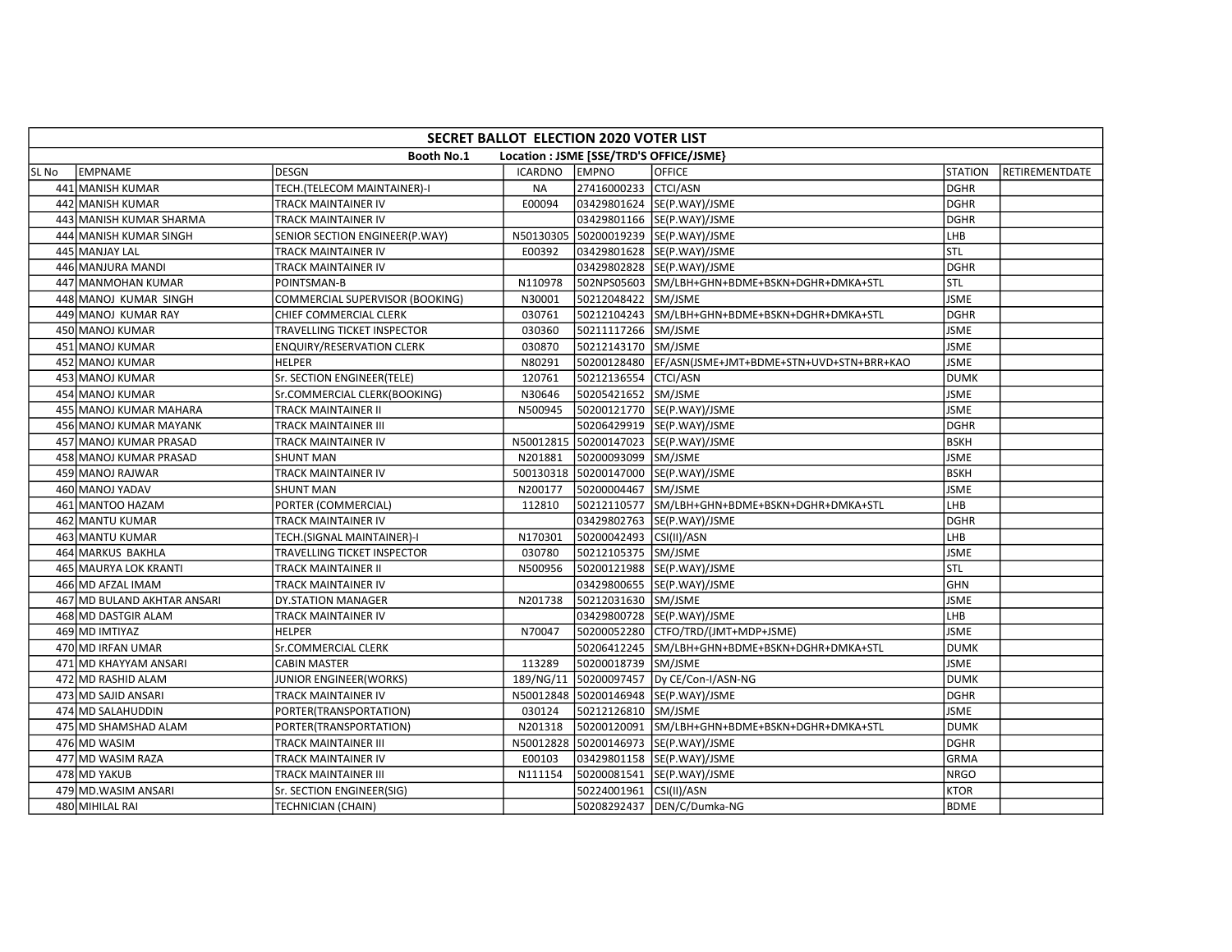| SECRET BALLOT ELECTION 2020 VOTER LIST | | | | | | | |
|---|---|---|---|---|---|---|---|
| Booth No.1 Location : JSME [SSE/TRD'S OFFICE/JSME} | | | | | | | |
| SL No | EMPNAME | DESGN | ICARDNO | EMPNO | OFFICE | STATION | RETIREMENTDATE |
| 441 | MANISH KUMAR | TECH.(TELECOM MAINTAINER)-I | NA | 27416000233 | CTCI/ASN | DGHR | |
| 442 | MANISH KUMAR | TRACK MAINTAINER IV | E00094 | 03429801624 | SE(P.WAY)/JSME | DGHR | |
| 443 | MANISH KUMAR SHARMA | TRACK MAINTAINER IV | | 03429801166 | SE(P.WAY)/JSME | DGHR | |
| 444 | MANISH KUMAR SINGH | SENIOR SECTION ENGINEER(P.WAY) | N50130305 | 50200019239 | SE(P.WAY)/JSME | LHB | |
| 445 | MANJAY LAL | TRACK MAINTAINER IV | E00392 | 03429801628 | SE(P.WAY)/JSME | STL | |
| 446 | MANJURA MANDI | TRACK MAINTAINER IV | | 03429802828 | SE(P.WAY)/JSME | DGHR | |
| 447 | MANMOHAN KUMAR | POINTSMAN-B | N110978 | 502NPS05603 | SM/LBH+GHN+BDME+BSKN+DGHR+DMKA+STL | STL | |
| 448 | MANOJ KUMAR SINGH | COMMERCIAL SUPERVISOR (BOOKING) | N30001 | 50212048422 | SM/JSME | JSME | |
| 449 | MANOJ KUMAR RAY | CHIEF COMMERCIAL CLERK | 030761 | 50212104243 | SM/LBH+GHN+BDME+BSKN+DGHR+DMKA+STL | DGHR | |
| 450 | MANOJ KUMAR | TRAVELLING TICKET INSPECTOR | 030360 | 50211117266 | SM/JSME | JSME | |
| 451 | MANOJ KUMAR | ENQUIRY/RESERVATION CLERK | 030870 | 50212143170 | SM/JSME | JSME | |
| 452 | MANOJ KUMAR | HELPER | N80291 | 50200128480 | EF/ASN(JSME+JMT+BDME+STN+UVD+STN+BRR+KAO | JSME | |
| 453 | MANOJ KUMAR | Sr. SECTION ENGINEER(TELE) | 120761 | 50212136554 | CTCI/ASN | DUMK | |
| 454 | MANOJ KUMAR | Sr.COMMERCIAL CLERK(BOOKING) | N30646 | 50205421652 | SM/JSME | JSME | |
| 455 | MANOJ KUMAR MAHARA | TRACK MAINTAINER II | N500945 | 50200121770 | SE(P.WAY)/JSME | JSME | |
| 456 | MANOJ KUMAR MAYANK | TRACK MAINTAINER III | | 50206429919 | SE(P.WAY)/JSME | DGHR | |
| 457 | MANOJ KUMAR PRASAD | TRACK MAINTAINER IV | N50012815 | 50200147023 | SE(P.WAY)/JSME | BSKH | |
| 458 | MANOJ KUMAR PRASAD | SHUNT MAN | N201881 | 50200093099 | SM/JSME | JSME | |
| 459 | MANOJ RAJWAR | TRACK MAINTAINER IV | 500130318 | 50200147000 | SE(P.WAY)/JSME | BSKH | |
| 460 | MANOJ YADAV | SHUNT MAN | N200177 | 50200004467 | SM/JSME | JSME | |
| 461 | MANTOO HAZAM | PORTER (COMMERCIAL) | 112810 | 50212110577 | SM/LBH+GHN+BDME+BSKN+DGHR+DMKA+STL | LHB | |
| 462 | MANTU KUMAR | TRACK MAINTAINER IV | | 03429802763 | SE(P.WAY)/JSME | DGHR | |
| 463 | MANTU KUMAR | TECH.(SIGNAL MAINTAINER)-I | N170301 | 50200042493 | CSI(II)/ASN | LHB | |
| 464 | MARKUS BAKHLA | TRAVELLING TICKET INSPECTOR | 030780 | 50212105375 | SM/JSME | JSME | |
| 465 | MAURYA LOK KRANTI | TRACK MAINTAINER II | N500956 | 50200121988 | SE(P.WAY)/JSME | STL | |
| 466 | MD AFZAL IMAM | TRACK MAINTAINER IV | | 03429800655 | SE(P.WAY)/JSME | GHN | |
| 467 | MD BULAND AKHTAR ANSARI | DY.STATION MANAGER | N201738 | 50212031630 | SM/JSME | JSME | |
| 468 | MD DASTGIR ALAM | TRACK MAINTAINER IV | | 03429800728 | SE(P.WAY)/JSME | LHB | |
| 469 | MD IMTIYAZ | HELPER | N70047 | 50200052280 | CTFO/TRD/(JMT+MDP+JSME) | JSME | |
| 470 | MD IRFAN UMAR | Sr.COMMERCIAL CLERK | | 50206412245 | SM/LBH+GHN+BDME+BSKN+DGHR+DMKA+STL | DUMK | |
| 471 | MD KHAYYAM ANSARI | CABIN MASTER | 113289 | 50200018739 | SM/JSME | JSME | |
| 472 | MD RASHID ALAM | JUNIOR ENGINEER(WORKS) | 189/NG/11 | 50200097457 | Dy CE/Con-I/ASN-NG | DUMK | |
| 473 | MD SAJID ANSARI | TRACK MAINTAINER IV | N50012848 | 50200146948 | SE(P.WAY)/JSME | DGHR | |
| 474 | MD SALAHUDDIN | PORTER(TRANSPORTATION) | 030124 | 50212126810 | SM/JSME | JSME | |
| 475 | MD SHAMSHAD ALAM | PORTER(TRANSPORTATION) | N201318 | 50200120091 | SM/LBH+GHN+BDME+BSKN+DGHR+DMKA+STL | DUMK | |
| 476 | MD WASIM | TRACK MAINTAINER III | N50012828 | 50200146973 | SE(P.WAY)/JSME | DGHR | |
| 477 | MD WASIM RAZA | TRACK MAINTAINER IV | E00103 | 03429801158 | SE(P.WAY)/JSME | GRMA | |
| 478 | MD YAKUB | TRACK MAINTAINER III | N111154 | 50200081541 | SE(P.WAY)/JSME | NRGO | |
| 479 | MD.WASIM ANSARI | Sr. SECTION ENGINEER(SIG) | | 50224001961 | CSI(II)/ASN | KTOR | |
| 480 | MIHILAL RAI | TECHNICIAN (CHAIN) | | 50208292437 | DEN/C/Dumka-NG | BDME | |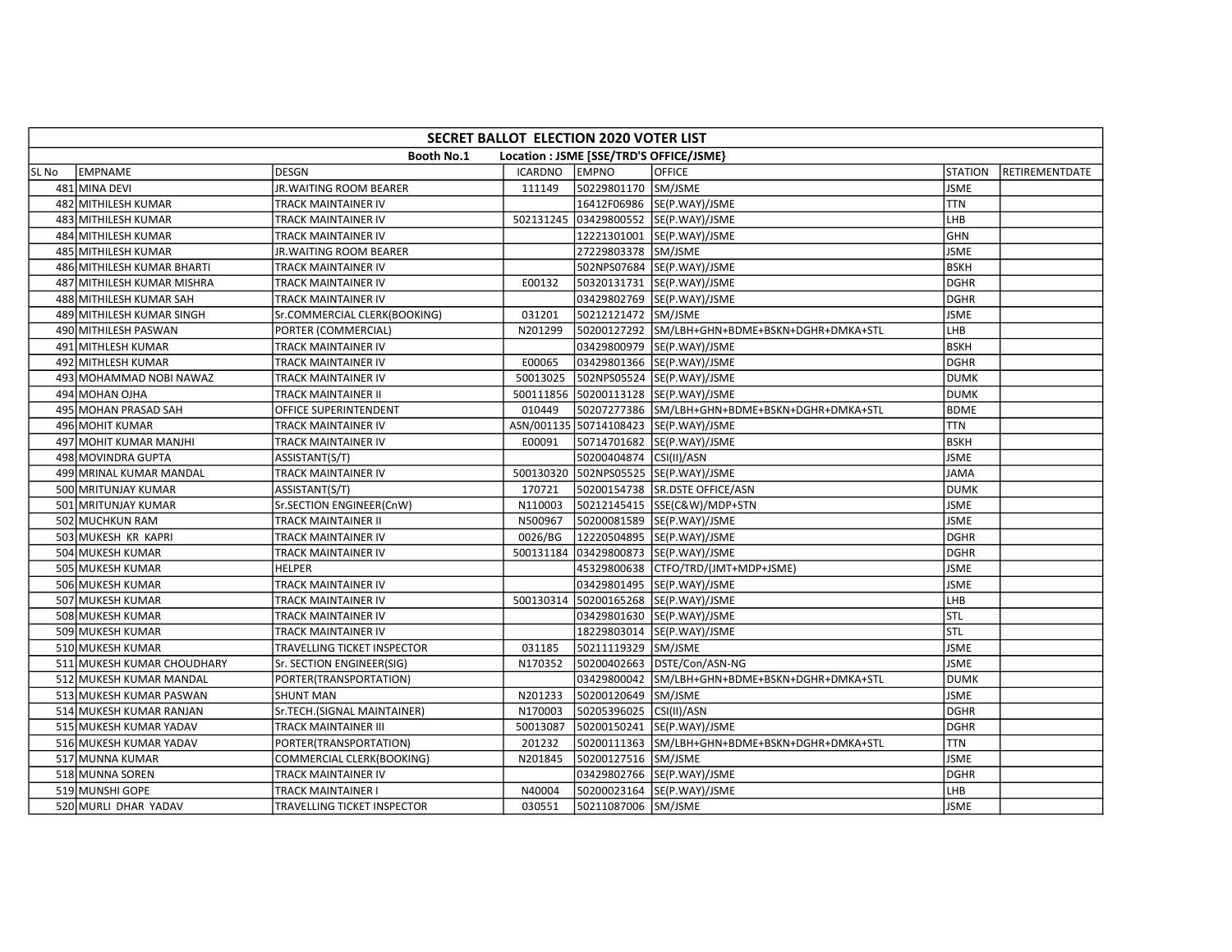| SECRET BALLOT ELECTION 2020 VOTER LIST | | | | | | | |
|---|---|---|---|---|---|---|---|
| Booth No.1 Location : JSME [SSE/TRD'S OFFICE/JSME} | | | | | | | |
| SL No | EMPNAME | DESGN | ICARDNO | EMPNO | OFFICE | STATION | RETIREMENTDATE |
| 481 | MINA DEVI | JR.WAITING ROOM BEARER | 111149 | 50229801170 | SM/JSME | JSME | |
| 482 | MITHILESH KUMAR | TRACK MAINTAINER IV | | 16412F06986 | SE(P.WAY)/JSME | TTN | |
| 483 | MITHILESH KUMAR | TRACK MAINTAINER IV | 502131245 | 03429800552 | SE(P.WAY)/JSME | LHB | |
| 484 | MITHILESH KUMAR | TRACK MAINTAINER IV | | 12221301001 | SE(P.WAY)/JSME | GHN | |
| 485 | MITHILESH KUMAR | JR.WAITING ROOM BEARER | | 27229803378 | SM/JSME | JSME | |
| 486 | MITHILESH KUMAR BHARTI | TRACK MAINTAINER IV | | 502NPS07684 | SE(P.WAY)/JSME | BSKH | |
| 487 | MITHILESH KUMAR MISHRA | TRACK MAINTAINER IV | E00132 | 50320131731 | SE(P.WAY)/JSME | DGHR | |
| 488 | MITHILESH KUMAR SAH | TRACK MAINTAINER IV | | 03429802769 | SE(P.WAY)/JSME | DGHR | |
| 489 | MITHILESH KUMAR SINGH | Sr.COMMERCIAL CLERK(BOOKING) | 031201 | 50212121472 | SM/JSME | JSME | |
| 490 | MITHILESH PASWAN | PORTER (COMMERCIAL) | N201299 | 50200127292 | SM/LBH+GHN+BDME+BSKN+DGHR+DMKA+STL | LHB | |
| 491 | MITHLESH KUMAR | TRACK MAINTAINER IV | | 03429800979 | SE(P.WAY)/JSME | BSKH | |
| 492 | MITHLESH KUMAR | TRACK MAINTAINER IV | E00065 | 03429801366 | SE(P.WAY)/JSME | DGHR | |
| 493 | MOHAMMAD NOBI NAWAZ | TRACK MAINTAINER IV | 50013025 | 502NPS05524 | SE(P.WAY)/JSME | DUMK | |
| 494 | MOHAN OJHA | TRACK MAINTAINER II | 500111856 | 50200113128 | SE(P.WAY)/JSME | DUMK | |
| 495 | MOHAN PRASAD SAH | OFFICE SUPERINTENDENT | 010449 | 50207277386 | SM/LBH+GHN+BDME+BSKN+DGHR+DMKA+STL | BDME | |
| 496 | MOHIT KUMAR | TRACK MAINTAINER IV | ASN/001135 | 50714108423 | SE(P.WAY)/JSME | TTN | |
| 497 | MOHIT KUMAR MANJHI | TRACK MAINTAINER IV | E00091 | 50714701682 | SE(P.WAY)/JSME | BSKH | |
| 498 | MOVINDRA GUPTA | ASSISTANT(S/T) | | 50200404874 | CSI(II)/ASN | JSME | |
| 499 | MRINAL KUMAR MANDAL | TRACK MAINTAINER IV | 500130320 | 502NPS05525 | SE(P.WAY)/JSME | JAMA | |
| 500 | MRITUNJAY KUMAR | ASSISTANT(S/T) | 170721 | 50200154738 | SR.DSTE OFFICE/ASN | DUMK | |
| 501 | MRITUNJAY KUMAR | Sr.SECTION ENGINEER(CnW) | N110003 | 50212145415 | SSE(C&W)/MDP+STN | JSME | |
| 502 | MUCHKUN RAM | TRACK MAINTAINER II | N500967 | 50200081589 | SE(P.WAY)/JSME | JSME | |
| 503 | MUKESH KR KAPRI | TRACK MAINTAINER IV | 0026/BG | 12220504895 | SE(P.WAY)/JSME | DGHR | |
| 504 | MUKESH KUMAR | TRACK MAINTAINER IV | 500131184 | 03429800873 | SE(P.WAY)/JSME | DGHR | |
| 505 | MUKESH KUMAR | HELPER | | 45329800638 | CTFO/TRD/(JMT+MDP+JSME) | JSME | |
| 506 | MUKESH KUMAR | TRACK MAINTAINER IV | | 03429801495 | SE(P.WAY)/JSME | JSME | |
| 507 | MUKESH KUMAR | TRACK MAINTAINER IV | 500130314 | 50200165268 | SE(P.WAY)/JSME | LHB | |
| 508 | MUKESH KUMAR | TRACK MAINTAINER IV | | 03429801630 | SE(P.WAY)/JSME | STL | |
| 509 | MUKESH KUMAR | TRACK MAINTAINER IV | | 18229803014 | SE(P.WAY)/JSME | STL | |
| 510 | MUKESH KUMAR | TRAVELLING TICKET INSPECTOR | 031185 | 50211119329 | SM/JSME | JSME | |
| 511 | MUKESH KUMAR CHOUDHARY | Sr. SECTION ENGINEER(SIG) | N170352 | 50200402663 | DSTE/Con/ASN-NG | JSME | |
| 512 | MUKESH KUMAR MANDAL | PORTER(TRANSPORTATION) | | 03429800042 | SM/LBH+GHN+BDME+BSKN+DGHR+DMKA+STL | DUMK | |
| 513 | MUKESH KUMAR PASWAN | SHUNT MAN | N201233 | 50200120649 | SM/JSME | JSME | |
| 514 | MUKESH KUMAR RANJAN | Sr.TECH.(SIGNAL MAINTAINER) | N170003 | 50205396025 | CSI(II)/ASN | DGHR | |
| 515 | MUKESH KUMAR YADAV | TRACK MAINTAINER III | 50013087 | 50200150241 | SE(P.WAY)/JSME | DGHR | |
| 516 | MUKESH KUMAR YADAV | PORTER(TRANSPORTATION) | 201232 | 50200111363 | SM/LBH+GHN+BDME+BSKN+DGHR+DMKA+STL | TTN | |
| 517 | MUNNA KUMAR | COMMERCIAL CLERK(BOOKING) | N201845 | 50200127516 | SM/JSME | JSME | |
| 518 | MUNNA SOREN | TRACK MAINTAINER IV | | 03429802766 | SE(P.WAY)/JSME | DGHR | |
| 519 | MUNSHI GOPE | TRACK MAINTAINER I | N40004 | 50200023164 | SE(P.WAY)/JSME | LHB | |
| 520 | MURLI DHAR YADAV | TRAVELLING TICKET INSPECTOR | 030551 | 50211087006 | SM/JSME | JSME | |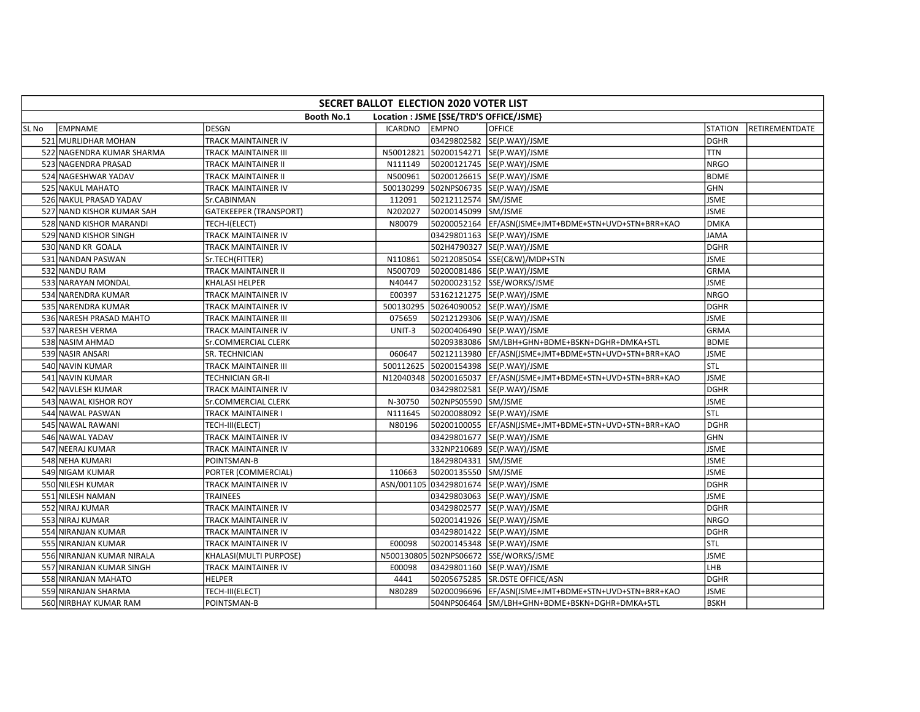| SECRET BALLOT ELECTION 2020 VOTER LIST | | | | | | | |
|---|---|---|---|---|---|---|---|
| Booth No.1 Location : JSME [SSE/TRD'S OFFICE/JSME} | | | | | | | |
| SL No | EMPNAME | DESGN | ICARDNO | EMPNO | OFFICE | STATION | RETIREMENTDATE |
| 521 | MURLIDHAR MOHAN | TRACK MAINTAINER IV | | 03429802582 | SE(P.WAY)/JSME | DGHR | |
| 522 | NAGENDRA KUMAR SHARMA | TRACK MAINTAINER III | N50012821 | 50200154271 | SE(P.WAY)/JSME | TTN | |
| 523 | NAGENDRA PRASAD | TRACK MAINTAINER II | N111149 | 50200121745 | SE(P.WAY)/JSME | NRGO | |
| 524 | NAGESHWAR YADAV | TRACK MAINTAINER II | N500961 | 50200126615 | SE(P.WAY)/JSME | BDME | |
| 525 | NAKUL MAHATO | TRACK MAINTAINER IV | 500130299 | 502NPS06735 | SE(P.WAY)/JSME | GHN | |
| 526 | NAKUL PRASAD YADAV | Sr.CABINMAN | 112091 | 50212112574 | SM/JSME | JSME | |
| 527 | NAND KISHOR KUMAR SAH | GATEKEEPER (TRANSPORT) | N202027 | 50200145099 | SM/JSME | JSME | |
| 528 | NAND KISHOR MARANDI | TECH-I(ELECT) | N80079 | 50200052164 | EF/ASN(JSME+JMT+BDME+STN+UVD+STN+BRR+KAO | DMKA | |
| 529 | NAND KISHOR SINGH | TRACK MAINTAINER IV | | 03429801163 | SE(P.WAY)/JSME | JAMA | |
| 530 | NAND KR GOALA | TRACK MAINTAINER IV | | 502H4790327 | SE(P.WAY)/JSME | DGHR | |
| 531 | NANDAN PASWAN | Sr.TECH(FITTER) | N110861 | 50212085054 | SSE(C&W)/MDP+STN | JSME | |
| 532 | NANDU RAM | TRACK MAINTAINER II | N500709 | 50200081486 | SE(P.WAY)/JSME | GRMA | |
| 533 | NARAYAN MONDAL | KHALASI HELPER | N40447 | 50200023152 | SSE/WORKS/JSME | JSME | |
| 534 | NARENDRA KUMAR | TRACK MAINTAINER IV | E00397 | 53162121275 | SE(P.WAY)/JSME | NRGO | |
| 535 | NARENDRA KUMAR | TRACK MAINTAINER IV | 500130295 | 50264090052 | SE(P.WAY)/JSME | DGHR | |
| 536 | NARESH PRASAD MAHTO | TRACK MAINTAINER III | 075659 | 50212129306 | SE(P.WAY)/JSME | JSME | |
| 537 | NARESH VERMA | TRACK MAINTAINER IV | UNIT-3 | 50200406490 | SE(P.WAY)/JSME | GRMA | |
| 538 | NASIM AHMAD | Sr.COMMERCIAL CLERK | | 50209383086 | SM/LBH+GHN+BDME+BSKN+DGHR+DMKA+STL | BDME | |
| 539 | NASIR ANSARI | SR. TECHNICIAN | 060647 | 50212113980 | EF/ASN(JSME+JMT+BDME+STN+UVD+STN+BRR+KAO | JSME | |
| 540 | NAVIN KUMAR | TRACK MAINTAINER III | 500112625 | 50200154398 | SE(P.WAY)/JSME | STL | |
| 541 | NAVIN KUMAR | TECHNICIAN GR-II | N12040348 | 50200165037 | EF/ASN(JSME+JMT+BDME+STN+UVD+STN+BRR+KAO | JSME | |
| 542 | NAVLESH KUMAR | TRACK MAINTAINER IV | | 03429802581 | SE(P.WAY)/JSME | DGHR | |
| 543 | NAWAL KISHOR ROY | Sr.COMMERCIAL CLERK | N-30750 | 502NPS05590 | SM/JSME | JSME | |
| 544 | NAWAL PASWAN | TRACK MAINTAINER I | N111645 | 50200088092 | SE(P.WAY)/JSME | STL | |
| 545 | NAWAL RAWANI | TECH-III(ELECT) | N80196 | 50200100055 | EF/ASN(JSME+JMT+BDME+STN+UVD+STN+BRR+KAO | DGHR | |
| 546 | NAWAL YADAV | TRACK MAINTAINER IV | | 03429801677 | SE(P.WAY)/JSME | GHN | |
| 547 | NEERAJ KUMAR | TRACK MAINTAINER IV | | 332NP210689 | SE(P.WAY)/JSME | JSME | |
| 548 | NEHA KUMARI | POINTSMAN-B | | 18429804331 | SM/JSME | JSME | |
| 549 | NIGAM KUMAR | PORTER (COMMERCIAL) | 110663 | 50200135550 | SM/JSME | JSME | |
| 550 | NILESH KUMAR | TRACK MAINTAINER IV | ASN/001105 | 03429801674 | SE(P.WAY)/JSME | DGHR | |
| 551 | NILESH NAMAN | TRAINEES | | 03429803063 | SE(P.WAY)/JSME | JSME | |
| 552 | NIRAJ KUMAR | TRACK MAINTAINER IV | | 03429802577 | SE(P.WAY)/JSME | DGHR | |
| 553 | NIRAJ KUMAR | TRACK MAINTAINER IV | | 50200141926 | SE(P.WAY)/JSME | NRGO | |
| 554 | NIRANJAN KUMAR | TRACK MAINTAINER IV | | 03429801422 | SE(P.WAY)/JSME | DGHR | |
| 555 | NIRANJAN KUMAR | TRACK MAINTAINER IV | E00098 | 50200145348 | SE(P.WAY)/JSME | STL | |
| 556 | NIRANJAN KUMAR NIRALA | KHALASI(MULTI PURPOSE) | N500130805 | 502NPS06672 | SSE/WORKS/JSME | JSME | |
| 557 | NIRANJAN KUMAR SINGH | TRACK MAINTAINER IV | E00098 | 03429801160 | SE(P.WAY)/JSME | LHB | |
| 558 | NIRANJAN MAHATO | HELPER | 4441 | 50205675285 | SR.DSTE OFFICE/ASN | DGHR | |
| 559 | NIRANJAN SHARMA | TECH-III(ELECT) | N80289 | 50200096696 | EF/ASN(JSME+JMT+BDME+STN+UVD+STN+BRR+KAO | JSME | |
| 560 | NIRBHAY KUMAR RAM | POINTSMAN-B | | 504NPS06464 | SM/LBH+GHN+BDME+BSKN+DGHR+DMKA+STL | BSKH | |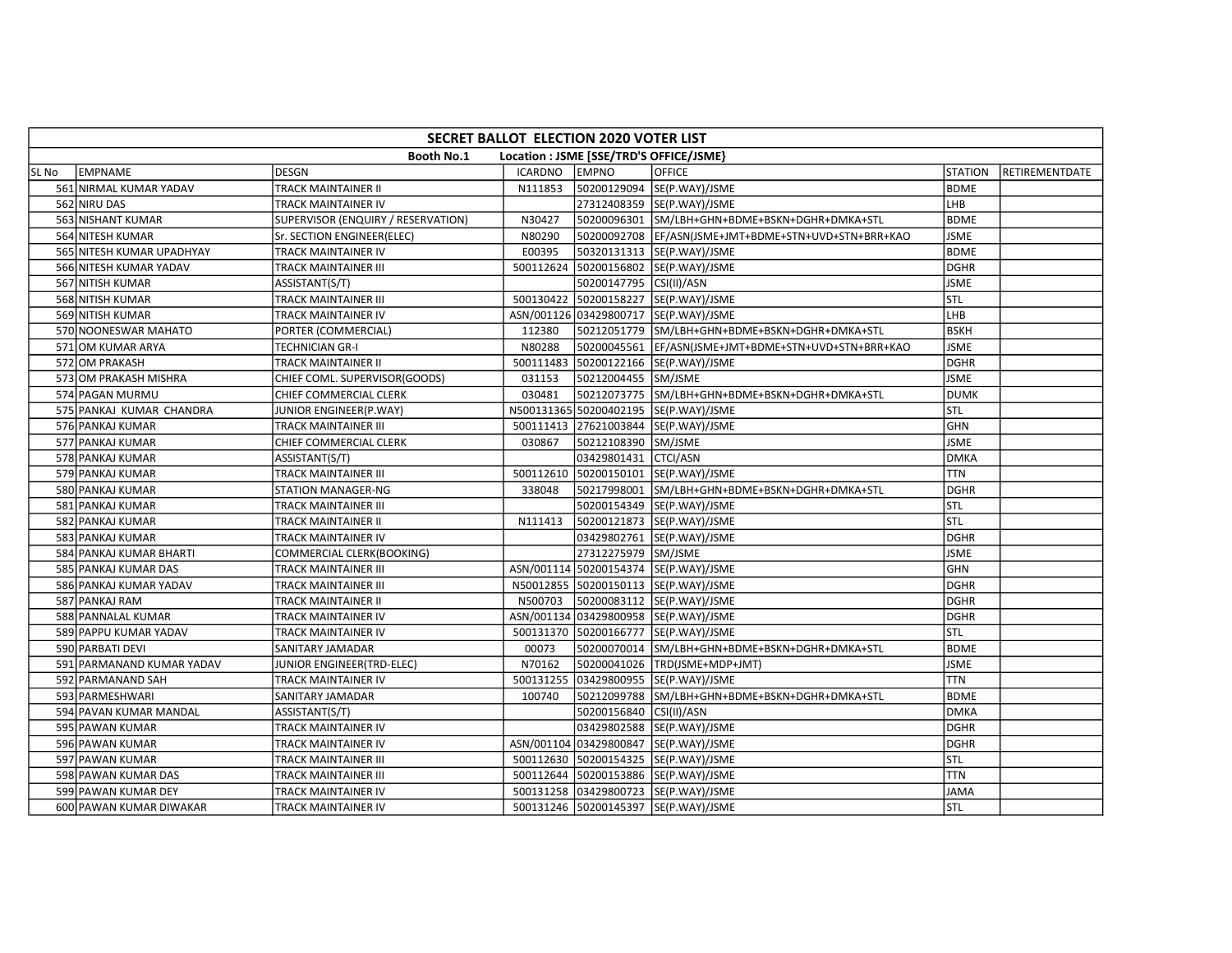| SECRET BALLOT ELECTION 2020 VOTER LIST | | | | | | | |
|---|---|---|---|---|---|---|---|
| Booth No.1 Location : JSME [SSE/TRD'S OFFICE/JSME} | | | | | | | |
| SL No | EMPNAME | DESGN | ICARDNO | EMPNO | OFFICE | STATION | RETIREMENTDATE |
| 561 | NIRMAL KUMAR YADAV | TRACK MAINTAINER II | N111853 | 50200129094 | SE(P.WAY)/JSME | BDME | |
| 562 | NIRU DAS | TRACK MAINTAINER IV | | 27312408359 | SE(P.WAY)/JSME | LHB | |
| 563 | NISHANT KUMAR | SUPERVISOR (ENQUIRY / RESERVATION) | N30427 | 50200096301 | SM/LBH+GHN+BDME+BSKN+DGHR+DMKA+STL | BDME | |
| 564 | NITESH KUMAR | Sr. SECTION ENGINEER(ELEC) | N80290 | 50200092708 | EF/ASN(JSME+JMT+BDME+STN+UVD+STN+BRR+KAO | JSME | |
| 565 | NITESH KUMAR UPADHYAY | TRACK MAINTAINER IV | E00395 | 50320131313 | SE(P.WAY)/JSME | BDME | |
| 566 | NITESH KUMAR YADAV | TRACK MAINTAINER III | 500112624 | 50200156802 | SE(P.WAY)/JSME | DGHR | |
| 567 | NITISH KUMAR | ASSISTANT(S/T) | | 50200147795 | CSI(II)/ASN | JSME | |
| 568 | NITISH KUMAR | TRACK MAINTAINER III | 500130422 | 50200158227 | SE(P.WAY)/JSME | STL | |
| 569 | NITISH KUMAR | TRACK MAINTAINER IV | ASN/001126 | 03429800717 | SE(P.WAY)/JSME | LHB | |
| 570 | NOONESWAR MAHATO | PORTER (COMMERCIAL) | 112380 | 50212051779 | SM/LBH+GHN+BDME+BSKN+DGHR+DMKA+STL | BSKH | |
| 571 | OM KUMAR ARYA | TECHNICIAN GR-I | N80288 | 50200045561 | EF/ASN(JSME+JMT+BDME+STN+UVD+STN+BRR+KAO | JSME | |
| 572 | OM PRAKASH | TRACK MAINTAINER II | 500111483 | 50200122166 | SE(P.WAY)/JSME | DGHR | |
| 573 | OM PRAKASH MISHRA | CHIEF COML. SUPERVISOR(GOODS) | 031153 | 50212004455 | SM/JSME | JSME | |
| 574 | PAGAN MURMU | CHIEF COMMERCIAL CLERK | 030481 | 50212073775 | SM/LBH+GHN+BDME+BSKN+DGHR+DMKA+STL | DUMK | |
| 575 | PANKAJ KUMAR CHANDRA | JUNIOR ENGINEER(P.WAY) | N500131365 | 50200402195 | SE(P.WAY)/JSME | STL | |
| 576 | PANKAJ KUMAR | TRACK MAINTAINER III | 500111413 | 27621003844 | SE(P.WAY)/JSME | GHN | |
| 577 | PANKAJ KUMAR | CHIEF COMMERCIAL CLERK | 030867 | 50212108390 | SM/JSME | JSME | |
| 578 | PANKAJ KUMAR | ASSISTANT(S/T) | | 03429801431 | CTCI/ASN | DMKA | |
| 579 | PANKAJ KUMAR | TRACK MAINTAINER III | 500112610 | 50200150101 | SE(P.WAY)/JSME | TTN | |
| 580 | PANKAJ KUMAR | STATION MANAGER-NG | 338048 | 50217998001 | SM/LBH+GHN+BDME+BSKN+DGHR+DMKA+STL | DGHR | |
| 581 | PANKAJ KUMAR | TRACK MAINTAINER III | | 50200154349 | SE(P.WAY)/JSME | STL | |
| 582 | PANKAJ KUMAR | TRACK MAINTAINER II | N111413 | 50200121873 | SE(P.WAY)/JSME | STL | |
| 583 | PANKAJ KUMAR | TRACK MAINTAINER IV | | 03429802761 | SE(P.WAY)/JSME | DGHR | |
| 584 | PANKAJ KUMAR BHARTI | COMMERCIAL CLERK(BOOKING) | | 27312275979 | SM/JSME | JSME | |
| 585 | PANKAJ KUMAR DAS | TRACK MAINTAINER III | ASN/001114 | 50200154374 | SE(P.WAY)/JSME | GHN | |
| 586 | PANKAJ KUMAR YADAV | TRACK MAINTAINER III | N50012855 | 50200150113 | SE(P.WAY)/JSME | DGHR | |
| 587 | PANKAJ RAM | TRACK MAINTAINER II | N500703 | 50200083112 | SE(P.WAY)/JSME | DGHR | |
| 588 | PANNALAL KUMAR | TRACK MAINTAINER IV | ASN/001134 | 03429800958 | SE(P.WAY)/JSME | DGHR | |
| 589 | PAPPU KUMAR YADAV | TRACK MAINTAINER IV | 500131370 | 50200166777 | SE(P.WAY)/JSME | STL | |
| 590 | PARBATI DEVI | SANITARY JAMADAR | 00073 | 50200070014 | SM/LBH+GHN+BDME+BSKN+DGHR+DMKA+STL | BDME | |
| 591 | PARMANAND KUMAR YADAV | JUNIOR ENGINEER(TRD-ELEC) | N70162 | 50200041026 | TRD(JSME+MDP+JMT) | JSME | |
| 592 | PARMANAND SAH | TRACK MAINTAINER IV | 500131255 | 03429800955 | SE(P.WAY)/JSME | TTN | |
| 593 | PARMESHWARI | SANITARY JAMADAR | 100740 | 50212099788 | SM/LBH+GHN+BDME+BSKN+DGHR+DMKA+STL | BDME | |
| 594 | PAVAN KUMAR MANDAL | ASSISTANT(S/T) | | 50200156840 | CSI(II)/ASN | DMKA | |
| 595 | PAWAN KUMAR | TRACK MAINTAINER IV | | 03429802588 | SE(P.WAY)/JSME | DGHR | |
| 596 | PAWAN KUMAR | TRACK MAINTAINER IV | ASN/001104 | 03429800847 | SE(P.WAY)/JSME | DGHR | |
| 597 | PAWAN KUMAR | TRACK MAINTAINER III | 500112630 | 50200154325 | SE(P.WAY)/JSME | STL | |
| 598 | PAWAN KUMAR DAS | TRACK MAINTAINER III | 500112644 | 50200153886 | SE(P.WAY)/JSME | TTN | |
| 599 | PAWAN KUMAR DEY | TRACK MAINTAINER IV | 500131258 | 03429800723 | SE(P.WAY)/JSME | JAMA | |
| 600 | PAWAN KUMAR DIWAKAR | TRACK MAINTAINER IV | 500131246 | 50200145397 | SE(P.WAY)/JSME | STL | |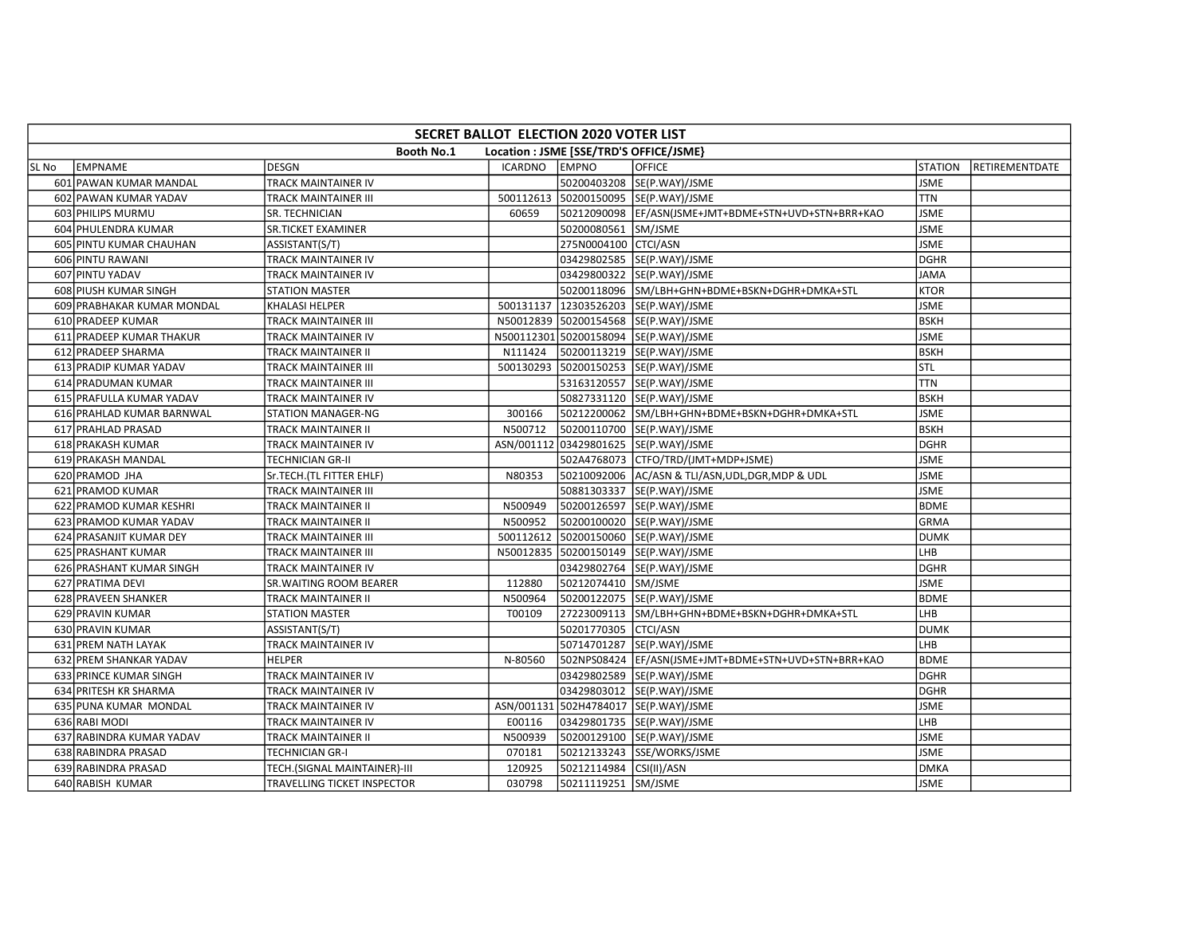| SECRET BALLOT ELECTION 2020 VOTER LIST | | | | | | | |
|---|---|---|---|---|---|---|---|
| Booth No.1 Location : JSME [SSE/TRD'S OFFICE/JSME} | | | | | | | |
| SL No | EMPNAME | DESGN | ICARDNO | EMPNO | OFFICE | STATION | RETIREMENTDATE |
| 601 | PAWAN KUMAR MANDAL | TRACK MAINTAINER IV | | 50200403208 | SE(P.WAY)/JSME | JSME | |
| 602 | PAWAN KUMAR YADAV | TRACK MAINTAINER III | 500112613 | 50200150095 | SE(P.WAY)/JSME | TTN | |
| 603 | PHILIPS MURMU | SR. TECHNICIAN | 60659 | 50212090098 | EF/ASN(JSME+JMT+BDME+STN+UVD+STN+BRR+KAO | JSME | |
| 604 | PHULENDRA KUMAR | SR.TICKET EXAMINER | | 50200080561 | SM/JSME | JSME | |
| 605 | PINTU KUMAR CHAUHAN | ASSISTANT(S/T) | | 275N0004100 | CTCI/ASN | JSME | |
| 606 | PINTU RAWANI | TRACK MAINTAINER IV | | 03429802585 | SE(P.WAY)/JSME | DGHR | |
| 607 | PINTU YADAV | TRACK MAINTAINER IV | | 03429800322 | SE(P.WAY)/JSME | JAMA | |
| 608 | PIUSH KUMAR SINGH | STATION MASTER | | 50200118096 | SM/LBH+GHN+BDME+BSKN+DGHR+DMKA+STL | KTOR | |
| 609 | PRABHAKAR KUMAR MONDAL | KHALASI HELPER | 500131137 | 12303526203 | SE(P.WAY)/JSME | JSME | |
| 610 | PRADEEP KUMAR | TRACK MAINTAINER III | N50012839 | 50200154568 | SE(P.WAY)/JSME | BSKH | |
| 611 | PRADEEP KUMAR THAKUR | TRACK MAINTAINER IV | N500112301 | 50200158094 | SE(P.WAY)/JSME | JSME | |
| 612 | PRADEEP SHARMA | TRACK MAINTAINER II | N111424 | 50200113219 | SE(P.WAY)/JSME | BSKH | |
| 613 | PRADIP KUMAR YADAV | TRACK MAINTAINER III | 500130293 | 50200150253 | SE(P.WAY)/JSME | STL | |
| 614 | PRADUMAN KUMAR | TRACK MAINTAINER III | | 53163120557 | SE(P.WAY)/JSME | TTN | |
| 615 | PRAFULLA KUMAR YADAV | TRACK MAINTAINER IV | | 50827331120 | SE(P.WAY)/JSME | BSKH | |
| 616 | PRAHLAD KUMAR BARNWAL | STATION MANAGER-NG | 300166 | 50212200062 | SM/LBH+GHN+BDME+BSKN+DGHR+DMKA+STL | JSME | |
| 617 | PRAHLAD PRASAD | TRACK MAINTAINER II | N500712 | 50200110700 | SE(P.WAY)/JSME | BSKH | |
| 618 | PRAKASH KUMAR | TRACK MAINTAINER IV | ASN/001112 | 03429801625 | SE(P.WAY)/JSME | DGHR | |
| 619 | PRAKASH MANDAL | TECHNICIAN GR-II | | 502A4768073 | CTFO/TRD/(JMT+MDP+JSME) | JSME | |
| 620 | PRAMOD JHA | Sr.TECH.(TL FITTER EHLF) | N80353 | 50210092006 | AC/ASN & TLI/ASN,UDL,DGR,MDP & UDL | JSME | |
| 621 | PRAMOD KUMAR | TRACK MAINTAINER III | | 50881303337 | SE(P.WAY)/JSME | JSME | |
| 622 | PRAMOD KUMAR KESHRI | TRACK MAINTAINER II | N500949 | 50200126597 | SE(P.WAY)/JSME | BDME | |
| 623 | PRAMOD KUMAR YADAV | TRACK MAINTAINER II | N500952 | 50200100020 | SE(P.WAY)/JSME | GRMA | |
| 624 | PRASANJIT KUMAR DEY | TRACK MAINTAINER III | 500112612 | 50200150060 | SE(P.WAY)/JSME | DUMK | |
| 625 | PRASHANT KUMAR | TRACK MAINTAINER III | N50012835 | 50200150149 | SE(P.WAY)/JSME | LHB | |
| 626 | PRASHANT KUMAR SINGH | TRACK MAINTAINER IV | | 03429802764 | SE(P.WAY)/JSME | DGHR | |
| 627 | PRATIMA DEVI | SR.WAITING ROOM BEARER | 112880 | 50212074410 | SM/JSME | JSME | |
| 628 | PRAVEEN SHANKER | TRACK MAINTAINER II | N500964 | 50200122075 | SE(P.WAY)/JSME | BDME | |
| 629 | PRAVIN KUMAR | STATION MASTER | T00109 | 27223009113 | SM/LBH+GHN+BDME+BSKN+DGHR+DMKA+STL | LHB | |
| 630 | PRAVIN KUMAR | ASSISTANT(S/T) | | 50201770305 | CTCI/ASN | DUMK | |
| 631 | PREM NATH LAYAK | TRACK MAINTAINER IV | | 50714701287 | SE(P.WAY)/JSME | LHB | |
| 632 | PREM SHANKAR YADAV | HELPER | N-80560 | 502NPS08424 | EF/ASN(JSME+JMT+BDME+STN+UVD+STN+BRR+KAO | BDME | |
| 633 | PRINCE KUMAR SINGH | TRACK MAINTAINER IV | | 03429802589 | SE(P.WAY)/JSME | DGHR | |
| 634 | PRITESH KR SHARMA | TRACK MAINTAINER IV | | 03429803012 | SE(P.WAY)/JSME | DGHR | |
| 635 | PUNA KUMAR MONDAL | TRACK MAINTAINER IV | ASN/001131 | 502H4784017 | SE(P.WAY)/JSME | JSME | |
| 636 | RABI MODI | TRACK MAINTAINER IV | E00116 | 03429801735 | SE(P.WAY)/JSME | LHB | |
| 637 | RABINDRA KUMAR YADAV | TRACK MAINTAINER II | N500939 | 50200129100 | SE(P.WAY)/JSME | JSME | |
| 638 | RABINDRA PRASAD | TECHNICIAN GR-I | 070181 | 50212133243 | SSE/WORKS/JSME | JSME | |
| 639 | RABINDRA PRASAD | TECH.(SIGNAL MAINTAINER)-III | 120925 | 50212114984 | CSI(II)/ASN | DMKA | |
| 640 | RABISH KUMAR | TRAVELLING TICKET INSPECTOR | 030798 | 50211119251 | SM/JSME | JSME | |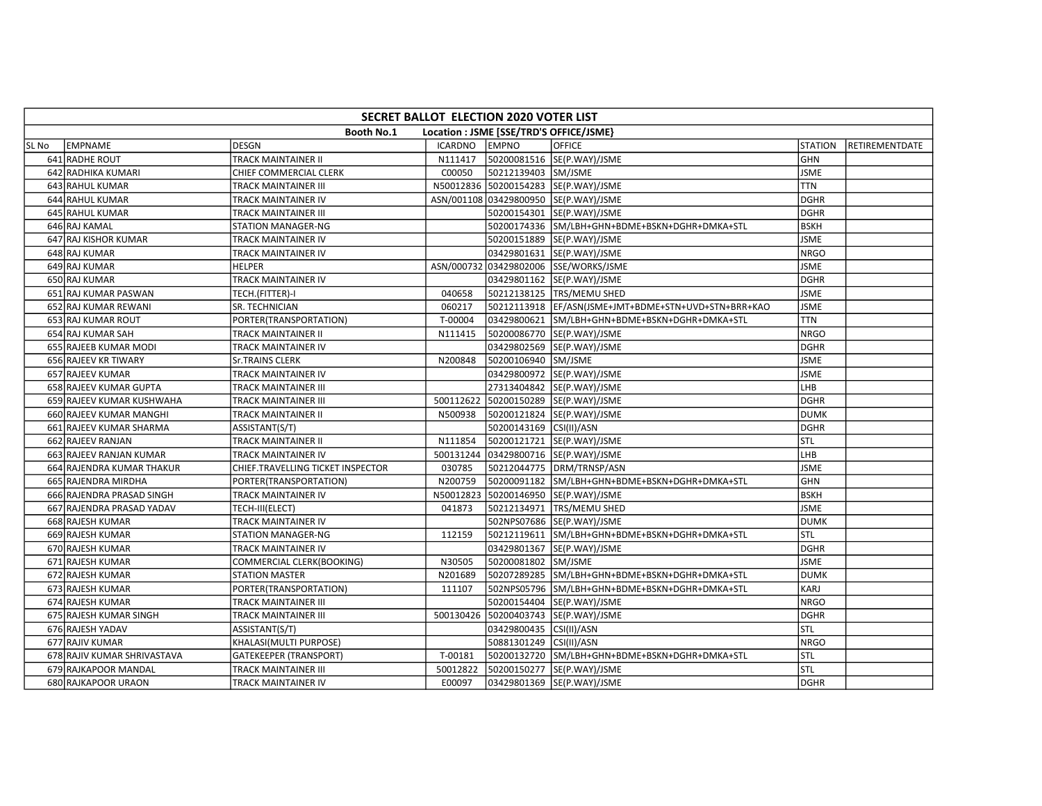| SECRET BALLOT ELECTION 2020 VOTER LIST | | | | | | | |
|---|---|---|---|---|---|---|---|
| Booth No.1 Location : JSME [SSE/TRD'S OFFICE/JSME] | | | | | | | |
| SL No | EMPNAME | DESGN | ICARDNO | EMPNO | OFFICE | STATION | RETIREMENTDATE |
| 641 | RADHE ROUT | TRACK MAINTAINER II | N111417 | 50200081516 | SE(P.WAY)/JSME | GHN | |
| 642 | RADHIKA KUMARI | CHIEF COMMERCIAL CLERK | C00050 | 50212139403 | SM/JSME | JSME | |
| 643 | RAHUL KUMAR | TRACK MAINTAINER III | N50012836 | 50200154283 | SE(P.WAY)/JSME | TTN | |
| 644 | RAHUL KUMAR | TRACK MAINTAINER IV | ASN/001108 | 03429800950 | SE(P.WAY)/JSME | DGHR | |
| 645 | RAHUL KUMAR | TRACK MAINTAINER III | | 50200154301 | SE(P.WAY)/JSME | DGHR | |
| 646 | RAJ KAMAL | STATION MANAGER-NG | | 50200174336 | SM/LBH+GHN+BDME+BSKN+DGHR+DMKA+STL | BSKH | |
| 647 | RAJ KISHOR KUMAR | TRACK MAINTAINER IV | | 50200151889 | SE(P.WAY)/JSME | JSME | |
| 648 | RAJ KUMAR | TRACK MAINTAINER IV | | 03429801631 | SE(P.WAY)/JSME | NRGO | |
| 649 | RAJ KUMAR | HELPER | ASN/000732 | 03429802006 | SSE/WORKS/JSME | JSME | |
| 650 | RAJ KUMAR | TRACK MAINTAINER IV | | 03429801162 | SE(P.WAY)/JSME | DGHR | |
| 651 | RAJ KUMAR PASWAN | TECH.(FITTER)-I | 040658 | 50212138125 | TRS/MEMU SHED | JSME | |
| 652 | RAJ KUMAR REWANI | SR. TECHNICIAN | 060217 | 50212113918 | EF/ASN(JSME+JMT+BDME+STN+UVD+STN+BRR+KAO | JSME | |
| 653 | RAJ KUMAR ROUT | PORTER(TRANSPORTATION) | T-00004 | 03429800621 | SM/LBH+GHN+BDME+BSKN+DGHR+DMKA+STL | TTN | |
| 654 | RAJ KUMAR SAH | TRACK MAINTAINER II | N111415 | 50200086770 | SE(P.WAY)/JSME | NRGO | |
| 655 | RAJEEB KUMAR MODI | TRACK MAINTAINER IV | | 03429802569 | SE(P.WAY)/JSME | DGHR | |
| 656 | RAJEEV KR TIWARY | Sr.TRAINS CLERK | N200848 | 50200106940 | SM/JSME | JSME | |
| 657 | RAJEEV KUMAR | TRACK MAINTAINER IV | | 03429800972 | SE(P.WAY)/JSME | JSME | |
| 658 | RAJEEV KUMAR GUPTA | TRACK MAINTAINER III | | 27313404842 | SE(P.WAY)/JSME | LHB | |
| 659 | RAJEEV KUMAR KUSHWAHA | TRACK MAINTAINER III | 500112622 | 50200150289 | SE(P.WAY)/JSME | DGHR | |
| 660 | RAJEEV KUMAR MANGHI | TRACK MAINTAINER II | N500938 | 50200121824 | SE(P.WAY)/JSME | DUMK | |
| 661 | RAJEEV KUMAR SHARMA | ASSISTANT(S/T) | | 50200143169 | CSI(II)/ASN | DGHR | |
| 662 | RAJEEV RANJAN | TRACK MAINTAINER II | N111854 | 50200121721 | SE(P.WAY)/JSME | STL | |
| 663 | RAJEEV RANJAN KUMAR | TRACK MAINTAINER IV | 500131244 | 03429800716 | SE(P.WAY)/JSME | LHB | |
| 664 | RAJENDRA KUMAR THAKUR | CHIEF.TRAVELLING TICKET INSPECTOR | 030785 | 50212044775 | DRM/TRNSP/ASN | JSME | |
| 665 | RAJENDRA MIRDHA | PORTER(TRANSPORTATION) | N200759 | 50200091182 | SM/LBH+GHN+BDME+BSKN+DGHR+DMKA+STL | GHN | |
| 666 | RAJENDRA PRASAD SINGH | TRACK MAINTAINER IV | N50012823 | 50200146950 | SE(P.WAY)/JSME | BSKH | |
| 667 | RAJENDRA PRASAD YADAV | TECH-III(ELECT) | 041873 | 50212134971 | TRS/MEMU SHED | JSME | |
| 668 | RAJESH KUMAR | TRACK MAINTAINER IV | | 502NPS07686 | SE(P.WAY)/JSME | DUMK | |
| 669 | RAJESH KUMAR | STATION MANAGER-NG | 112159 | 50212119611 | SM/LBH+GHN+BDME+BSKN+DGHR+DMKA+STL | STL | |
| 670 | RAJESH KUMAR | TRACK MAINTAINER IV | | 03429801367 | SE(P.WAY)/JSME | DGHR | |
| 671 | RAJESH KUMAR | COMMERCIAL CLERK(BOOKING) | N30505 | 50200081802 | SM/JSME | JSME | |
| 672 | RAJESH KUMAR | STATION MASTER | N201689 | 50207289285 | SM/LBH+GHN+BDME+BSKN+DGHR+DMKA+STL | DUMK | |
| 673 | RAJESH KUMAR | PORTER(TRANSPORTATION) | 111107 | 502NPS05796 | SM/LBH+GHN+BDME+BSKN+DGHR+DMKA+STL | KARJ | |
| 674 | RAJESH KUMAR | TRACK MAINTAINER III | | 50200154404 | SE(P.WAY)/JSME | NRGO | |
| 675 | RAJESH KUMAR SINGH | TRACK MAINTAINER III | 500130426 | 50200403743 | SE(P.WAY)/JSME | DGHR | |
| 676 | RAJESH YADAV | ASSISTANT(S/T) | | 03429800435 | CSI(II)/ASN | STL | |
| 677 | RAJIV KUMAR | KHALASI(MULTI PURPOSE) | | 50881301249 | CSI(II)/ASN | NRGO | |
| 678 | RAJIV KUMAR SHRIVASTAVA | GATEKEEPER (TRANSPORT) | T-00181 | 50200132720 | SM/LBH+GHN+BDME+BSKN+DGHR+DMKA+STL | STL | |
| 679 | RAJKAPOOR MANDAL | TRACK MAINTAINER III | 50012822 | 50200150277 | SE(P.WAY)/JSME | STL | |
| 680 | RAJKAPOOR URAON | TRACK MAINTAINER IV | E00097 | 03429801369 | SE(P.WAY)/JSME | DGHR | |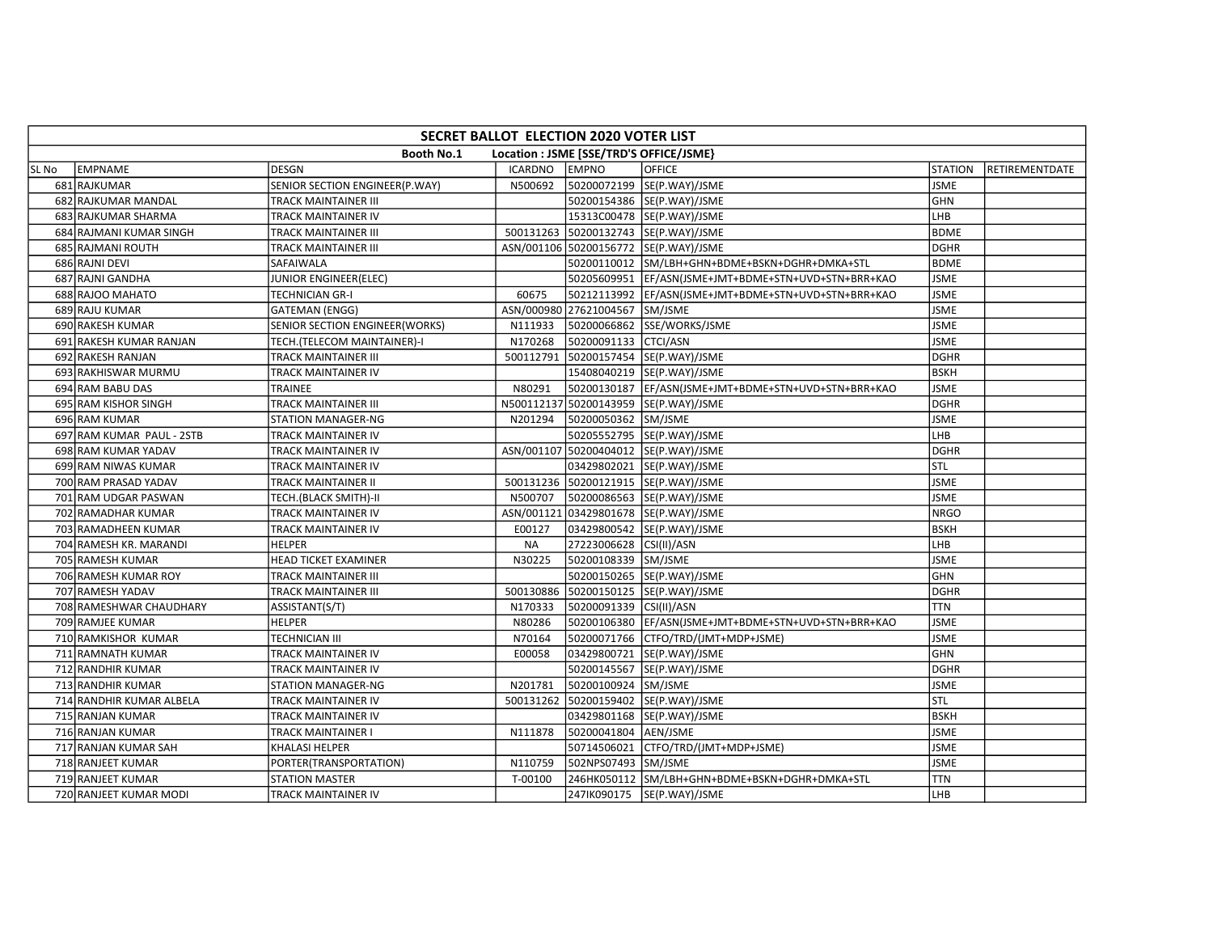| SECRET BALLOT ELECTION 2020 VOTER LIST | | | | | | | |
|---|---|---|---|---|---|---|---|
| Booth No.1 Location : JSME [SSE/TRD'S OFFICE/JSME} | | | | | | | |
| SL No | EMPNAME | DESGN | ICARDNO | EMPNO | OFFICE | STATION | RETIREMENTDATE |
| 681 | RAJKUMAR | SENIOR SECTION ENGINEER(P.WAY) | N500692 | 50200072199 | SE(P.WAY)/JSME | JSME | |
| 682 | RAJKUMAR MANDAL | TRACK MAINTAINER III | | 50200154386 | SE(P.WAY)/JSME | GHN | |
| 683 | RAJKUMAR SHARMA | TRACK MAINTAINER IV | | 15313C00478 | SE(P.WAY)/JSME | LHB | |
| 684 | RAJMANI KUMAR SINGH | TRACK MAINTAINER III | 500131263 | 50200132743 | SE(P.WAY)/JSME | BDME | |
| 685 | RAJMANI ROUTH | TRACK MAINTAINER III | ASN/001106 | 50200156772 | SE(P.WAY)/JSME | DGHR | |
| 686 | RAJNI DEVI | SAFAIWALA | | 50200110012 | SM/LBH+GHN+BDME+BSKN+DGHR+DMKA+STL | BDME | |
| 687 | RAJNI GANDHA | JUNIOR ENGINEER(ELEC) | | 50205609951 | EF/ASN(JSME+JMT+BDME+STN+UVD+STN+BRR+KAO | JSME | |
| 688 | RAJOO MAHATO | TECHNICIAN GR-I | 60675 | 50212113992 | EF/ASN(JSME+JMT+BDME+STN+UVD+STN+BRR+KAO | JSME | |
| 689 | RAJU KUMAR | GATEMAN (ENGG) | ASN/000980 | 27621004567 | SM/JSME | JSME | |
| 690 | RAKESH KUMAR | SENIOR SECTION ENGINEER(WORKS) | N111933 | 50200066862 | SSE/WORKS/JSME | JSME | |
| 691 | RAKESH KUMAR RANJAN | TECH.(TELECOM MAINTAINER)-I | N170268 | 50200091133 | CTCI/ASN | JSME | |
| 692 | RAKESH RANJAN | TRACK MAINTAINER III | 500112791 | 50200157454 | SE(P.WAY)/JSME | DGHR | |
| 693 | RAKHISWAR MURMU | TRACK MAINTAINER IV | | 15408040219 | SE(P.WAY)/JSME | BSKH | |
| 694 | RAM BABU DAS | TRAINEE | N80291 | 50200130187 | EF/ASN(JSME+JMT+BDME+STN+UVD+STN+BRR+KAO | JSME | |
| 695 | RAM KISHOR SINGH | TRACK MAINTAINER III | N500112137 | 50200143959 | SE(P.WAY)/JSME | DGHR | |
| 696 | RAM KUMAR | STATION MANAGER-NG | N201294 | 50200050362 | SM/JSME | JSME | |
| 697 | RAM KUMAR PAUL - 2STB | TRACK MAINTAINER IV | | 50205552795 | SE(P.WAY)/JSME | LHB | |
| 698 | RAM KUMAR YADAV | TRACK MAINTAINER IV | ASN/001107 | 50200404012 | SE(P.WAY)/JSME | DGHR | |
| 699 | RAM NIWAS KUMAR | TRACK MAINTAINER IV | | 03429802021 | SE(P.WAY)/JSME | STL | |
| 700 | RAM PRASAD YADAV | TRACK MAINTAINER II | 500131236 | 50200121915 | SE(P.WAY)/JSME | JSME | |
| 701 | RAM UDGAR PASWAN | TECH.(BLACK SMITH)-II | N500707 | 50200086563 | SE(P.WAY)/JSME | JSME | |
| 702 | RAMADHAR KUMAR | TRACK MAINTAINER IV | ASN/001121 | 03429801678 | SE(P.WAY)/JSME | NRGO | |
| 703 | RAMADHEEN KUMAR | TRACK MAINTAINER IV | E00127 | 03429800542 | SE(P.WAY)/JSME | BSKH | |
| 704 | RAMESH KR. MARANDI | HELPER | NA | 27223006628 | CSI(II)/ASN | LHB | |
| 705 | RAMESH KUMAR | HEAD TICKET EXAMINER | N30225 | 50200108339 | SM/JSME | JSME | |
| 706 | RAMESH KUMAR ROY | TRACK MAINTAINER III | | 50200150265 | SE(P.WAY)/JSME | GHN | |
| 707 | RAMESH YADAV | TRACK MAINTAINER III | 500130886 | 50200150125 | SE(P.WAY)/JSME | DGHR | |
| 708 | RAMESHWAR CHAUDHARY | ASSISTANT(S/T) | N170333 | 50200091339 | CSI(II)/ASN | TTN | |
| 709 | RAMJEE KUMAR | HELPER | N80286 | 50200106380 | EF/ASN(JSME+JMT+BDME+STN+UVD+STN+BRR+KAO | JSME | |
| 710 | RAMKISHOR KUMAR | TECHNICIAN III | N70164 | 50200071766 | CTFO/TRD/(JMT+MDP+JSME) | JSME | |
| 711 | RAMNATH KUMAR | TRACK MAINTAINER IV | E00058 | 03429800721 | SE(P.WAY)/JSME | GHN | |
| 712 | RANDHIR KUMAR | TRACK MAINTAINER IV | | 50200145567 | SE(P.WAY)/JSME | DGHR | |
| 713 | RANDHIR KUMAR | STATION MANAGER-NG | N201781 | 50200100924 | SM/JSME | JSME | |
| 714 | RANDHIR KUMAR ALBELA | TRACK MAINTAINER IV | 500131262 | 50200159402 | SE(P.WAY)/JSME | STL | |
| 715 | RANJAN KUMAR | TRACK MAINTAINER IV | | 03429801168 | SE(P.WAY)/JSME | BSKH | |
| 716 | RANJAN KUMAR | TRACK MAINTAINER I | N111878 | 50200041804 | AEN/JSME | JSME | |
| 717 | RANJAN KUMAR SAH | KHALASI HELPER | | 50714506021 | CTFO/TRD/(JMT+MDP+JSME) | JSME | |
| 718 | RANJEET KUMAR | PORTER(TRANSPORTATION) | N110759 | 502NPS07493 | SM/JSME | JSME | |
| 719 | RANJEET KUMAR | STATION MASTER | T-00100 | 246HK050112 | SM/LBH+GHN+BDME+BSKN+DGHR+DMKA+STL | TTN | |
| 720 | RANJEET KUMAR MODI | TRACK MAINTAINER IV | | 247IK090175 | SE(P.WAY)/JSME | LHB | |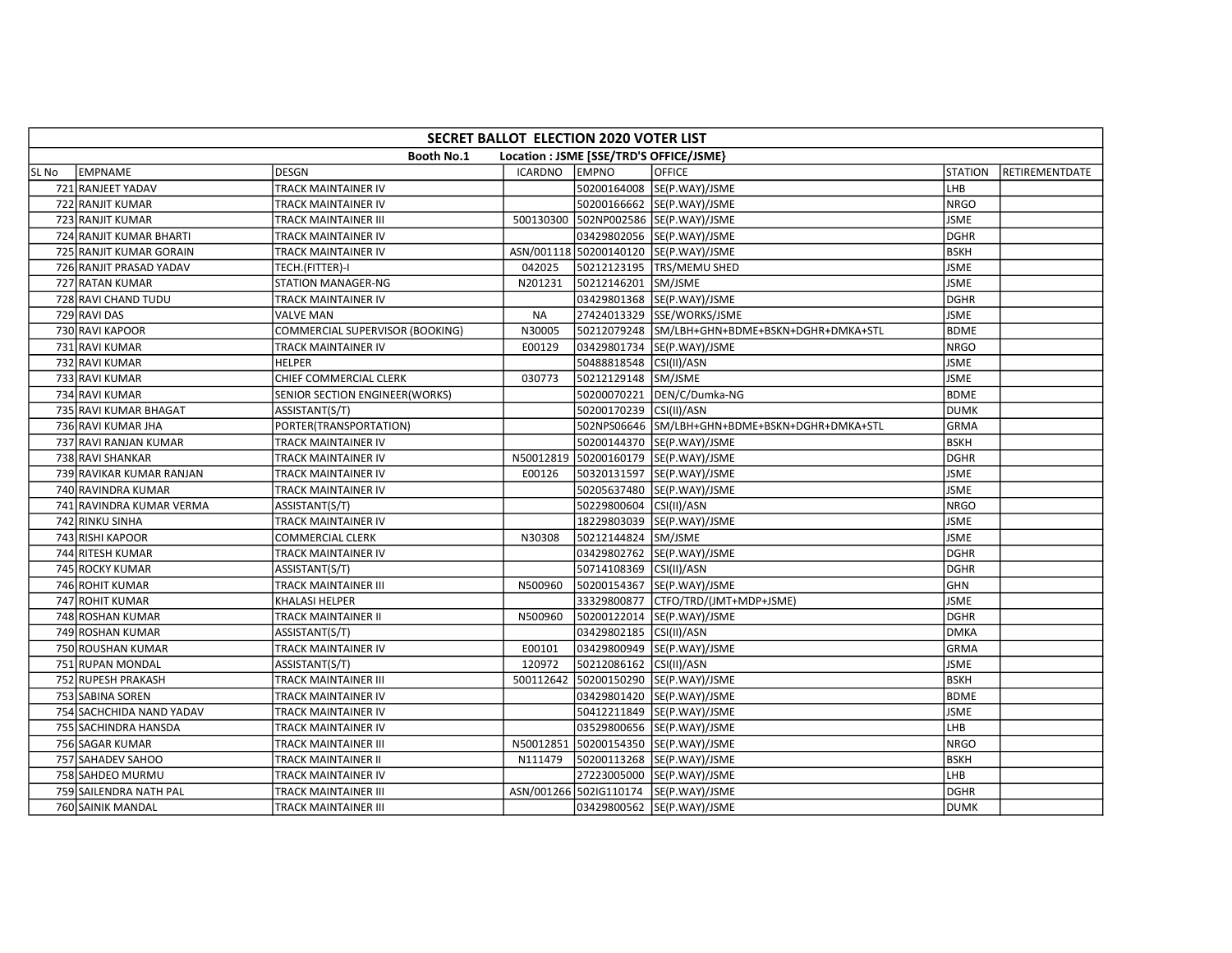| SECRET BALLOT ELECTION 2020 VOTER LIST | | | | | | | |
|---|---|---|---|---|---|---|---|
| Booth No.1 Location : JSME [SSE/TRD'S OFFICE/JSME} | | | | | | | |
| SL No | EMPNAME | DESGN | ICARDNO | EMPNO | OFFICE | STATION | RETIREMENTDATE |
| 721 | RANJEET YADAV | TRACK MAINTAINER IV | | 50200164008 | SE(P.WAY)/JSME | LHB | |
| 722 | RANJIT KUMAR | TRACK MAINTAINER IV | | 50200166662 | SE(P.WAY)/JSME | NRGO | |
| 723 | RANJIT KUMAR | TRACK MAINTAINER III | 500130300 | 502NP002586 | SE(P.WAY)/JSME | JSME | |
| 724 | RANJIT KUMAR BHARTI | TRACK MAINTAINER IV | | 03429802056 | SE(P.WAY)/JSME | DGHR | |
| 725 | RANJIT KUMAR GORAIN | TRACK MAINTAINER IV | ASN/001118 | 50200140120 | SE(P.WAY)/JSME | BSKH | |
| 726 | RANJIT PRASAD YADAV | TECH.(FITTER)-I | 042025 | 50212123195 | TRS/MEMU SHED | JSME | |
| 727 | RATAN KUMAR | STATION MANAGER-NG | N201231 | 50212146201 | SM/JSME | JSME | |
| 728 | RAVI CHAND TUDU | TRACK MAINTAINER IV | | 03429801368 | SE(P.WAY)/JSME | DGHR | |
| 729 | RAVI DAS | VALVE MAN | NA | 27424013329 | SSE/WORKS/JSME | JSME | |
| 730 | RAVI KAPOOR | COMMERCIAL SUPERVISOR (BOOKING) | N30005 | 50212079248 | SM/LBH+GHN+BDME+BSKN+DGHR+DMKA+STL | BDME | |
| 731 | RAVI KUMAR | TRACK MAINTAINER IV | E00129 | 03429801734 | SE(P.WAY)/JSME | NRGO | |
| 732 | RAVI KUMAR | HELPER | | 50488818548 | CSI(II)/ASN | JSME | |
| 733 | RAVI KUMAR | CHIEF COMMERCIAL CLERK | 030773 | 50212129148 | SM/JSME | JSME | |
| 734 | RAVI KUMAR | SENIOR SECTION ENGINEER(WORKS) | | 50200070221 | DEN/C/Dumka-NG | BDME | |
| 735 | RAVI KUMAR BHAGAT | ASSISTANT(S/T) | | 50200170239 | CSI(II)/ASN | DUMK | |
| 736 | RAVI KUMAR JHA | PORTER(TRANSPORTATION) | | 502NPS06646 | SM/LBH+GHN+BDME+BSKN+DGHR+DMKA+STL | GRMA | |
| 737 | RAVI RANJAN KUMAR | TRACK MAINTAINER IV | | 50200144370 | SE(P.WAY)/JSME | BSKH | |
| 738 | RAVI SHANKAR | TRACK MAINTAINER IV | N50012819 | 50200160179 | SE(P.WAY)/JSME | DGHR | |
| 739 | RAVIKAR KUMAR RANJAN | TRACK MAINTAINER IV | E00126 | 50320131597 | SE(P.WAY)/JSME | JSME | |
| 740 | RAVINDRA KUMAR | TRACK MAINTAINER IV | | 50205637480 | SE(P.WAY)/JSME | JSME | |
| 741 | RAVINDRA KUMAR VERMA | ASSISTANT(S/T) | | 50229800604 | CSI(II)/ASN | NRGO | |
| 742 | RINKU SINHA | TRACK MAINTAINER IV | | 18229803039 | SE(P.WAY)/JSME | JSME | |
| 743 | RISHI KAPOOR | COMMERCIAL CLERK | N30308 | 50212144824 | SM/JSME | JSME | |
| 744 | RITESH KUMAR | TRACK MAINTAINER IV | | 03429802762 | SE(P.WAY)/JSME | DGHR | |
| 745 | ROCKY KUMAR | ASSISTANT(S/T) | | 50714108369 | CSI(II)/ASN | DGHR | |
| 746 | ROHIT KUMAR | TRACK MAINTAINER III | N500960 | 50200154367 | SE(P.WAY)/JSME | GHN | |
| 747 | ROHIT KUMAR | KHALASI HELPER | | 33329800877 | CTFO/TRD/(JMT+MDP+JSME) | JSME | |
| 748 | ROSHAN KUMAR | TRACK MAINTAINER II | N500960 | 50200122014 | SE(P.WAY)/JSME | DGHR | |
| 749 | ROSHAN KUMAR | ASSISTANT(S/T) | | 03429802185 | CSI(II)/ASN | DMKA | |
| 750 | ROUSHAN KUMAR | TRACK MAINTAINER IV | E00101 | 03429800949 | SE(P.WAY)/JSME | GRMA | |
| 751 | RUPAN MONDAL | ASSISTANT(S/T) | 120972 | 50212086162 | CSI(II)/ASN | JSME | |
| 752 | RUPESH PRAKASH | TRACK MAINTAINER III | 500112642 | 50200150290 | SE(P.WAY)/JSME | BSKH | |
| 753 | SABINA SOREN | TRACK MAINTAINER IV | | 03429801420 | SE(P.WAY)/JSME | BDME | |
| 754 | SACHCHIDA NAND YADAV | TRACK MAINTAINER IV | | 50412211849 | SE(P.WAY)/JSME | JSME | |
| 755 | SACHINDRA HANSDA | TRACK MAINTAINER IV | | 03529800656 | SE(P.WAY)/JSME | LHB | |
| 756 | SAGAR KUMAR | TRACK MAINTAINER III | N50012851 | 50200154350 | SE(P.WAY)/JSME | NRGO | |
| 757 | SAHADEV SAHOO | TRACK MAINTAINER II | N111479 | 50200113268 | SE(P.WAY)/JSME | BSKH | |
| 758 | SAHDEO MURMU | TRACK MAINTAINER IV | | 27223005000 | SE(P.WAY)/JSME | LHB | |
| 759 | SAILENDRA NATH PAL | TRACK MAINTAINER III | ASN/001266 | 502IG110174 | SE(P.WAY)/JSME | DGHR | |
| 760 | SAINIK MANDAL | TRACK MAINTAINER III | | 03429800562 | SE(P.WAY)/JSME | DUMK | |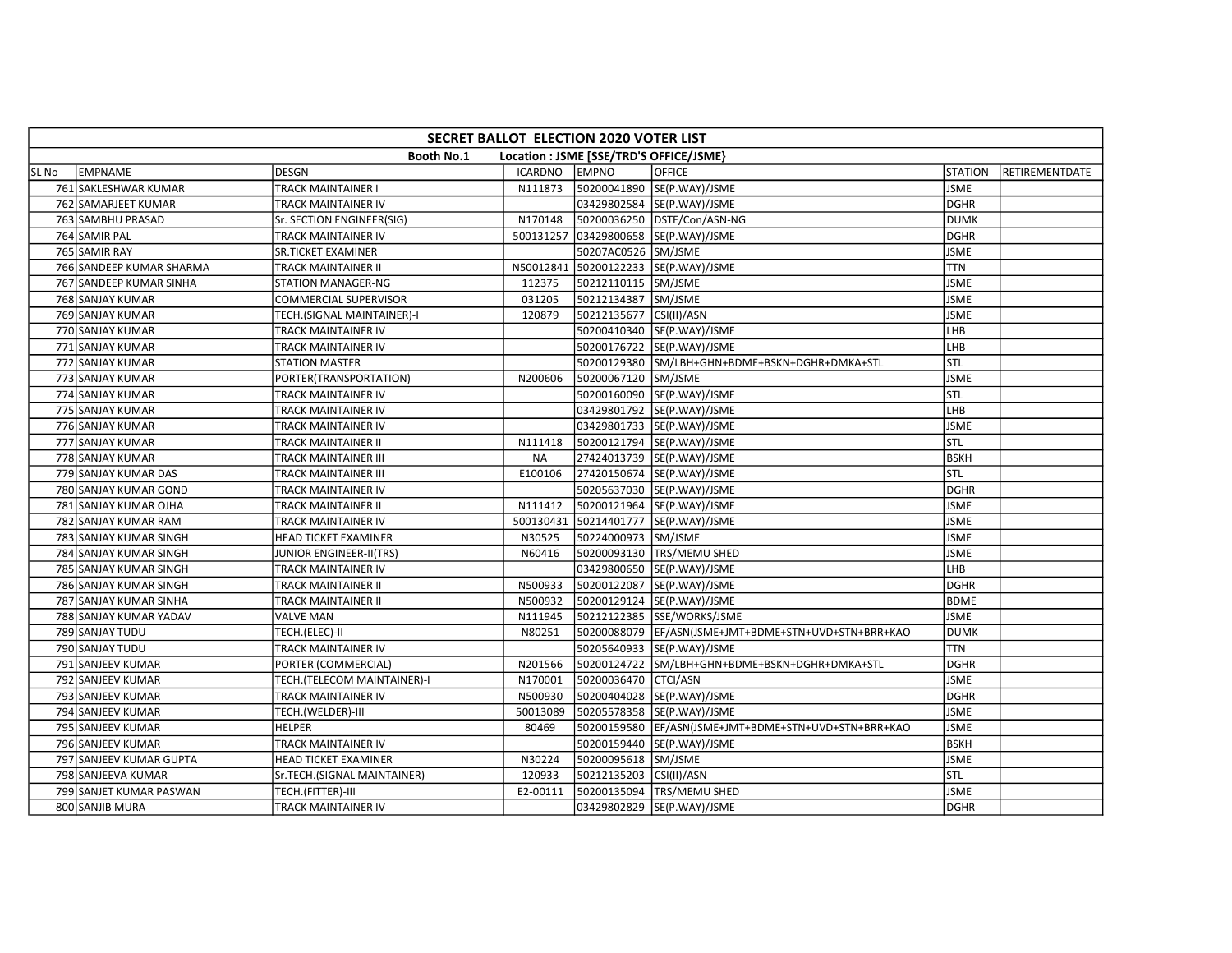| SECRET BALLOT ELECTION 2020 VOTER LIST | | | | | | | |
|---|---|---|---|---|---|---|---|
| Booth No.1 Location : JSME [SSE/TRD'S OFFICE/JSME} | | | | | | | |
| SL No | EMPNAME | DESGN | ICARDNO | EMPNO | OFFICE | STATION | RETIREMENTDATE |
| 761 | SAKLESHWAR KUMAR | TRACK MAINTAINER I | N111873 | 50200041890 | SE(P.WAY)/JSME | JSME | |
| 762 | SAMARJEET KUMAR | TRACK MAINTAINER IV | | 03429802584 | SE(P.WAY)/JSME | DGHR | |
| 763 | SAMBHU PRASAD | Sr. SECTION ENGINEER(SIG) | N170148 | 50200036250 | DSTE/Con/ASN-NG | DUMK | |
| 764 | SAMIR PAL | TRACK MAINTAINER IV | 500131257 | 03429800658 | SE(P.WAY)/JSME | DGHR | |
| 765 | SAMIR RAY | SR.TICKET EXAMINER | | 50207AC0526 | SM/JSME | JSME | |
| 766 | SANDEEP KUMAR SHARMA | TRACK MAINTAINER II | N50012841 | 50200122233 | SE(P.WAY)/JSME | TTN | |
| 767 | SANDEEP KUMAR SINHA | STATION MANAGER-NG | 112375 | 50212110115 | SM/JSME | JSME | |
| 768 | SANJAY KUMAR | COMMERCIAL SUPERVISOR | 031205 | 50212134387 | SM/JSME | JSME | |
| 769 | SANJAY KUMAR | TECH.(SIGNAL MAINTAINER)-I | 120879 | 50212135677 | CSI(II)/ASN | JSME | |
| 770 | SANJAY KUMAR | TRACK MAINTAINER IV | | 50200410340 | SE(P.WAY)/JSME | LHB | |
| 771 | SANJAY KUMAR | TRACK MAINTAINER IV | | 50200176722 | SE(P.WAY)/JSME | LHB | |
| 772 | SANJAY KUMAR | STATION MASTER | | 50200129380 | SM/LBH+GHN+BDME+BSKN+DGHR+DMKA+STL | STL | |
| 773 | SANJAY KUMAR | PORTER(TRANSPORTATION) | N200606 | 50200067120 | SM/JSME | JSME | |
| 774 | SANJAY KUMAR | TRACK MAINTAINER IV | | 50200160090 | SE(P.WAY)/JSME | STL | |
| 775 | SANJAY KUMAR | TRACK MAINTAINER IV | | 03429801792 | SE(P.WAY)/JSME | LHB | |
| 776 | SANJAY KUMAR | TRACK MAINTAINER IV | | 03429801733 | SE(P.WAY)/JSME | JSME | |
| 777 | SANJAY KUMAR | TRACK MAINTAINER II | N111418 | 50200121794 | SE(P.WAY)/JSME | STL | |
| 778 | SANJAY KUMAR | TRACK MAINTAINER III | NA | 27424013739 | SE(P.WAY)/JSME | BSKH | |
| 779 | SANJAY KUMAR DAS | TRACK MAINTAINER III | E100106 | 27420150674 | SE(P.WAY)/JSME | STL | |
| 780 | SANJAY KUMAR GOND | TRACK MAINTAINER IV | | 50205637030 | SE(P.WAY)/JSME | DGHR | |
| 781 | SANJAY KUMAR OJHA | TRACK MAINTAINER II | N111412 | 50200121964 | SE(P.WAY)/JSME | JSME | |
| 782 | SANJAY KUMAR RAM | TRACK MAINTAINER IV | 500130431 | 50214401777 | SE(P.WAY)/JSME | JSME | |
| 783 | SANJAY KUMAR SINGH | HEAD TICKET EXAMINER | N30525 | 50224000973 | SM/JSME | JSME | |
| 784 | SANJAY KUMAR SINGH | JUNIOR ENGINEER-II(TRS) | N60416 | 50200093130 | TRS/MEMU SHED | JSME | |
| 785 | SANJAY KUMAR SINGH | TRACK MAINTAINER IV | | 03429800650 | SE(P.WAY)/JSME | LHB | |
| 786 | SANJAY KUMAR SINGH | TRACK MAINTAINER II | N500933 | 50200122087 | SE(P.WAY)/JSME | DGHR | |
| 787 | SANJAY KUMAR SINHA | TRACK MAINTAINER II | N500932 | 50200129124 | SE(P.WAY)/JSME | BDME | |
| 788 | SANJAY KUMAR YADAV | VALVE MAN | N111945 | 50212122385 | SSE/WORKS/JSME | JSME | |
| 789 | SANJAY TUDU | TECH.(ELEC)-II | N80251 | 50200088079 | EF/ASN(JSME+JMT+BDME+STN+UVD+STN+BRR+KAO | DUMK | |
| 790 | SANJAY TUDU | TRACK MAINTAINER IV | | 50205640933 | SE(P.WAY)/JSME | TTN | |
| 791 | SANJEEV KUMAR | PORTER (COMMERCIAL) | N201566 | 50200124722 | SM/LBH+GHN+BDME+BSKN+DGHR+DMKA+STL | DGHR | |
| 792 | SANJEEV KUMAR | TECH.(TELECOM MAINTAINER)-I | N170001 | 50200036470 | CTCI/ASN | JSME | |
| 793 | SANJEEV KUMAR | TRACK MAINTAINER IV | N500930 | 50200404028 | SE(P.WAY)/JSME | DGHR | |
| 794 | SANJEEV KUMAR | TECH.(WELDER)-III | 50013089 | 50205578358 | SE(P.WAY)/JSME | JSME | |
| 795 | SANJEEV KUMAR | HELPER | 80469 | 50200159580 | EF/ASN(JSME+JMT+BDME+STN+UVD+STN+BRR+KAO | JSME | |
| 796 | SANJEEV KUMAR | TRACK MAINTAINER IV | | 50200159440 | SE(P.WAY)/JSME | BSKH | |
| 797 | SANJEEV KUMAR GUPTA | HEAD TICKET EXAMINER | N30224 | 50200095618 | SM/JSME | JSME | |
| 798 | SANJEEVA KUMAR | Sr.TECH.(SIGNAL MAINTAINER) | 120933 | 50212135203 | CSI(II)/ASN | STL | |
| 799 | SANJET KUMAR PASWAN | TECH.(FITTER)-III | E2-00111 | 50200135094 | TRS/MEMU SHED | JSME | |
| 800 | SANJIB MURA | TRACK MAINTAINER IV | | 03429802829 | SE(P.WAY)/JSME | DGHR | |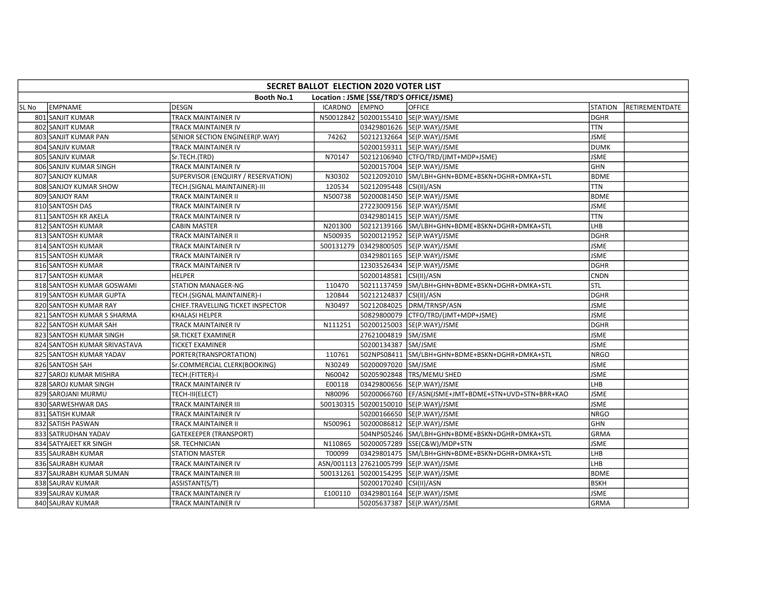| SECRET BALLOT ELECTION 2020 VOTER LIST | | | | | | | |
|---|---|---|---|---|---|---|---|
| Booth No.1 Location : JSME [SSE/TRD'S OFFICE/JSME} | | | | | | | |
| SL No | EMPNAME | DESGN | ICARDNO | EMPNO | OFFICE | STATION | RETIREMENTDATE |
| 801 | SANJIT KUMAR | TRACK MAINTAINER IV | N50012842 | 50200155410 | SE(P.WAY)/JSME | DGHR | |
| 802 | SANJIT KUMAR | TRACK MAINTAINER IV | | 03429801626 | SE(P.WAY)/JSME | TTN | |
| 803 | SANJIT KUMAR PAN | SENIOR SECTION ENGINEER(P.WAY) | 74262 | 50212132664 | SE(P.WAY)/JSME | JSME | |
| 804 | SANJIV KUMAR | TRACK MAINTAINER IV | | 50200159311 | SE(P.WAY)/JSME | DUMK | |
| 805 | SANJIV KUMAR | Sr.TECH.(TRD) | N70147 | 50212106940 | CTFO/TRD/(JMT+MDP+JSME) | JSME | |
| 806 | SANJIV KUMAR SINGH | TRACK MAINTAINER IV | | 50200157004 | SE(P.WAY)/JSME | GHN | |
| 807 | SANJOY KUMAR | SUPERVISOR (ENQUIRY / RESERVATION) | N30302 | 50212092010 | SM/LBH+GHN+BDME+BSKN+DGHR+DMKA+STL | BDME | |
| 808 | SANJOY KUMAR SHOW | TECH.(SIGNAL MAINTAINER)-III | 120534 | 50212095448 | CSI(II)/ASN | TTN | |
| 809 | SANJOY RAM | TRACK MAINTAINER II | N500738 | 50200081450 | SE(P.WAY)/JSME | BDME | |
| 810 | SANTOSH DAS | TRACK MAINTAINER IV | | 27223009156 | SE(P.WAY)/JSME | JSME | |
| 811 | SANTOSH KR AKELA | TRACK MAINTAINER IV | | 03429801415 | SE(P.WAY)/JSME | TTN | |
| 812 | SANTOSH KUMAR | CABIN MASTER | N201300 | 50212139166 | SM/LBH+GHN+BDME+BSKN+DGHR+DMKA+STL | LHB | |
| 813 | SANTOSH KUMAR | TRACK MAINTAINER II | N500935 | 50200121952 | SE(P.WAY)/JSME | DGHR | |
| 814 | SANTOSH KUMAR | TRACK MAINTAINER IV | 500131279 | 03429800505 | SE(P.WAY)/JSME | JSME | |
| 815 | SANTOSH KUMAR | TRACK MAINTAINER IV | | 03429801165 | SE(P.WAY)/JSME | JSME | |
| 816 | SANTOSH KUMAR | TRACK MAINTAINER IV | | 12303526434 | SE(P.WAY)/JSME | DGHR | |
| 817 | SANTOSH KUMAR | HELPER | | 50200148581 | CSI(II)/ASN | CNDN | |
| 818 | SANTOSH KUMAR GOSWAMI | STATION MANAGER-NG | 110470 | 50211137459 | SM/LBH+GHN+BDME+BSKN+DGHR+DMKA+STL | STL | |
| 819 | SANTOSH KUMAR GUPTA | TECH.(SIGNAL MAINTAINER)-I | 120844 | 50212124837 | CSI(II)/ASN | DGHR | |
| 820 | SANTOSH KUMAR RAY | CHIEF.TRAVELLING TICKET INSPECTOR | N30497 | 50212084025 | DRM/TRNSP/ASN | JSME | |
| 821 | SANTOSH KUMAR S SHARMA | KHALASI HELPER | | 50829800079 | CTFO/TRD/(JMT+MDP+JSME) | JSME | |
| 822 | SANTOSH KUMAR SAH | TRACK MAINTAINER IV | N111251 | 50200125003 | SE(P.WAY)/JSME | DGHR | |
| 823 | SANTOSH KUMAR SINGH | SR.TICKET EXAMINER | | 27621004819 | SM/JSME | JSME | |
| 824 | SANTOSH KUMAR SRIVASTAVA | TICKET EXAMINER | | 50200134387 | SM/JSME | JSME | |
| 825 | SANTOSH KUMAR YADAV | PORTER(TRANSPORTATION) | 110761 | 502NPS08411 | SM/LBH+GHN+BDME+BSKN+DGHR+DMKA+STL | NRGO | |
| 826 | SANTOSH SAH | Sr.COMMERCIAL CLERK(BOOKING) | N30249 | 50200097020 | SM/JSME | JSME | |
| 827 | SAROJ KUMAR MISHRA | TECH.(FITTER)-I | N60042 | 50205902848 | TRS/MEMU SHED | JSME | |
| 828 | SAROJ KUMAR SINGH | TRACK MAINTAINER IV | E00118 | 03429800656 | SE(P.WAY)/JSME | LHB | |
| 829 | SAROJANI MURMU | TECH-III(ELECT) | N80096 | 50200066760 | EF/ASN(JSME+JMT+BDME+STN+UVD+STN+BRR+KAO | JSME | |
| 830 | SARWESHWAR DAS | TRACK MAINTAINER III | 500130315 | 50200150010 | SE(P.WAY)/JSME | JSME | |
| 831 | SATISH KUMAR | TRACK MAINTAINER IV | | 50200166650 | SE(P.WAY)/JSME | NRGO | |
| 832 | SATISH PASWAN | TRACK MAINTAINER II | N500961 | 50200086812 | SE(P.WAY)/JSME | GHN | |
| 833 | SATRUDHAN YADAV | GATEKEEPER (TRANSPORT) | | 504NPS05246 | SM/LBH+GHN+BDME+BSKN+DGHR+DMKA+STL | GRMA | |
| 834 | SATYAJEET KR SINGH | SR. TECHNICIAN | N110865 | 50200057289 | SSE(C&W)/MDP+STN | JSME | |
| 835 | SAURABH KUMAR | STATION MASTER | T00099 | 03429801475 | SM/LBH+GHN+BDME+BSKN+DGHR+DMKA+STL | LHB | |
| 836 | SAURABH KUMAR | TRACK MAINTAINER IV | ASN/001113 | 27621005799 | SE(P.WAY)/JSME | LHB | |
| 837 | SAURABH KUMAR SUMAN | TRACK MAINTAINER III | 500131261 | 50200154295 | SE(P.WAY)/JSME | BDME | |
| 838 | SAURAV KUMAR | ASSISTANT(S/T) | | 50200170240 | CSI(II)/ASN | BSKH | |
| 839 | SAURAV KUMAR | TRACK MAINTAINER IV | E100110 | 03429801164 | SE(P.WAY)/JSME | JSME | |
| 840 | SAURAV KUMAR | TRACK MAINTAINER IV | | 50205637387 | SE(P.WAY)/JSME | GRMA | |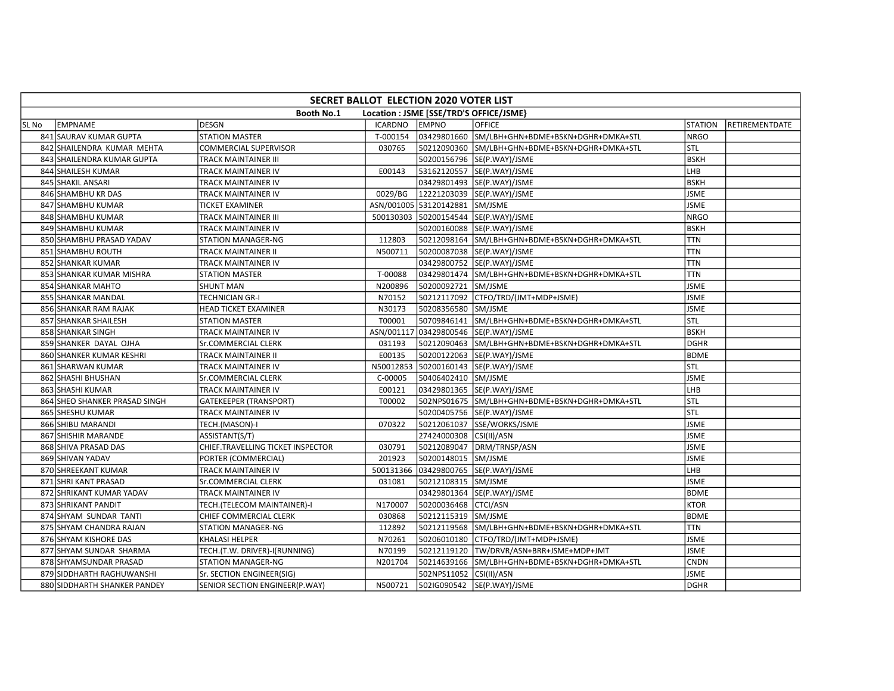| SECRET BALLOT ELECTION 2020 VOTER LIST | | | | | | | |
|---|---|---|---|---|---|---|---|
| Booth No.1 Location : JSME [SSE/TRD'S OFFICE/JSME} | | | | | | | |
| SL No | EMPNAME | DESGN | ICARDNO | EMPNO | OFFICE | STATION | RETIREMENTDATE |
| 841 | SAURAV KUMAR GUPTA | STATION MASTER | T-000154 | 03429801660 | SM/LBH+GHN+BDME+BSKN+DGHR+DMKA+STL | NRGO | |
| 842 | SHAILENDRA KUMAR MEHTA | COMMERCIAL SUPERVISOR | 030765 | 50212090360 | SM/LBH+GHN+BDME+BSKN+DGHR+DMKA+STL | STL | |
| 843 | SHAILENDRA KUMAR GUPTA | TRACK MAINTAINER III | | 50200156796 | SE(P.WAY)/JSME | BSKH | |
| 844 | SHAILESH KUMAR | TRACK MAINTAINER IV | E00143 | 53162120557 | SE(P.WAY)/JSME | LHB | |
| 845 | SHAKIL ANSARI | TRACK MAINTAINER IV | | 03429801493 | SE(P.WAY)/JSME | BSKH | |
| 846 | SHAMBHU KR DAS | TRACK MAINTAINER IV | 0029/BG | 12221203039 | SE(P.WAY)/JSME | JSME | |
| 847 | SHAMBHU KUMAR | TICKET EXAMINER | ASN/001005 | 53120142881 | SM/JSME | JSME | |
| 848 | SHAMBHU KUMAR | TRACK MAINTAINER III | 500130303 | 50200154544 | SE(P.WAY)/JSME | NRGO | |
| 849 | SHAMBHU KUMAR | TRACK MAINTAINER IV | | 50200160088 | SE(P.WAY)/JSME | BSKH | |
| 850 | SHAMBHU PRASAD YADAV | STATION MANAGER-NG | 112803 | 50212098164 | SM/LBH+GHN+BDME+BSKN+DGHR+DMKA+STL | TTN | |
| 851 | SHAMBHU ROUTH | TRACK MAINTAINER II | N500711 | 50200087038 | SE(P.WAY)/JSME | TTN | |
| 852 | SHANKAR KUMAR | TRACK MAINTAINER IV | | 03429800752 | SE(P.WAY)/JSME | TTN | |
| 853 | SHANKAR KUMAR MISHRA | STATION MASTER | T-00088 | 03429801474 | SM/LBH+GHN+BDME+BSKN+DGHR+DMKA+STL | TTN | |
| 854 | SHANKAR MAHTO | SHUNT MAN | N200896 | 50200092721 | SM/JSME | JSME | |
| 855 | SHANKAR MANDAL | TECHNICIAN GR-I | N70152 | 50212117092 | CTFO/TRD/(JMT+MDP+JSME) | JSME | |
| 856 | SHANKAR RAM RAJAK | HEAD TICKET EXAMINER | N30173 | 50208356580 | SM/JSME | JSME | |
| 857 | SHANKAR SHAILESH | STATION MASTER | T00001 | 50709846141 | SM/LBH+GHN+BDME+BSKN+DGHR+DMKA+STL | STL | |
| 858 | SHANKAR SINGH | TRACK MAINTAINER IV | ASN/001117 | 03429800546 | SE(P.WAY)/JSME | BSKH | |
| 859 | SHANKER DAYAL OJHA | Sr.COMMERCIAL CLERK | 031193 | 50212090463 | SM/LBH+GHN+BDME+BSKN+DGHR+DMKA+STL | DGHR | |
| 860 | SHANKER KUMAR KESHRI | TRACK MAINTAINER II | E00135 | 50200122063 | SE(P.WAY)/JSME | BDME | |
| 861 | SHARWAN KUMAR | TRACK MAINTAINER IV | N50012853 | 50200160143 | SE(P.WAY)/JSME | STL | |
| 862 | SHASHI BHUSHAN | Sr.COMMERCIAL CLERK | C-00005 | 50406402410 | SM/JSME | JSME | |
| 863 | SHASHI KUMAR | TRACK MAINTAINER IV | E00121 | 03429801365 | SE(P.WAY)/JSME | LHB | |
| 864 | SHEO SHANKER PRASAD SINGH | GATEKEEPER (TRANSPORT) | T00002 | 502NPS01675 | SM/LBH+GHN+BDME+BSKN+DGHR+DMKA+STL | STL | |
| 865 | SHESHU KUMAR | TRACK MAINTAINER IV | | 50200405756 | SE(P.WAY)/JSME | STL | |
| 866 | SHIBU MARANDI | TECH.(MASON)-I | 070322 | 50212061037 | SSE/WORKS/JSME | JSME | |
| 867 | SHISHIR MARANDE | ASSISTANT(S/T) | | 27424000308 | CSI(II)/ASN | JSME | |
| 868 | SHIVA PRASAD DAS | CHIEF.TRAVELLING TICKET INSPECTOR | 030791 | 50212089047 | DRM/TRNSP/ASN | JSME | |
| 869 | SHIVAN YADAV | PORTER (COMMERCIAL) | 201923 | 50200148015 | SM/JSME | JSME | |
| 870 | SHREEKANT KUMAR | TRACK MAINTAINER IV | 500131366 | 03429800765 | SE(P.WAY)/JSME | LHB | |
| 871 | SHRI KANT PRASAD | Sr.COMMERCIAL CLERK | 031081 | 50212108315 | SM/JSME | JSME | |
| 872 | SHRIKANT KUMAR YADAV | TRACK MAINTAINER IV | | 03429801364 | SE(P.WAY)/JSME | BDME | |
| 873 | SHRIKANT PANDIT | TECH.(TELECOM MAINTAINER)-I | N170007 | 50200036468 | CTCI/ASN | KTOR | |
| 874 | SHYAM SUNDAR TANTI | CHIEF COMMERCIAL CLERK | 030868 | 50212115319 | SM/JSME | BDME | |
| 875 | SHYAM CHANDRA RAJAN | STATION MANAGER-NG | 112892 | 50212119568 | SM/LBH+GHN+BDME+BSKN+DGHR+DMKA+STL | TTN | |
| 876 | SHYAM KISHORE DAS | KHALASI HELPER | N70261 | 50206010180 | CTFO/TRD/(JMT+MDP+JSME) | JSME | |
| 877 | SHYAM SUNDAR SHARMA | TECH.(T.W. DRIVER)-I(RUNNING) | N70199 | 50212119120 | TW/DRVR/ASN+BRR+JSME+MDP+JMT | JSME | |
| 878 | SHYAMSUNDAR PRASAD | STATION MANAGER-NG | N201704 | 50214639166 | SM/LBH+GHN+BDME+BSKN+DGHR+DMKA+STL | CNDN | |
| 879 | SIDDHARTH RAGHUWANSHI | Sr. SECTION ENGINEER(SIG) | | 502NPS11052 | CSI(II)/ASN | JSME | |
| 880 | SIDDHARTH SHANKER PANDEY | SENIOR SECTION ENGINEER(P.WAY) | N500721 | 502IG090542 | SE(P.WAY)/JSME | DGHR | |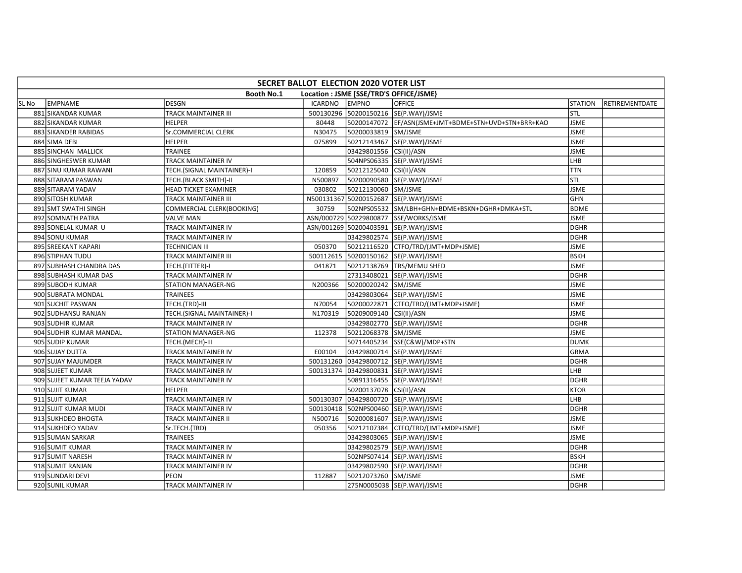## SECRET BALLOT ELECTION 2020 VOTER LIST

**Booth No.1 Location : JSME [SSE/TRD'S OFFICE/JSME}**

| SL No | EMPNAME | DESGN | ICARDNO | EMPNO | OFFICE | STATION | RETIREMENTDATE |
|---|---|---|---|---|---|---|---|
| 881 | SIKANDAR KUMAR | TRACK MAINTAINER III | 500130296 | 50200150216 | SE(P.WAY)/JSME | STL | |
| 882 | SIKANDAR KUMAR | HELPER | 80448 | 50200147072 | EF/ASN(JSME+JMT+BDME+STN+UVD+STN+BRR+KAO | JSME | |
| 883 | SIKANDER RABIDAS | Sr.COMMERCIAL CLERK | N30475 | 50200033819 | SM/JSME | JSME | |
| 884 | SIMA DEBI | HELPER | 075899 | 50212143467 | SE(P.WAY)/JSME | JSME | |
| 885 | SINCHAN MALLICK | TRAINEE | | 03429801556 | CSI(II)/ASN | JSME | |
| 886 | SINGHESWER KUMAR | TRACK MAINTAINER IV | | 504NPS06335 | SE(P.WAY)/JSME | LHB | |
| 887 | SINU KUMAR RAWANI | TECH.(SIGNAL MAINTAINER)-I | 120859 | 50212125040 | CSI(II)/ASN | TTN | |
| 888 | SITARAM PASWAN | TECH.(BLACK SMITH)-II | N500897 | 50200090580 | SE(P.WAY)/JSME | STL | |
| 889 | SITARAM YADAV | HEAD TICKET EXAMINER | 030802 | 50212130060 | SM/JSME | JSME | |
| 890 | SITOSH KUMAR | TRACK MAINTAINER III | N500131367 | 50200152687 | SE(P.WAY)/JSME | GHN | |
| 891 | SMT SWATHI SINGH | COMMERCIAL CLERK(BOOKING) | 30759 | 502NPS05532 | SM/LBH+GHN+BDME+BSKN+DGHR+DMKA+STL | BDME | |
| 892 | SOMNATH PATRA | VALVE MAN | ASN/000729 | 50229800877 | SSE/WORKS/JSME | JSME | |
| 893 | SONELAL KUMAR U | TRACK MAINTAINER IV | ASN/001269 | 50200403591 | SE(P.WAY)/JSME | DGHR | |
| 894 | SONU KUMAR | TRACK MAINTAINER IV | | 03429802574 | SE(P.WAY)/JSME | DGHR | |
| 895 | SREEKANT KAPARI | TECHNICIAN III | 050370 | 50212116520 | CTFO/TRD/(JMT+MDP+JSME) | JSME | |
| 896 | STIPHAN TUDU | TRACK MAINTAINER III | 500112615 | 50200150162 | SE(P.WAY)/JSME | BSKH | |
| 897 | SUBHASH CHANDRA DAS | TECH.(FITTER)-I | 041871 | 50212138769 | TRS/MEMU SHED | JSME | |
| 898 | SUBHASH KUMAR DAS | TRACK MAINTAINER IV | | 27313408021 | SE(P.WAY)/JSME | DGHR | |
| 899 | SUBODH KUMAR | STATION MANAGER-NG | N200366 | 50200020242 | SM/JSME | JSME | |
| 900 | SUBRATA MONDAL | TRAINEES | | 03429803064 | SE(P.WAY)/JSME | JSME | |
| 901 | SUCHIT PASWAN | TECH.(TRD)-III | N70054 | 50200022871 | CTFO/TRD/(JMT+MDP+JSME) | JSME | |
| 902 | SUDHANSU RANJAN | TECH.(SIGNAL MAINTAINER)-I | N170319 | 50209009140 | CSI(II)/ASN | JSME | |
| 903 | SUDHIR KUMAR | TRACK MAINTAINER IV | | 03429802770 | SE(P.WAY)/JSME | DGHR | |
| 904 | SUDHIR KUMAR MANDAL | STATION MANAGER-NG | 112378 | 50212068378 | SM/JSME | JSME | |
| 905 | SUDIP KUMAR | TECH.(MECH)-III | | 50714405234 | SSE(C&W)/MDP+STN | DUMK | |
| 906 | SUJAY DUTTA | TRACK MAINTAINER IV | E00104 | 03429800714 | SE(P.WAY)/JSME | GRMA | |
| 907 | SUJAY MAJUMDER | TRACK MAINTAINER IV | 500131260 | 03429800712 | SE(P.WAY)/JSME | DGHR | |
| 908 | SUJEET KUMAR | TRACK MAINTAINER IV | 500131374 | 03429800831 | SE(P.WAY)/JSME | LHB | |
| 909 | SUJEET KUMAR TEEJA YADAV | TRACK MAINTAINER IV | | 50891316455 | SE(P.WAY)/JSME | DGHR | |
| 910 | SUJIT KUMAR | HELPER | | 50200137078 | CSI(II)/ASN | KTOR | |
| 911 | SUJIT KUMAR | TRACK MAINTAINER IV | 500130307 | 03429800720 | SE(P.WAY)/JSME | LHB | |
| 912 | SUJIT KUMAR MUDI | TRACK MAINTAINER IV | 500130418 | 502NPS00460 | SE(P.WAY)/JSME | DGHR | |
| 913 | SUKHDEO BHOGTA | TRACK MAINTAINER II | N500716 | 50200081607 | SE(P.WAY)/JSME | JSME | |
| 914 | SUKHDEO YADAV | Sr.TECH.(TRD) | 050356 | 50212107384 | CTFO/TRD/(JMT+MDP+JSME) | JSME | |
| 915 | SUMAN SARKAR | TRAINEES | | 03429803065 | SE(P.WAY)/JSME | JSME | |
| 916 | SUMIT KUMAR | TRACK MAINTAINER IV | | 03429802579 | SE(P.WAY)/JSME | DGHR | |
| 917 | SUMIT NARESH | TRACK MAINTAINER IV | | 502NPS07414 | SE(P.WAY)/JSME | BSKH | |
| 918 | SUMIT RANJAN | TRACK MAINTAINER IV | | 03429802590 | SE(P.WAY)/JSME | DGHR | |
| 919 | SUNDARI DEVI | PEON | 112887 | 50212073260 | SM/JSME | JSME | |
| 920 | SUNIL KUMAR | TRACK MAINTAINER IV | | 275N0005038 | SE(P.WAY)/JSME | DGHR | |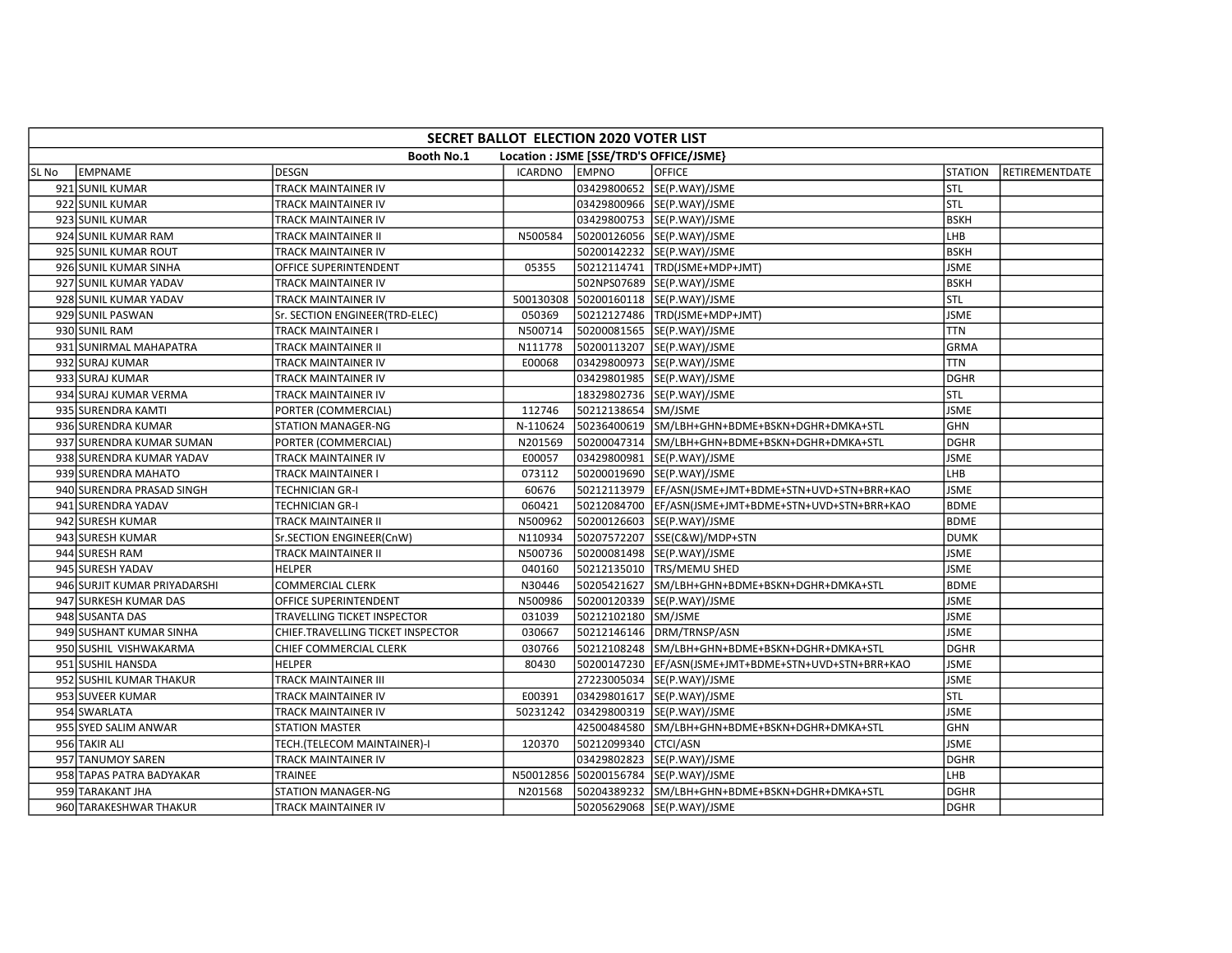**SECRET BALLOT ELECTION 2020 VOTER LIST**

**Booth No.1 Location : JSME [SSE/TRD'S OFFICE/JSME}**

| SL No | EMPNAME | DESGN | ICARDNO | EMPNO | OFFICE | STATION | RETIREMENTDATE |
|---|---|---|---|---|---|---|---|
| 921 | SUNIL KUMAR | TRACK MAINTAINER IV | | 03429800652 | SE(P.WAY)/JSME | STL | |
| 922 | SUNIL KUMAR | TRACK MAINTAINER IV | | 03429800966 | SE(P.WAY)/JSME | STL | |
| 923 | SUNIL KUMAR | TRACK MAINTAINER IV | | 03429800753 | SE(P.WAY)/JSME | BSKH | |
| 924 | SUNIL KUMAR RAM | TRACK MAINTAINER II | N500584 | 50200126056 | SE(P.WAY)/JSME | LHB | |
| 925 | SUNIL KUMAR ROUT | TRACK MAINTAINER IV | | 50200142232 | SE(P.WAY)/JSME | BSKH | |
| 926 | SUNIL KUMAR SINHA | OFFICE SUPERINTENDENT | 05355 | 50212114741 | TRD(JSME+MDP+JMT) | JSME | |
| 927 | SUNIL KUMAR YADAV | TRACK MAINTAINER IV | | 502NPS07689 | SE(P.WAY)/JSME | BSKH | |
| 928 | SUNIL KUMAR YADAV | TRACK MAINTAINER IV | 500130308 | 50200160118 | SE(P.WAY)/JSME | STL | |
| 929 | SUNIL PASWAN | Sr. SECTION ENGINEER(TRD-ELEC) | 050369 | 50212127486 | TRD(JSME+MDP+JMT) | JSME | |
| 930 | SUNIL RAM | TRACK MAINTAINER I | N500714 | 50200081565 | SE(P.WAY)/JSME | TTN | |
| 931 | SUNIRMAL MAHAPATRA | TRACK MAINTAINER II | N111778 | 50200113207 | SE(P.WAY)/JSME | GRMA | |
| 932 | SURAJ KUMAR | TRACK MAINTAINER IV | E00068 | 03429800973 | SE(P.WAY)/JSME | TTN | |
| 933 | SURAJ KUMAR | TRACK MAINTAINER IV | | 03429801985 | SE(P.WAY)/JSME | DGHR | |
| 934 | SURAJ KUMAR VERMA | TRACK MAINTAINER IV | | 18329802736 | SE(P.WAY)/JSME | STL | |
| 935 | SURENDRA KAMTI | PORTER (COMMERCIAL) | 112746 | 50212138654 | SM/JSME | JSME | |
| 936 | SURENDRA KUMAR | STATION MANAGER-NG | N-110624 | 50236400619 | SM/LBH+GHN+BDME+BSKN+DGHR+DMKA+STL | GHN | |
| 937 | SURENDRA KUMAR SUMAN | PORTER (COMMERCIAL) | N201569 | 50200047314 | SM/LBH+GHN+BDME+BSKN+DGHR+DMKA+STL | DGHR | |
| 938 | SURENDRA KUMAR YADAV | TRACK MAINTAINER IV | E00057 | 03429800981 | SE(P.WAY)/JSME | JSME | |
| 939 | SURENDRA MAHATO | TRACK MAINTAINER I | 073112 | 50200019690 | SE(P.WAY)/JSME | LHB | |
| 940 | SURENDRA PRASAD SINGH | TECHNICIAN GR-I | 60676 | 50212113979 | EF/ASN(JSME+JMT+BDME+STN+UVD+STN+BRR+KAO | JSME | |
| 941 | SURENDRA YADAV | TECHNICIAN GR-I | 060421 | 50212084700 | EF/ASN(JSME+JMT+BDME+STN+UVD+STN+BRR+KAO | BDME | |
| 942 | SURESH KUMAR | TRACK MAINTAINER II | N500962 | 50200126603 | SE(P.WAY)/JSME | BDME | |
| 943 | SURESH KUMAR | Sr.SECTION ENGINEER(CnW) | N110934 | 50207572207 | SSE(C&W)/MDP+STN | DUMK | |
| 944 | SURESH RAM | TRACK MAINTAINER II | N500736 | 50200081498 | SE(P.WAY)/JSME | JSME | |
| 945 | SURESH YADAV | HELPER | 040160 | 50212135010 | TRS/MEMU SHED | JSME | |
| 946 | SURJIT KUMAR PRIYADARSHI | COMMERCIAL CLERK | N30446 | 50205421627 | SM/LBH+GHN+BDME+BSKN+DGHR+DMKA+STL | BDME | |
| 947 | SURKESH KUMAR DAS | OFFICE SUPERINTENDENT | N500986 | 50200120339 | SE(P.WAY)/JSME | JSME | |
| 948 | SUSANTA DAS | TRAVELLING TICKET INSPECTOR | 031039 | 50212102180 | SM/JSME | JSME | |
| 949 | SUSHANT KUMAR SINHA | CHIEF.TRAVELLING TICKET INSPECTOR | 030667 | 50212146146 | DRM/TRNSP/ASN | JSME | |
| 950 | SUSHIL VISHWAKARMA | CHIEF COMMERCIAL CLERK | 030766 | 50212108248 | SM/LBH+GHN+BDME+BSKN+DGHR+DMKA+STL | DGHR | |
| 951 | SUSHIL HANSDA | HELPER | 80430 | 50200147230 | EF/ASN(JSME+JMT+BDME+STN+UVD+STN+BRR+KAO | JSME | |
| 952 | SUSHIL KUMAR THAKUR | TRACK MAINTAINER III | | 27223005034 | SE(P.WAY)/JSME | JSME | |
| 953 | SUVEER KUMAR | TRACK MAINTAINER IV | E00391 | 03429801617 | SE(P.WAY)/JSME | STL | |
| 954 | SWARLATA | TRACK MAINTAINER IV | 50231242 | 03429800319 | SE(P.WAY)/JSME | JSME | |
| 955 | SYED SALIM ANWAR | STATION MASTER | | 42500484580 | SM/LBH+GHN+BDME+BSKN+DGHR+DMKA+STL | GHN | |
| 956 | TAKIR ALI | TECH.(TELECOM MAINTAINER)-I | 120370 | 50212099340 | CTCI/ASN | JSME | |
| 957 | TANUMOY SAREN | TRACK MAINTAINER IV | | 03429802823 | SE(P.WAY)/JSME | DGHR | |
| 958 | TAPAS PATRA BADYAKAR | TRAINEE | N50012856 | 50200156784 | SE(P.WAY)/JSME | LHB | |
| 959 | TARAKANT JHA | STATION MANAGER-NG | N201568 | 50204389232 | SM/LBH+GHN+BDME+BSKN+DGHR+DMKA+STL | DGHR | |
| 960 | TARAKESHWAR THAKUR | TRACK MAINTAINER IV | | 50205629068 | SE(P.WAY)/JSME | DGHR | |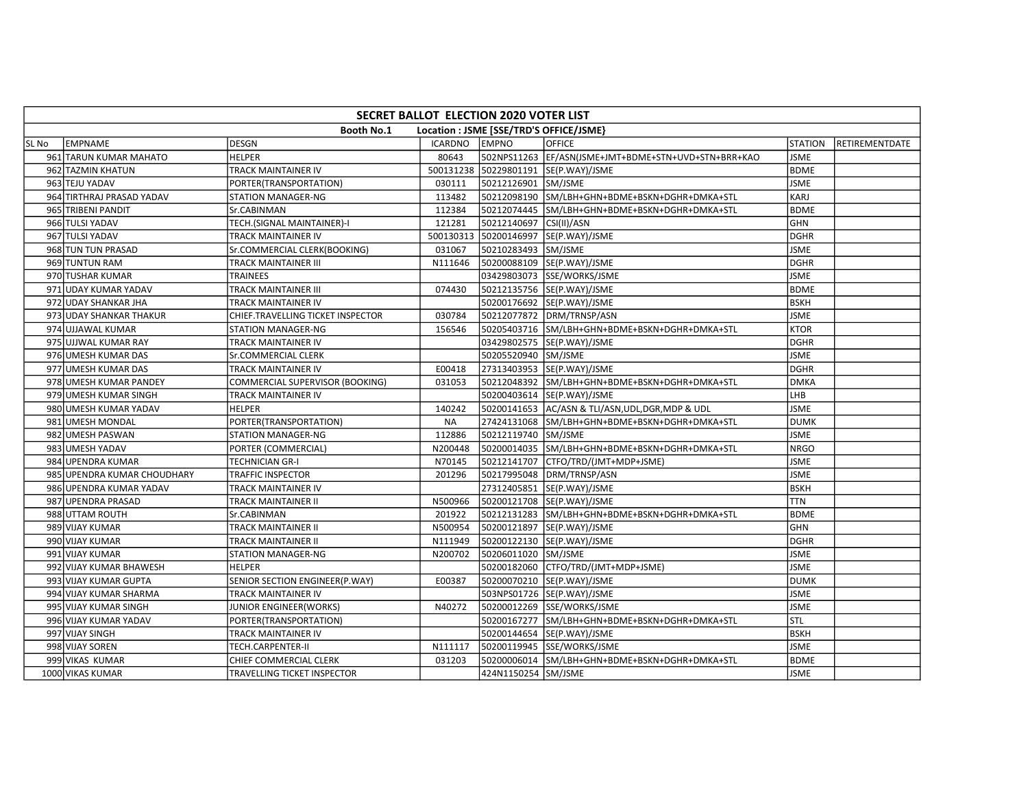## SECRET BALLOT ELECTION 2020 VOTER LIST

**Booth No.1 Location : JSME [SSE/TRD'S OFFICE/JSME}**

| SL No | EMPNAME | DESGN | ICARDNO | EMPNO | OFFICE | STATION | RETIREMENTDATE |
|---|---|---|---|---|---|---|---|
| 961 | TARUN KUMAR MAHATO | HELPER | 80643 | 502NPS11263 | EF/ASN(JSME+JMT+BDME+STN+UVD+STN+BRR+KAO | JSME | |
| 962 | TAZMIN KHATUN | TRACK MAINTAINER IV | 500131238 | 50229801191 | SE(P.WAY)/JSME | BDME | |
| 963 | TEJU YADAV | PORTER(TRANSPORTATION) | 030111 | 50212126901 | SM/JSME | JSME | |
| 964 | TIRTHRAJ PRASAD YADAV | STATION MANAGER-NG | 113482 | 50212098190 | SM/LBH+GHN+BDME+BSKN+DGHR+DMKA+STL | KARJ | |
| 965 | TRIBENI PANDIT | Sr.CABINMAN | 112384 | 50212074445 | SM/LBH+GHN+BDME+BSKN+DGHR+DMKA+STL | BDME | |
| 966 | TULSI YADAV | TECH.(SIGNAL MAINTAINER)-I | 121281 | 50212140697 | CSI(II)/ASN | GHN | |
| 967 | TULSI YADAV | TRACK MAINTAINER IV | 500130313 | 50200146997 | SE(P.WAY)/JSME | DGHR | |
| 968 | TUN TUN PRASAD | Sr.COMMERCIAL CLERK(BOOKING) | 031067 | 50210283493 | SM/JSME | JSME | |
| 969 | TUNTUN RAM | TRACK MAINTAINER III | N111646 | 50200088109 | SE(P.WAY)/JSME | DGHR | |
| 970 | TUSHAR KUMAR | TRAINEES | | 03429803073 | SSE/WORKS/JSME | JSME | |
| 971 | UDAY KUMAR YADAV | TRACK MAINTAINER III | 074430 | 50212135756 | SE(P.WAY)/JSME | BDME | |
| 972 | UDAY SHANKAR JHA | TRACK MAINTAINER IV | | 50200176692 | SE(P.WAY)/JSME | BSKH | |
| 973 | UDAY SHANKAR THAKUR | CHIEF.TRAVELLING TICKET INSPECTOR | 030784 | 50212077872 | DRM/TRNSP/ASN | JSME | |
| 974 | UJJAWAL KUMAR | STATION MANAGER-NG | 156546 | 50205403716 | SM/LBH+GHN+BDME+BSKN+DGHR+DMKA+STL | KTOR | |
| 975 | UJJWAL KUMAR RAY | TRACK MAINTAINER IV | | 03429802575 | SE(P.WAY)/JSME | DGHR | |
| 976 | UMESH KUMAR DAS | Sr.COMMERCIAL CLERK | | 50205520940 | SM/JSME | JSME | |
| 977 | UMESH KUMAR DAS | TRACK MAINTAINER IV | E00418 | 27313403953 | SE(P.WAY)/JSME | DGHR | |
| 978 | UMESH KUMAR PANDEY | COMMERCIAL SUPERVISOR (BOOKING) | 031053 | 50212048392 | SM/LBH+GHN+BDME+BSKN+DGHR+DMKA+STL | DMKA | |
| 979 | UMESH KUMAR SINGH | TRACK MAINTAINER IV | | 50200403614 | SE(P.WAY)/JSME | LHB | |
| 980 | UMESH KUMAR YADAV | HELPER | 140242 | 50200141653 | AC/ASN & TLI/ASN,UDL,DGR,MDP & UDL | JSME | |
| 981 | UMESH MONDAL | PORTER(TRANSPORTATION) | NA | 27424131068 | SM/LBH+GHN+BDME+BSKN+DGHR+DMKA+STL | DUMK | |
| 982 | UMESH PASWAN | STATION MANAGER-NG | 112886 | 50212119740 | SM/JSME | JSME | |
| 983 | UMESH YADAV | PORTER (COMMERCIAL) | N200448 | 50200014035 | SM/LBH+GHN+BDME+BSKN+DGHR+DMKA+STL | NRGO | |
| 984 | UPENDRA KUMAR | TECHNICIAN GR-I | N70145 | 50212141707 | CTFO/TRD/(JMT+MDP+JSME) | JSME | |
| 985 | UPENDRA KUMAR CHOUDHARY | TRAFFIC INSPECTOR | 201296 | 50217995048 | DRM/TRNSP/ASN | JSME | |
| 986 | UPENDRA KUMAR YADAV | TRACK MAINTAINER IV | | 27312405851 | SE(P.WAY)/JSME | BSKH | |
| 987 | UPENDRA PRASAD | TRACK MAINTAINER II | N500966 | 50200121708 | SE(P.WAY)/JSME | TTN | |
| 988 | UTTAM ROUTH | Sr.CABINMAN | 201922 | 50212131283 | SM/LBH+GHN+BDME+BSKN+DGHR+DMKA+STL | BDME | |
| 989 | VIJAY KUMAR | TRACK MAINTAINER II | N500954 | 50200121897 | SE(P.WAY)/JSME | GHN | |
| 990 | VIJAY KUMAR | TRACK MAINTAINER II | N111949 | 50200122130 | SE(P.WAY)/JSME | DGHR | |
| 991 | VIJAY KUMAR | STATION MANAGER-NG | N200702 | 50206011020 | SM/JSME | JSME | |
| 992 | VIJAY KUMAR BHAWESH | HELPER | | 50200182060 | CTFO/TRD/(JMT+MDP+JSME) | JSME | |
| 993 | VIJAY KUMAR GUPTA | SENIOR SECTION ENGINEER(P.WAY) | E00387 | 50200070210 | SE(P.WAY)/JSME | DUMK | |
| 994 | VIJAY KUMAR SHARMA | TRACK MAINTAINER IV | | 503NPS01726 | SE(P.WAY)/JSME | JSME | |
| 995 | VIJAY KUMAR SINGH | JUNIOR ENGINEER(WORKS) | N40272 | 50200012269 | SSE/WORKS/JSME | JSME | |
| 996 | VIJAY KUMAR YADAV | PORTER(TRANSPORTATION) | | 50200167277 | SM/LBH+GHN+BDME+BSKN+DGHR+DMKA+STL | STL | |
| 997 | VIJAY SINGH | TRACK MAINTAINER IV | | 50200144654 | SE(P.WAY)/JSME | BSKH | |
| 998 | VIJAY SOREN | TECH.CARPENTER-II | N111117 | 50200119945 | SSE/WORKS/JSME | JSME | |
| 999 | VIKAS KUMAR | CHIEF COMMERCIAL CLERK | 031203 | 50200006014 | SM/LBH+GHN+BDME+BSKN+DGHR+DMKA+STL | BDME | |
| 1000 | VIKAS KUMAR | TRAVELLING TICKET INSPECTOR | | 424N1150254 | SM/JSME | JSME | |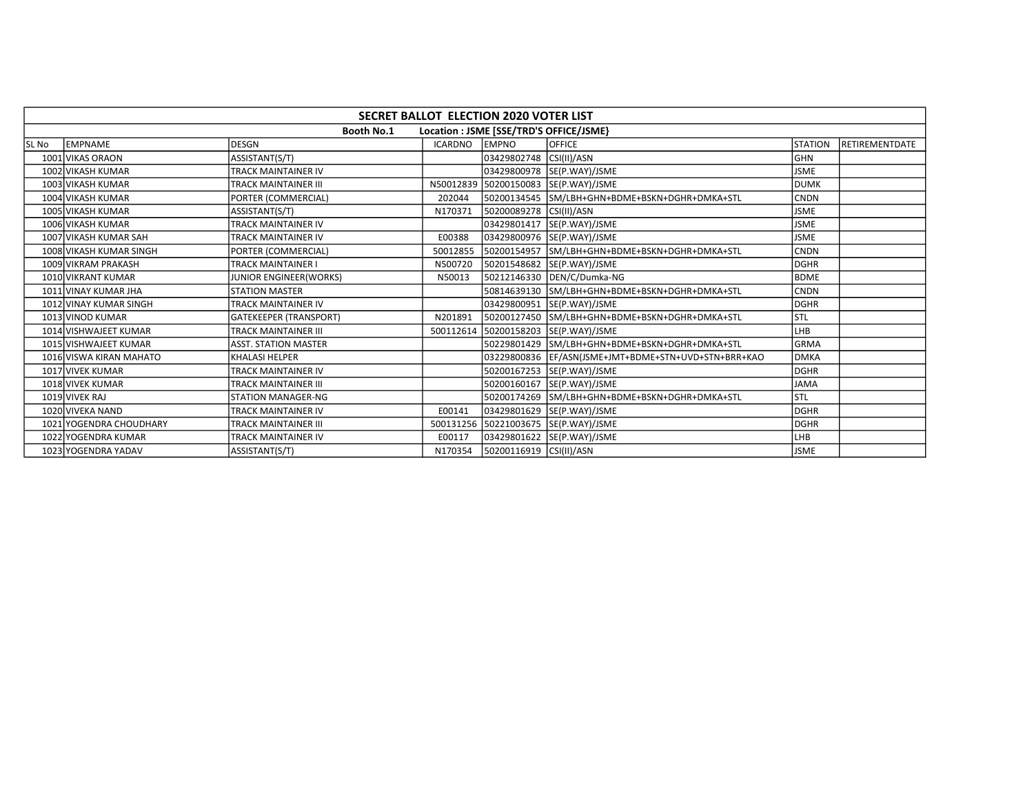| SECRET BALLOT ELECTION 2020 VOTER LIST | | | | | | | |
|---|---|---|---|---|---|---|---|
| Booth No.1 Location : JSME [SSE/TRD'S OFFICE/JSME} | | | | | | | |
| SL No | EMPNAME | DESGN | ICARDNO | EMPNO | OFFICE | STATION | RETIREMENTDATE |
| 1001 | VIKAS ORAON | ASSISTANT(S/T) | | 03429802748 | CSI(II)/ASN | GHN | |
| 1002 | VIKASH KUMAR | TRACK MAINTAINER IV | | 03429800978 | SE(P.WAY)/JSME | JSME | |
| 1003 | VIKASH KUMAR | TRACK MAINTAINER III | N50012839 | 50200150083 | SE(P.WAY)/JSME | DUMK | |
| 1004 | VIKASH KUMAR | PORTER (COMMERCIAL) | 202044 | 50200134545 | SM/LBH+GHN+BDME+BSKN+DGHR+DMKA+STL | CNDN | |
| 1005 | VIKASH KUMAR | ASSISTANT(S/T) | N170371 | 50200089278 | CSI(II)/ASN | JSME | |
| 1006 | VIKASH KUMAR | TRACK MAINTAINER IV | | 03429801417 | SE(P.WAY)/JSME | JSME | |
| 1007 | VIKASH KUMAR SAH | TRACK MAINTAINER IV | E00388 | 03429800976 | SE(P.WAY)/JSME | JSME | |
| 1008 | VIKASH KUMAR SINGH | PORTER (COMMERCIAL) | 50012855 | 50200154957 | SM/LBH+GHN+BDME+BSKN+DGHR+DMKA+STL | CNDN | |
| 1009 | VIKRAM PRAKASH | TRACK MAINTAINER I | N500720 | 50201548682 | SE(P.WAY)/JSME | DGHR | |
| 1010 | VIKRANT KUMAR | JUNIOR ENGINEER(WORKS) | N50013 | 50212146330 | DEN/C/Dumka-NG | BDME | |
| 1011 | VINAY KUMAR JHA | STATION MASTER | | 50814639130 | SM/LBH+GHN+BDME+BSKN+DGHR+DMKA+STL | CNDN | |
| 1012 | VINAY KUMAR SINGH | TRACK MAINTAINER IV | | 03429800951 | SE(P.WAY)/JSME | DGHR | |
| 1013 | VINOD KUMAR | GATEKEEPER (TRANSPORT) | N201891 | 50200127450 | SM/LBH+GHN+BDME+BSKN+DGHR+DMKA+STL | STL | |
| 1014 | VISHWAJEET KUMAR | TRACK MAINTAINER III | 500112614 | 50200158203 | SE(P.WAY)/JSME | LHB | |
| 1015 | VISHWAJEET KUMAR | ASST. STATION MASTER | | 50229801429 | SM/LBH+GHN+BDME+BSKN+DGHR+DMKA+STL | GRMA | |
| 1016 | VISWA KIRAN MAHATO | KHALASI HELPER | | 03229800836 | EF/ASN(JSME+JMT+BDME+STN+UVD+STN+BRR+KAO | DMKA | |
| 1017 | VIVEK KUMAR | TRACK MAINTAINER IV | | 50200167253 | SE(P.WAY)/JSME | DGHR | |
| 1018 | VIVEK KUMAR | TRACK MAINTAINER III | | 50200160167 | SE(P.WAY)/JSME | JAMA | |
| 1019 | VIVEK RAJ | STATION MANAGER-NG | | 50200174269 | SM/LBH+GHN+BDME+BSKN+DGHR+DMKA+STL | STL | |
| 1020 | VIVEKA NAND | TRACK MAINTAINER IV | E00141 | 03429801629 | SE(P.WAY)/JSME | DGHR | |
| 1021 | YOGENDRA CHOUDHARY | TRACK MAINTAINER III | 500131256 | 50221003675 | SE(P.WAY)/JSME | DGHR | |
| 1022 | YOGENDRA KUMAR | TRACK MAINTAINER IV | E00117 | 03429801622 | SE(P.WAY)/JSME | LHB | |
| 1023 | YOGENDRA YADAV | ASSISTANT(S/T) | N170354 | 50200116919 | CSI(II)/ASN | JSME | |